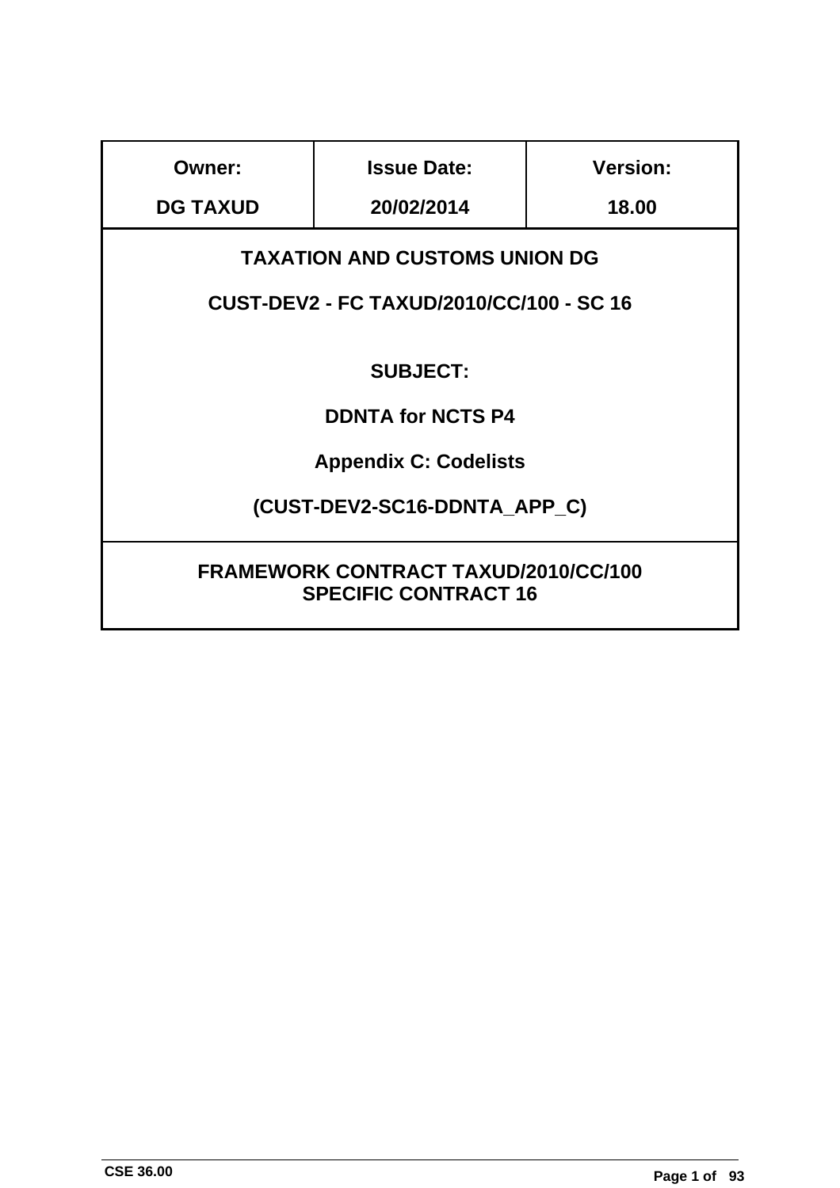| Owner: | Issue Date: | Version: |
|---|---|---|
| DG TAXUD | 20/02/2014 | 18.00 |

**TAXATION AND CUSTOMS UNION DG**

**CUST-DEV2 - FC TAXUD/2010/CC/100 - SC 16**

**SUBJECT:**

**DDNTA for NCTS P4**

**Appendix C: Codelists**

**(CUST-DEV2-SC16-DDNTA_APP_C)**

**FRAMEWORK CONTRACT TAXUD/2010/CC/100**
**SPECIFIC CONTRACT 16**

CSE 36.00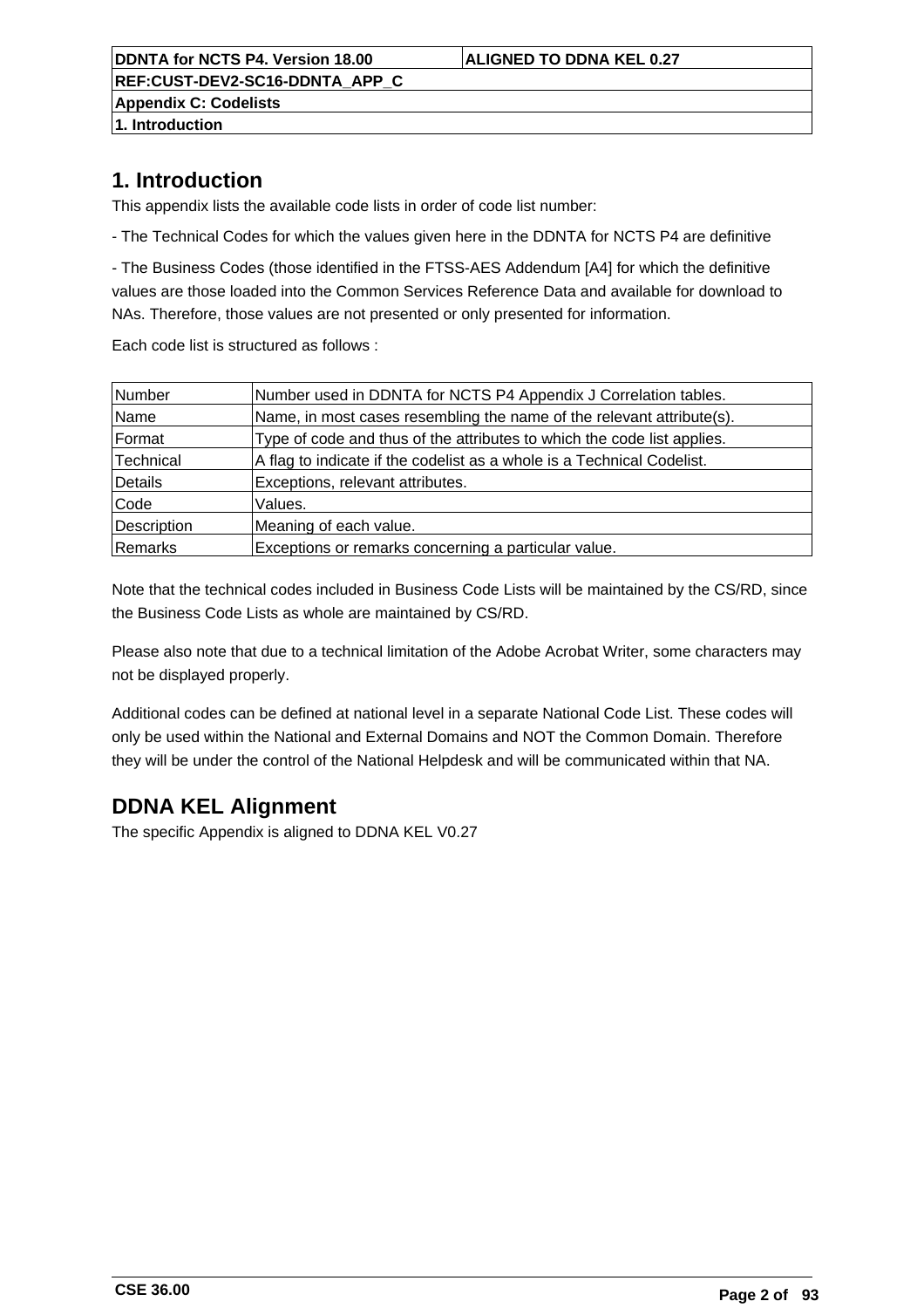# 1. Introduction

This appendix lists the available code lists in order of code list number:

- The Technical Codes for which the values given here in the DDNTA for NCTS P4 are definitive

- The Business Codes (those identified in the FTSS-AES Addendum [A4] for which the definitive values are those loaded into the Common Services Reference Data and available for download to NAs. Therefore, those values are not presented or only presented for information.

Each code list is structured as follows :

| | |
|---|---|
| Number | Number used in DDNTA for NCTS P4 Appendix J Correlation tables. |
| Name | Name, in most cases resembling the name of the relevant attribute(s). |
| Format | Type of code and thus of the attributes to which the code list applies. |
| Technical | A flag to indicate if the codelist as a whole is a Technical Codelist. |
| Details | Exceptions, relevant attributes. |
| Code | Values. |
| Description | Meaning of each value. |
| Remarks | Exceptions or remarks concerning a particular value. |

Note that the technical codes included in Business Code Lists will be maintained by the CS/RD, since the Business Code Lists as whole are maintained by CS/RD.

Please also note that due to a technical limitation of the Adobe Acrobat Writer, some characters may not be displayed properly.

Additional codes can be defined at national level in a separate National Code List. These codes will only be used within the National and External Domains and NOT the Common Domain. Therefore they will be under the control of the National Helpdesk and will be communicated within that NA.

# DDNA KEL Alignment

The specific Appendix is aligned to DDNA KEL V0.27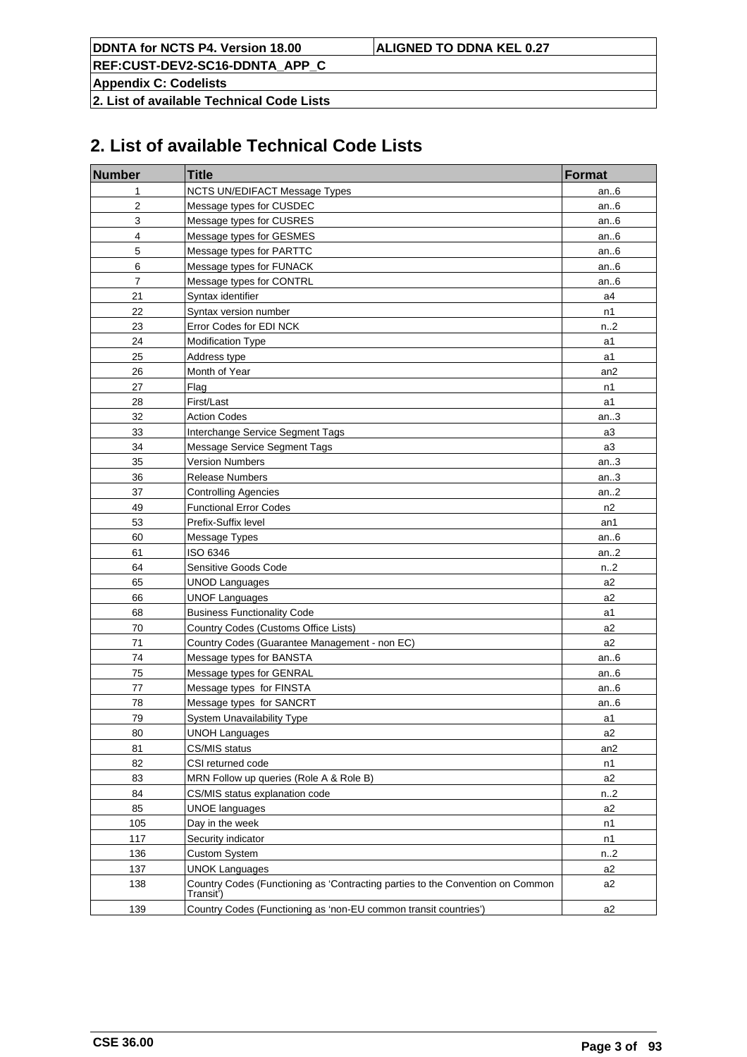# 2. List of available Technical Code Lists

| Number | Title | Format |
|---|---|---|
| 1 | NCTS UN/EDIFACT Message Types | an..6 |
| 2 | Message types for CUSDEC | an..6 |
| 3 | Message types for CUSRES | an..6 |
| 4 | Message types for GESMES | an..6 |
| 5 | Message types for PARTTC | an..6 |
| 6 | Message types for FUNACK | an..6 |
| 7 | Message types for CONTRL | an..6 |
| 21 | Syntax identifier | a4 |
| 22 | Syntax version number | n1 |
| 23 | Error Codes for EDI NCK | n..2 |
| 24 | Modification Type | a1 |
| 25 | Address type | a1 |
| 26 | Month of Year | an2 |
| 27 | Flag | n1 |
| 28 | First/Last | a1 |
| 32 | Action Codes | an..3 |
| 33 | Interchange Service Segment Tags | a3 |
| 34 | Message Service Segment Tags | a3 |
| 35 | Version Numbers | an..3 |
| 36 | Release Numbers | an..3 |
| 37 | Controlling Agencies | an..2 |
| 49 | Functional Error Codes | n2 |
| 53 | Prefix-Suffix level | an1 |
| 60 | Message Types | an..6 |
| 61 | ISO 6346 | an..2 |
| 64 | Sensitive Goods Code | n..2 |
| 65 | UNOD Languages | a2 |
| 66 | UNOF Languages | a2 |
| 68 | Business Functionality Code | a1 |
| 70 | Country Codes (Customs Office Lists) | a2 |
| 71 | Country Codes (Guarantee Management - non EC) | a2 |
| 74 | Message types for BANSTA | an..6 |
| 75 | Message types for GENRAL | an..6 |
| 77 | Message types for FINSTA | an..6 |
| 78 | Message types for SANCRT | an..6 |
| 79 | System Unavailability Type | a1 |
| 80 | UNOH Languages | a2 |
| 81 | CS/MIS status | an2 |
| 82 | CSI returned code | n1 |
| 83 | MRN Follow up queries (Role A & Role B) | a2 |
| 84 | CS/MIS status explanation code | n..2 |
| 85 | UNOE languages | a2 |
| 105 | Day in the week | n1 |
| 117 | Security indicator | n1 |
| 136 | Custom System | n..2 |
| 137 | UNOK Languages | a2 |
| 138 | Country Codes (Functioning as ‘Contracting parties to the Convention on Common Transit’) | a2 |
| 139 | Country Codes (Functioning as ‘non-EU common transit countries’) | a2 |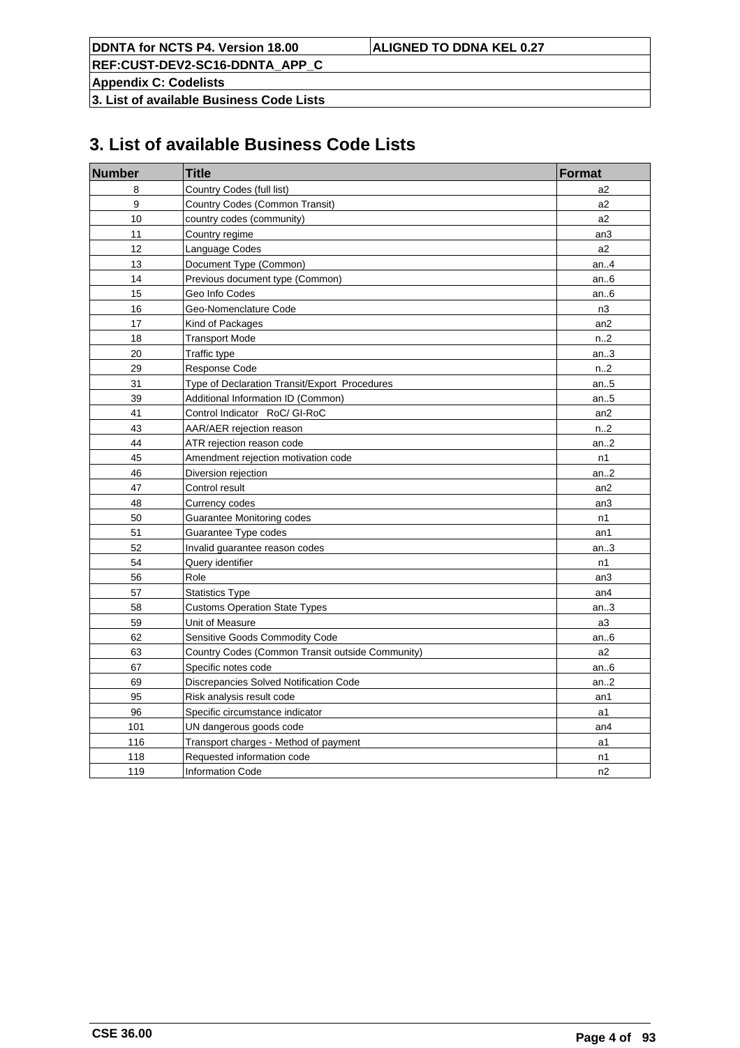# 3. List of available Business Code Lists

| Number | Title | Format |
|---|---|---|
| 8 | Country Codes (full list) | a2 |
| 9 | Country Codes (Common Transit) | a2 |
| 10 | country codes (community) | a2 |
| 11 | Country regime | an3 |
| 12 | Language Codes | a2 |
| 13 | Document Type (Common) | an..4 |
| 14 | Previous document type (Common) | an..6 |
| 15 | Geo Info Codes | an..6 |
| 16 | Geo-Nomenclature Code | n3 |
| 17 | Kind of Packages | an2 |
| 18 | Transport Mode | n..2 |
| 20 | Traffic type | an..3 |
| 29 | Response Code | n..2 |
| 31 | Type of Declaration Transit/Export Procedures | an..5 |
| 39 | Additional Information ID (Common) | an..5 |
| 41 | Control Indicator RoC/ GI-RoC | an2 |
| 43 | AAR/AER rejection reason | n..2 |
| 44 | ATR rejection reason code | an..2 |
| 45 | Amendment rejection motivation code | n1 |
| 46 | Diversion rejection | an..2 |
| 47 | Control result | an2 |
| 48 | Currency codes | an3 |
| 50 | Guarantee Monitoring codes | n1 |
| 51 | Guarantee Type codes | an1 |
| 52 | Invalid guarantee reason codes | an..3 |
| 54 | Query identifier | n1 |
| 56 | Role | an3 |
| 57 | Statistics Type | an4 |
| 58 | Customs Operation State Types | an..3 |
| 59 | Unit of Measure | a3 |
| 62 | Sensitive Goods Commodity Code | an..6 |
| 63 | Country Codes (Common Transit outside Community) | a2 |
| 67 | Specific notes code | an..6 |
| 69 | Discrepancies Solved Notification Code | an..2 |
| 95 | Risk analysis result code | an1 |
| 96 | Specific circumstance indicator | a1 |
| 101 | UN dangerous goods code | an4 |
| 116 | Transport charges - Method of payment | a1 |
| 118 | Requested information code | n1 |
| 119 | Information Code | n2 |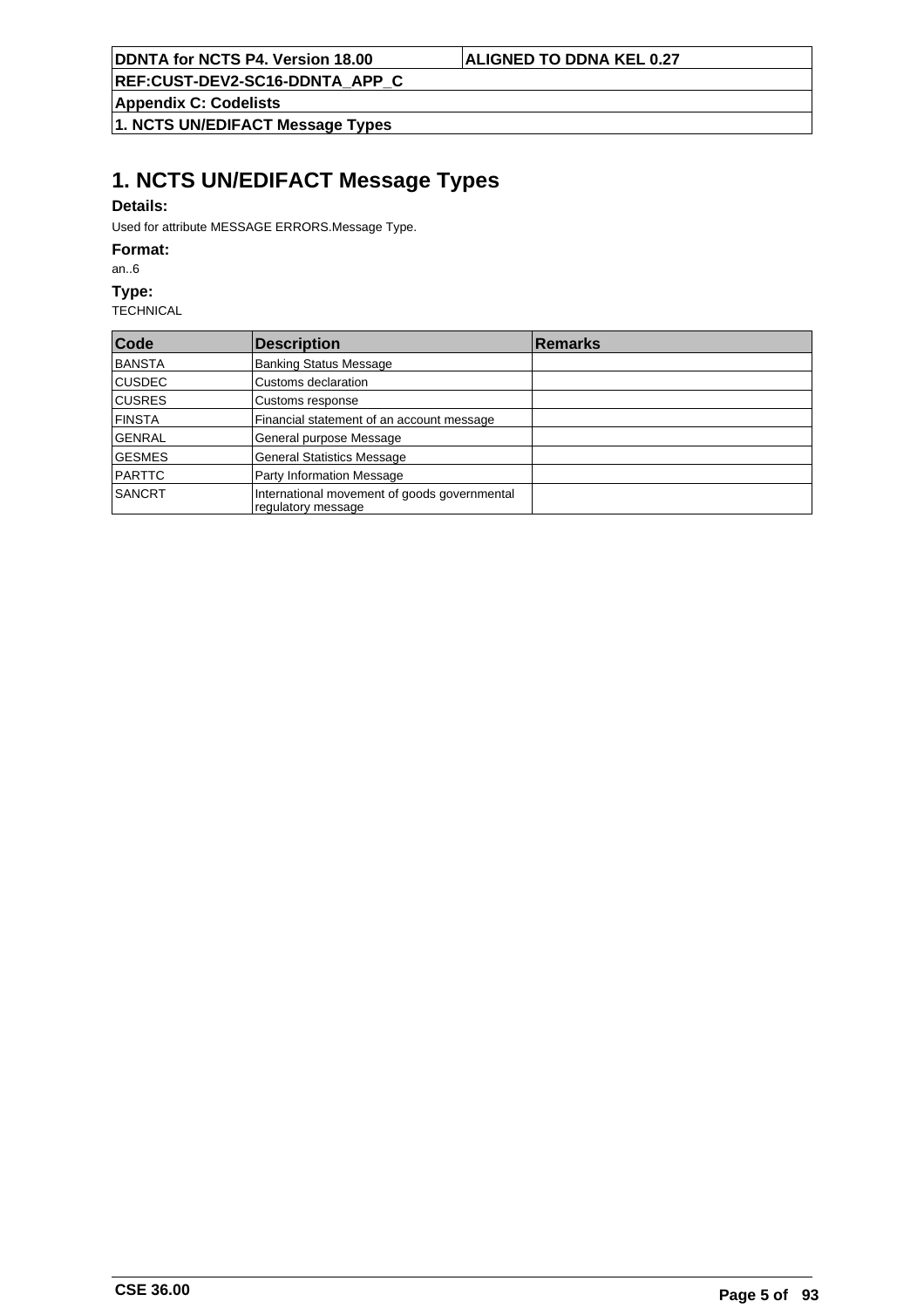# 1. NCTS UN/EDIFACT Message Types

**Details:**

Used for attribute MESSAGE ERRORS.Message Type.

**Format:**

an..6

**Type:**

TECHNICAL

| Code | Description | Remarks |
| --- | --- | --- |
| BANSTA | Banking Status Message | |
| CUSDEC | Customs declaration | |
| CUSRES | Customs response | |
| FINSTA | Financial statement of an account message | |
| GENRAL | General purpose Message | |
| GESMES | General Statistics Message | |
| PARTTC | Party Information Message | |
| SANCRT | International movement of goods governmental regulatory message | |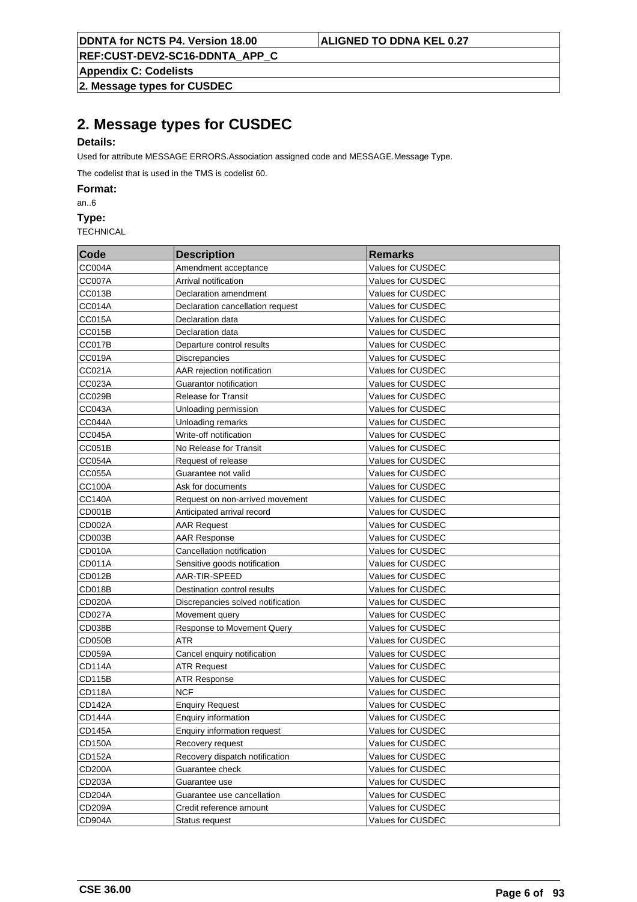# 2. Message types for CUSDEC

**Details:**

Used for attribute MESSAGE ERRORS.Association assigned code and MESSAGE.Message Type.

The codelist that is used in the TMS is codelist 60.

**Format:**

an..6

**Type:**

TECHNICAL

| Code | Description | Remarks |
|---|---|---|
| CC004A | Amendment acceptance | Values for CUSDEC |
| CC007A | Arrival notification | Values for CUSDEC |
| CC013B | Declaration amendment | Values for CUSDEC |
| CC014A | Declaration cancellation request | Values for CUSDEC |
| CC015A | Declaration data | Values for CUSDEC |
| CC015B | Declaration data | Values for CUSDEC |
| CC017B | Departure control results | Values for CUSDEC |
| CC019A | Discrepancies | Values for CUSDEC |
| CC021A | AAR rejection notification | Values for CUSDEC |
| CC023A | Guarantor notification | Values for CUSDEC |
| CC029B | Release for Transit | Values for CUSDEC |
| CC043A | Unloading permission | Values for CUSDEC |
| CC044A | Unloading remarks | Values for CUSDEC |
| CC045A | Write-off notification | Values for CUSDEC |
| CC051B | No Release for Transit | Values for CUSDEC |
| CC054A | Request of release | Values for CUSDEC |
| CC055A | Guarantee not valid | Values for CUSDEC |
| CC100A | Ask for documents | Values for CUSDEC |
| CC140A | Request on non-arrived movement | Values for CUSDEC |
| CD001B | Anticipated arrival record | Values for CUSDEC |
| CD002A | AAR Request | Values for CUSDEC |
| CD003B | AAR Response | Values for CUSDEC |
| CD010A | Cancellation notification | Values for CUSDEC |
| CD011A | Sensitive goods notification | Values for CUSDEC |
| CD012B | AAR-TIR-SPEED | Values for CUSDEC |
| CD018B | Destination control results | Values for CUSDEC |
| CD020A | Discrepancies solved notification | Values for CUSDEC |
| CD027A | Movement query | Values for CUSDEC |
| CD038B | Response to Movement Query | Values for CUSDEC |
| CD050B | ATR | Values for CUSDEC |
| CD059A | Cancel enquiry notification | Values for CUSDEC |
| CD114A | ATR Request | Values for CUSDEC |
| CD115B | ATR Response | Values for CUSDEC |
| CD118A | NCF | Values for CUSDEC |
| CD142A | Enquiry Request | Values for CUSDEC |
| CD144A | Enquiry information | Values for CUSDEC |
| CD145A | Enquiry information request | Values for CUSDEC |
| CD150A | Recovery request | Values for CUSDEC |
| CD152A | Recovery dispatch notification | Values for CUSDEC |
| CD200A | Guarantee check | Values for CUSDEC |
| CD203A | Guarantee use | Values for CUSDEC |
| CD204A | Guarantee use cancellation | Values for CUSDEC |
| CD209A | Credit reference amount | Values for CUSDEC |
| CD904A | Status request | Values for CUSDEC |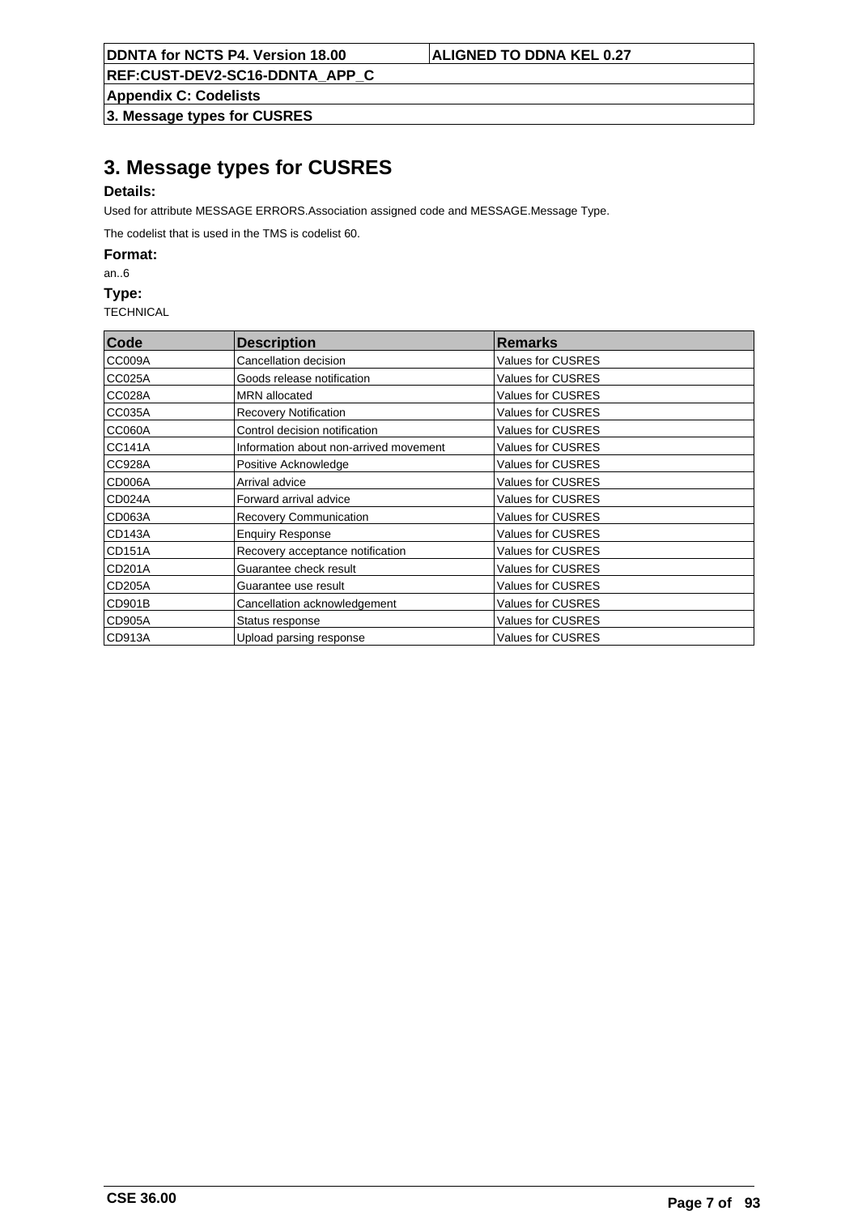# 3. Message types for CUSRES

**Details:**

Used for attribute MESSAGE ERRORS.Association assigned code and MESSAGE.Message Type.

The codelist that is used in the TMS is codelist 60.

**Format:**

an..6

**Type:**

TECHNICAL

| Code | Description | Remarks |
|---|---|---|
| CC009A | Cancellation decision | Values for CUSRES |
| CC025A | Goods release notification | Values for CUSRES |
| CC028A | MRN allocated | Values for CUSRES |
| CC035A | Recovery Notification | Values for CUSRES |
| CC060A | Control decision notification | Values for CUSRES |
| CC141A | Information about non-arrived movement | Values for CUSRES |
| CC928A | Positive Acknowledge | Values for CUSRES |
| CD006A | Arrival advice | Values for CUSRES |
| CD024A | Forward arrival advice | Values for CUSRES |
| CD063A | Recovery Communication | Values for CUSRES |
| CD143A | Enquiry Response | Values for CUSRES |
| CD151A | Recovery acceptance notification | Values for CUSRES |
| CD201A | Guarantee check result | Values for CUSRES |
| CD205A | Guarantee use result | Values for CUSRES |
| CD901B | Cancellation acknowledgement | Values for CUSRES |
| CD905A | Status response | Values for CUSRES |
| CD913A | Upload parsing response | Values for CUSRES |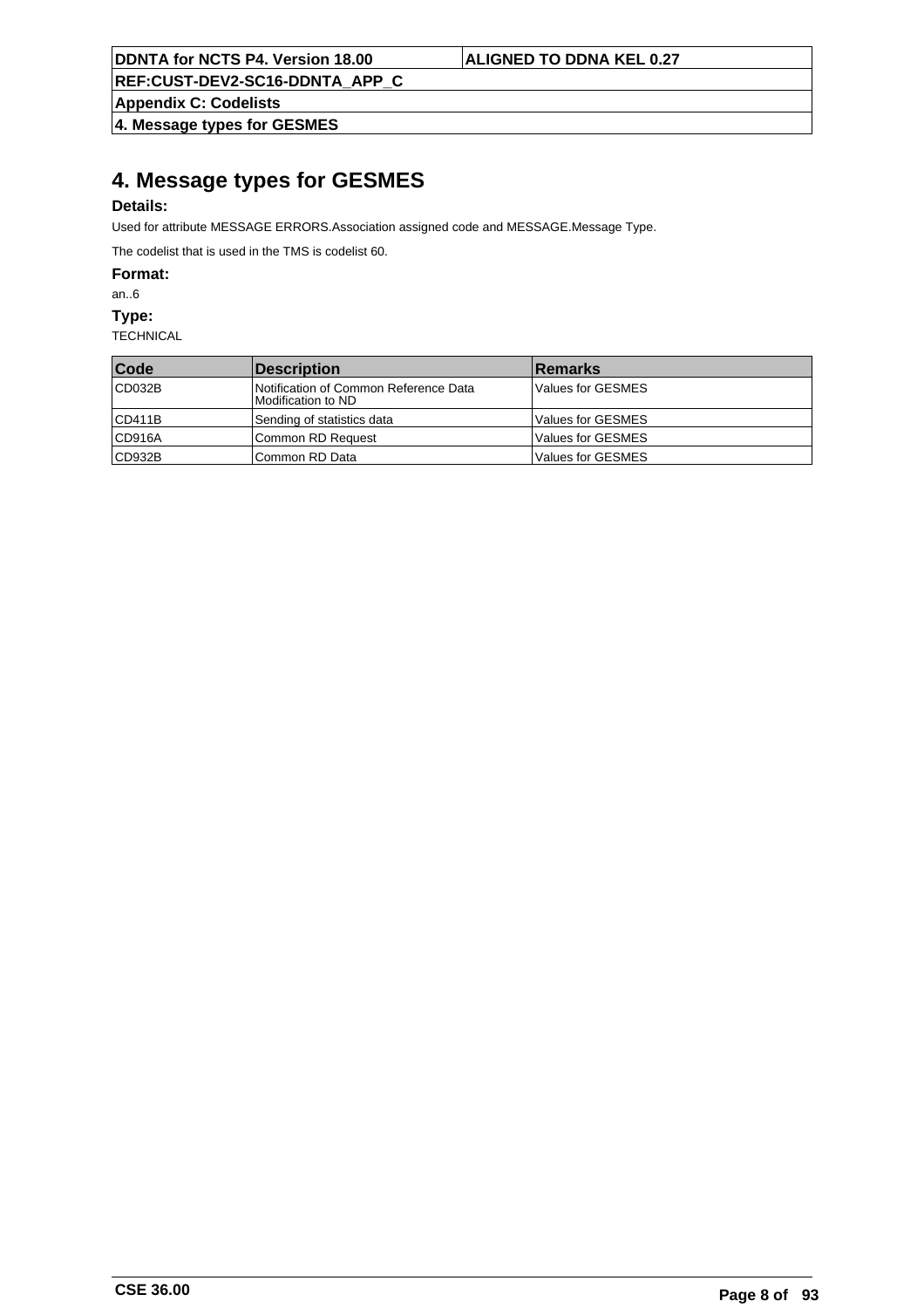# 4. Message types for GESMES

**Details:**

Used for attribute MESSAGE ERRORS.Association assigned code and MESSAGE.Message Type.

The codelist that is used in the TMS is codelist 60.

**Format:**

an..6

**Type:**

TECHNICAL

| Code | Description | Remarks |
|---|---|---|
| CD032B | Notification of Common Reference Data Modification to ND | Values for GESMES |
| CD411B | Sending of statistics data | Values for GESMES |
| CD916A | Common RD Request | Values for GESMES |
| CD932B | Common RD Data | Values for GESMES |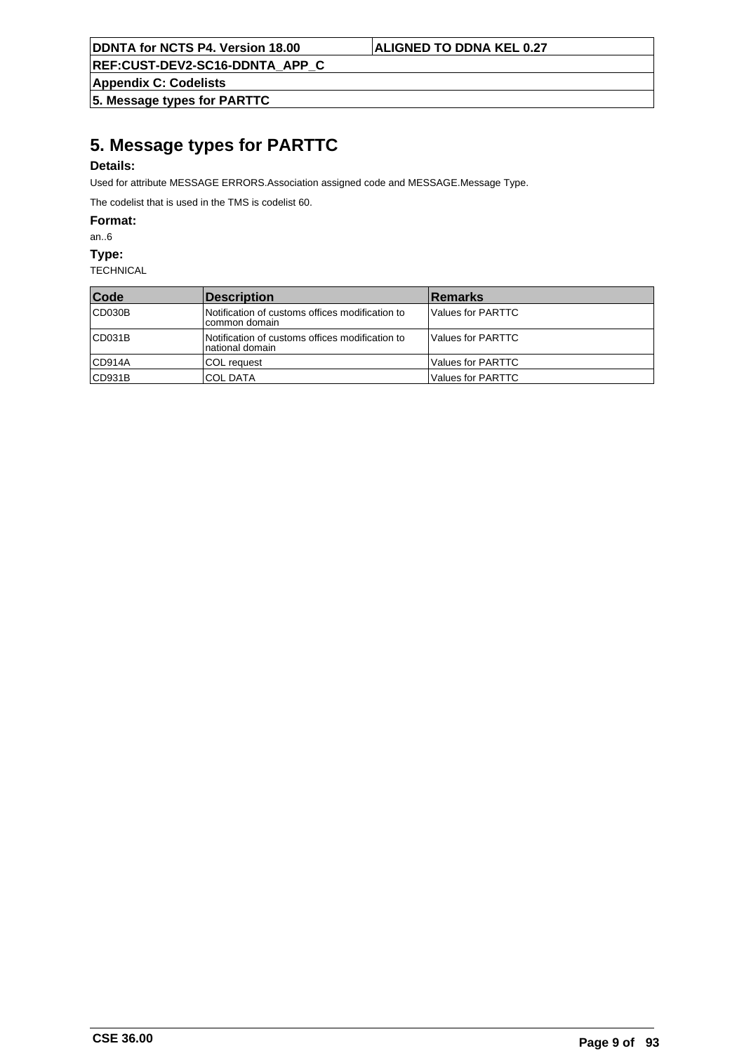# 5. Message types for PARTTC

**Details:**

Used for attribute MESSAGE ERRORS.Association assigned code and MESSAGE.Message Type.

The codelist that is used in the TMS is codelist 60.

**Format:**

an..6

**Type:**

TECHNICAL

| Code | Description | Remarks |
|---|---|---|
| CD030B | Notification of customs offices modification to common domain | Values for PARTTC |
| CD031B | Notification of customs offices modification to national domain | Values for PARTTC |
| CD914A | COL request | Values for PARTTC |
| CD931B | COL DATA | Values for PARTTC |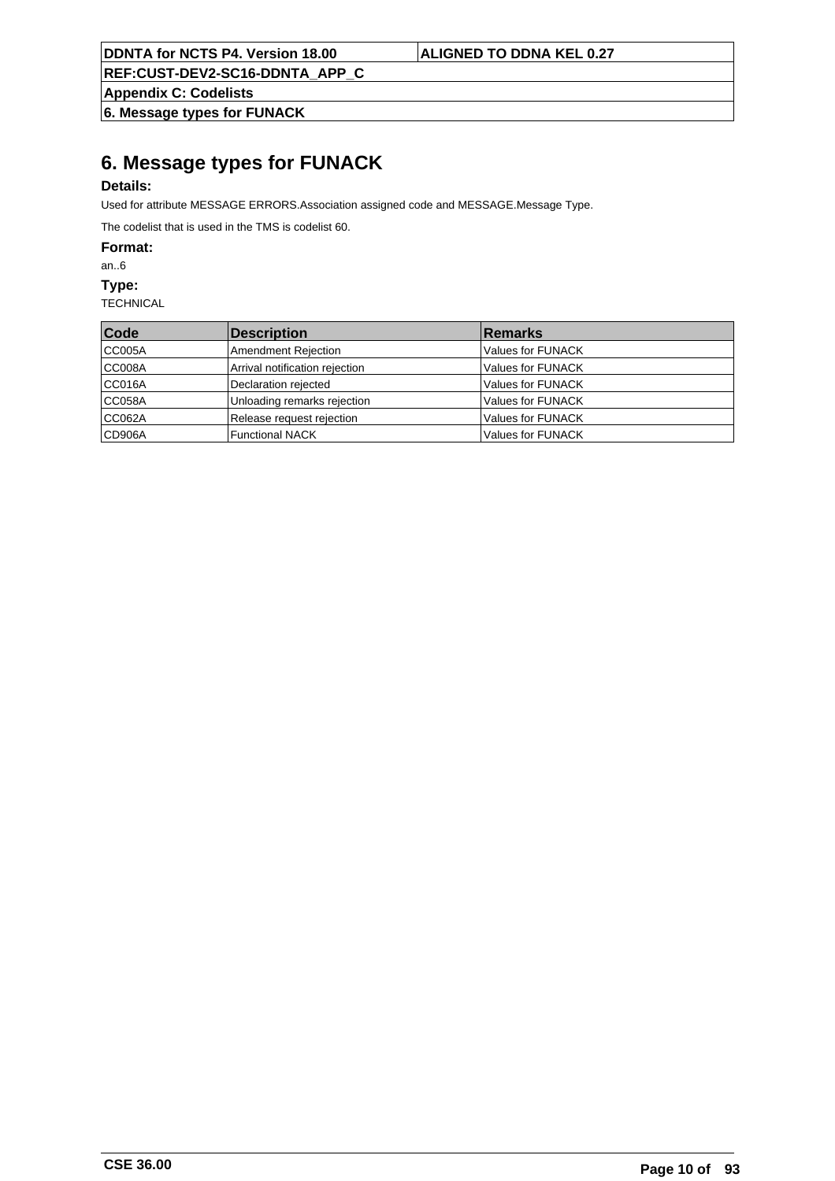# 6. Message types for FUNACK

**Details:**

Used for attribute MESSAGE ERRORS.Association assigned code and MESSAGE.Message Type.

The codelist that is used in the TMS is codelist 60.

**Format:**

an..6

**Type:**

TECHNICAL

| Code | Description | Remarks |
|---|---|---|
| CC005A | Amendment Rejection | Values for FUNACK |
| CC008A | Arrival notification rejection | Values for FUNACK |
| CC016A | Declaration rejected | Values for FUNACK |
| CC058A | Unloading remarks rejection | Values for FUNACK |
| CC062A | Release request rejection | Values for FUNACK |
| CD906A | Functional NACK | Values for FUNACK |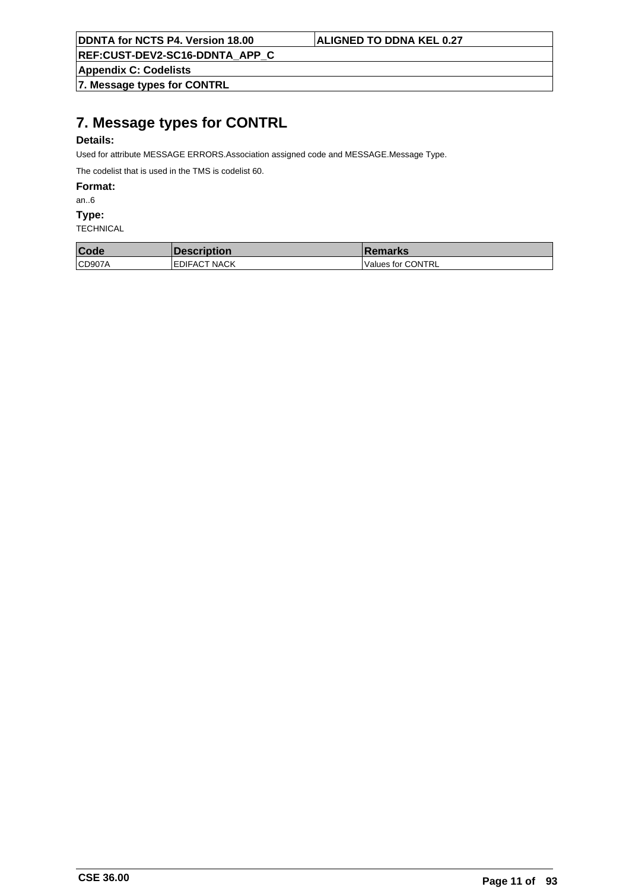# 7. Message types for CONTRL

**Details:**

Used for attribute MESSAGE ERRORS.Association assigned code and MESSAGE.Message Type.

The codelist that is used in the TMS is codelist 60.

**Format:**

an..6

**Type:**

TECHNICAL

| Code | Description | Remarks |
|---|---|---|
| CD907A | EDIFACT NACK | Values for CONTRL |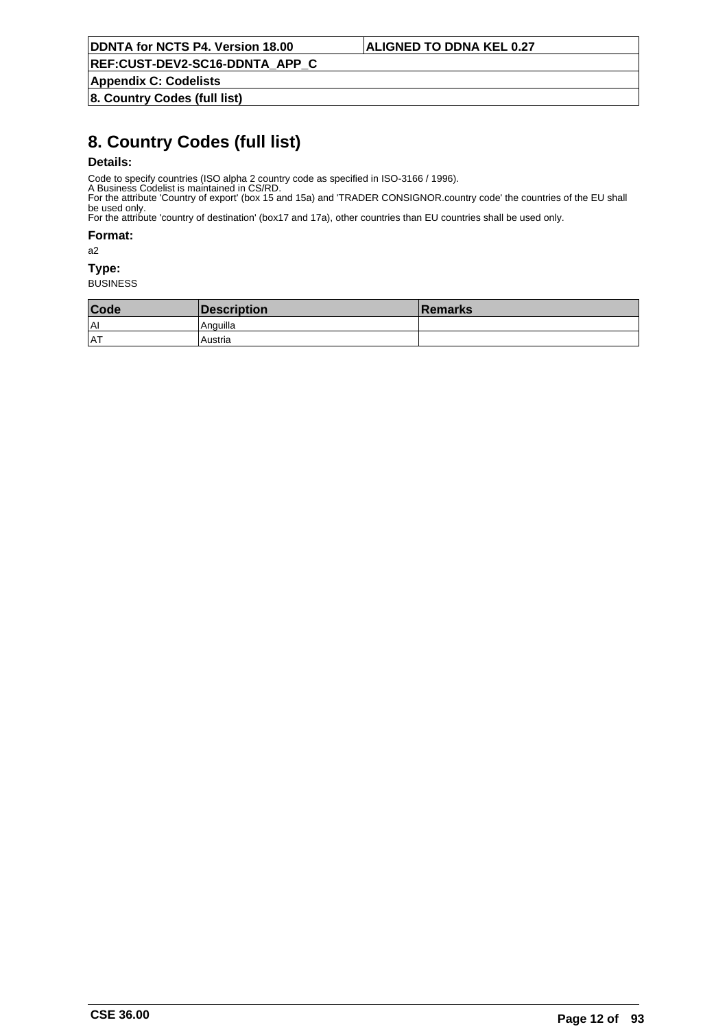# 8. Country Codes (full list)

### Details:

Code to specify countries (ISO alpha 2 country code as specified in ISO-3166 / 1996).
A Business Codelist is maintained in CS/RD.
For the attribute 'Country of export' (box 15 and 15a) and 'TRADER CONSIGNOR.country code' the countries of the EU shall be used only.
For the attribute 'country of destination' (box17 and 17a), other countries than EU countries shall be used only.

### Format:

a2

### Type:

BUSINESS

| Code | Description | Remarks |
|---|---|---|
| AI | Anguilla | |
| AT | Austria | |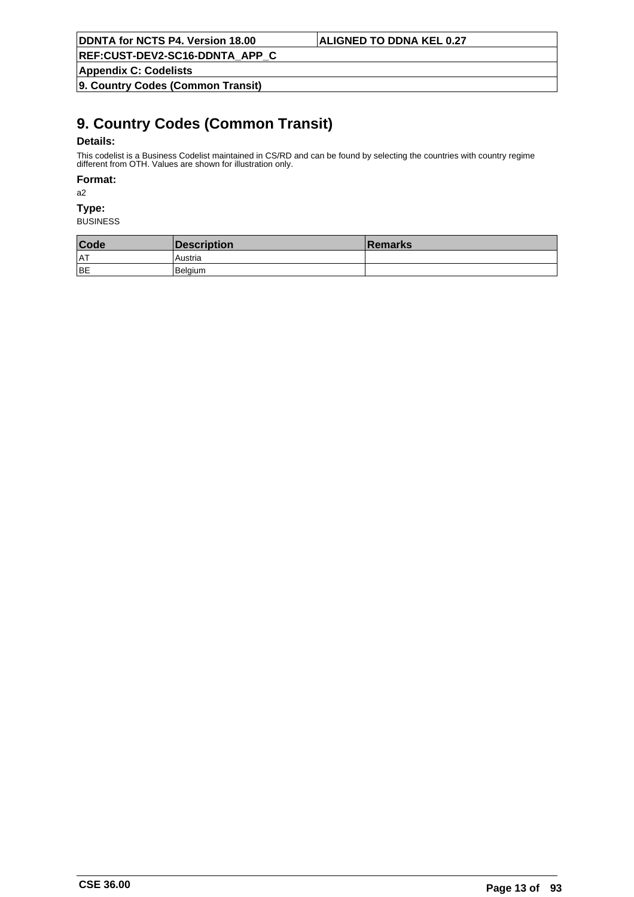# 9. Country Codes (Common Transit)

**Details:**

This codelist is a Business Codelist maintained in CS/RD and can be found by selecting the countries with country regime different from OTH. Values are shown for illustration only.

**Format:**

a2

**Type:**

BUSINESS

| Code | Description | Remarks |
|---|---|---|
| AT | Austria | |
| BE | Belgium | |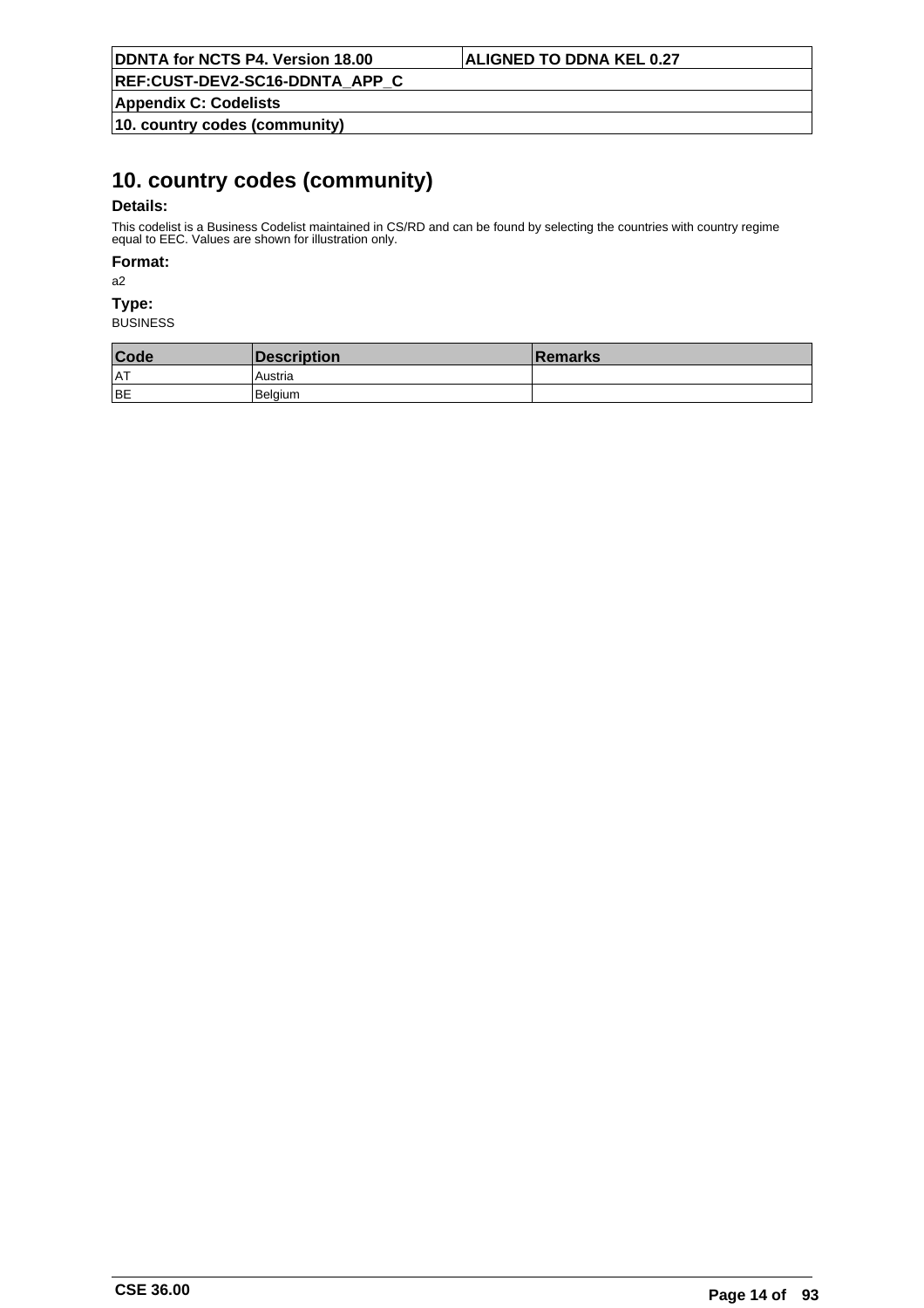# 10. country codes (community)

**Details:**

This codelist is a Business Codelist maintained in CS/RD and can be found by selecting the countries with country regime equal to EEC. Values are shown for illustration only.

**Format:**

a2

**Type:**

BUSINESS

| Code | Description | Remarks |
|---|---|---|
| AT | Austria | |
| BE | Belgium | |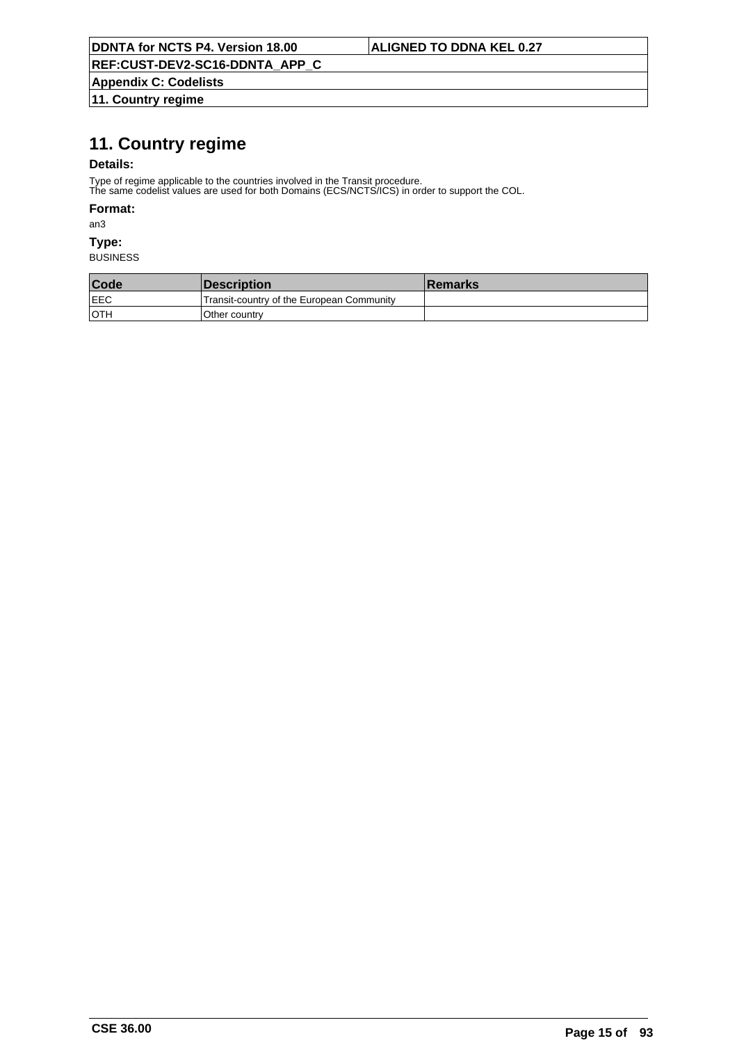# 11. Country regime

**Details:**

Type of regime applicable to the countries involved in the Transit procedure.
The same codelist values are used for both Domains (ECS/NCTS/ICS) in order to support the COL.

**Format:**

an3

**Type:**

BUSINESS

| Code | Description | Remarks |
|---|---|---|
| EEC | Transit-country of the European Community | |
| OTH | Other country | |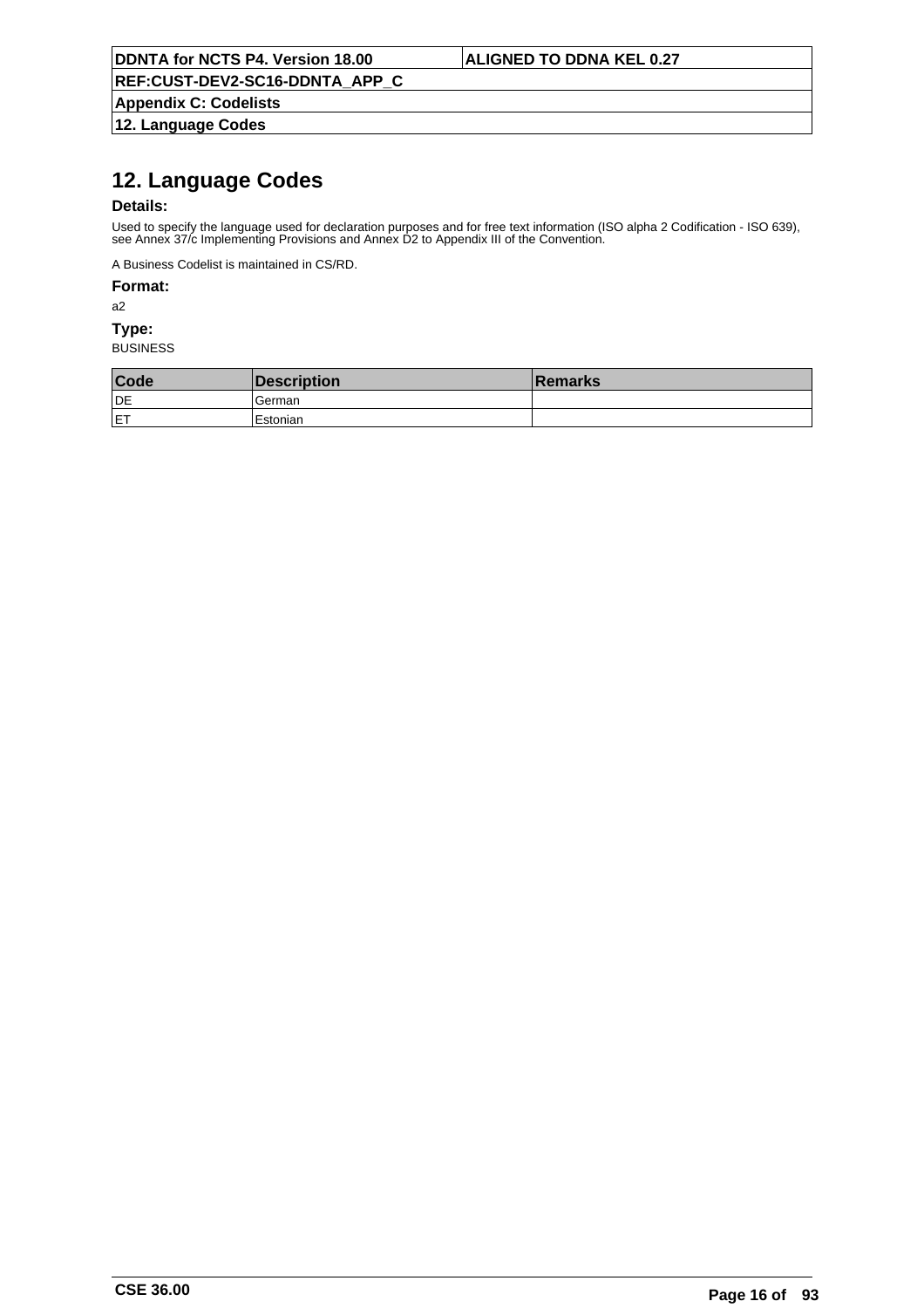# 12. Language Codes

**Details:**

Used to specify the language used for declaration purposes and for free text information (ISO alpha 2 Codification - ISO 639), see Annex 37/c Implementing Provisions and Annex D2 to Appendix III of the Convention.

A Business Codelist is maintained in CS/RD.

**Format:**

a2

**Type:**

BUSINESS

| Code | Description | Remarks |
|---|---|---|
| DE | German | |
| ET | Estonian | |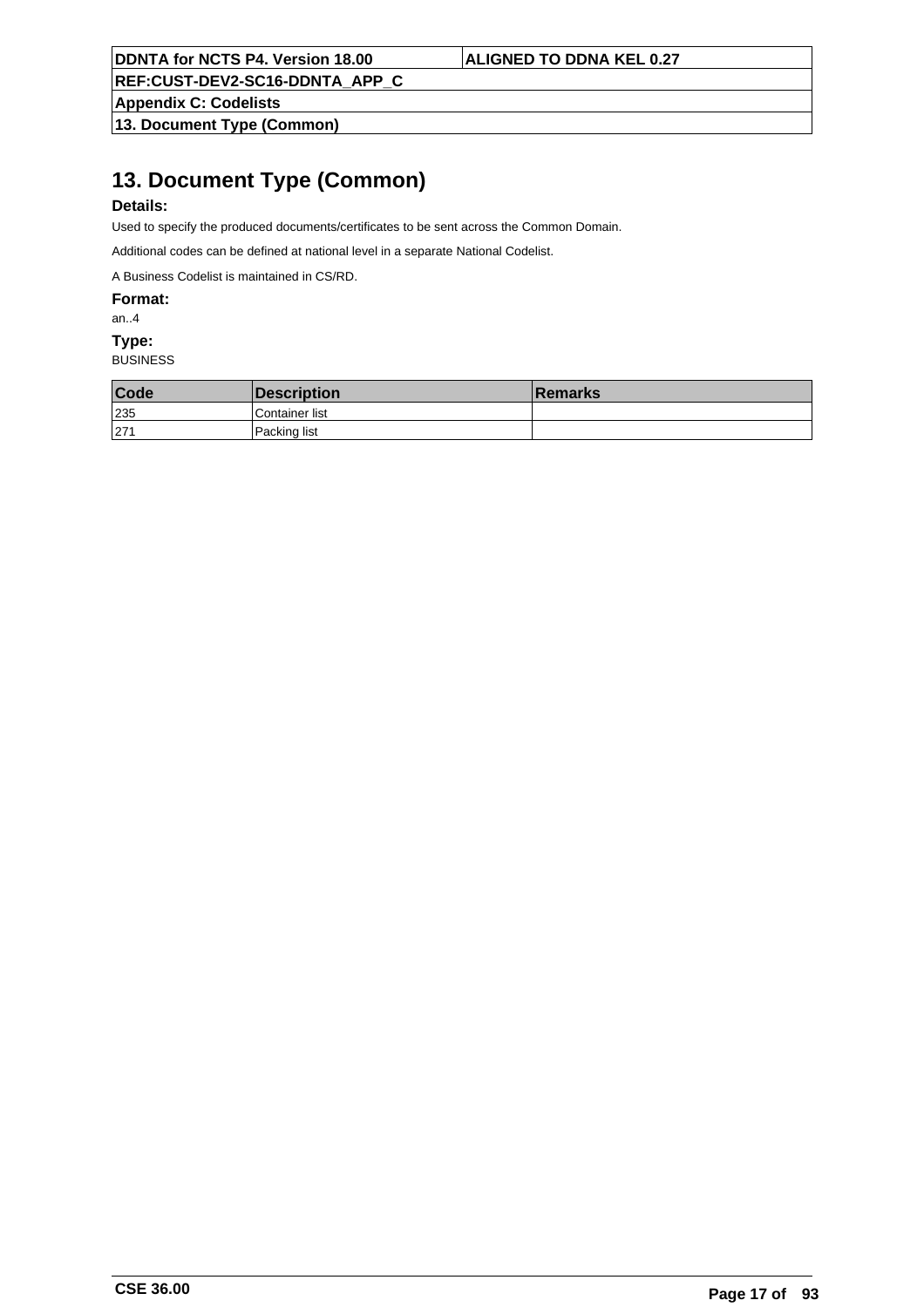# 13. Document Type (Common)

**Details:**

Used to specify the produced documents/certificates to be sent across the Common Domain.

Additional codes can be defined at national level in a separate National Codelist.

A Business Codelist is maintained in CS/RD.

**Format:**

an..4

**Type:**

BUSINESS

| Code | Description | Remarks |
|---|---|---|
| 235 | Container list | |
| 271 | Packing list | |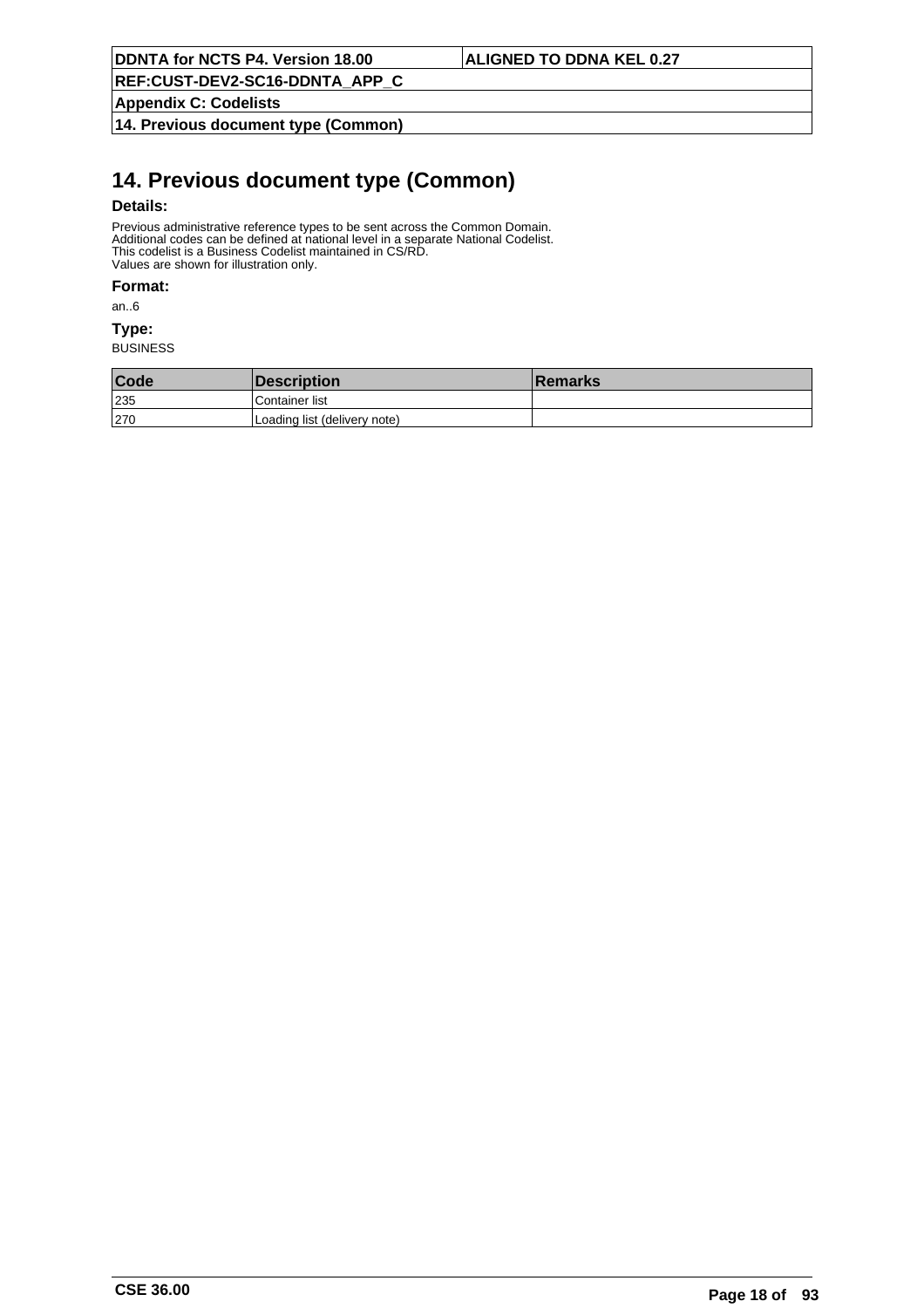# 14. Previous document type (Common)

**Details:**

Previous administrative reference types to be sent across the Common Domain.
Additional codes can be defined at national level in a separate National Codelist.
This codelist is a Business Codelist maintained in CS/RD.
Values are shown for illustration only.

**Format:**

an..6

**Type:**

BUSINESS

| Code | Description | Remarks |
|---|---|---|
| 235 | Container list | |
| 270 | Loading list (delivery note) | |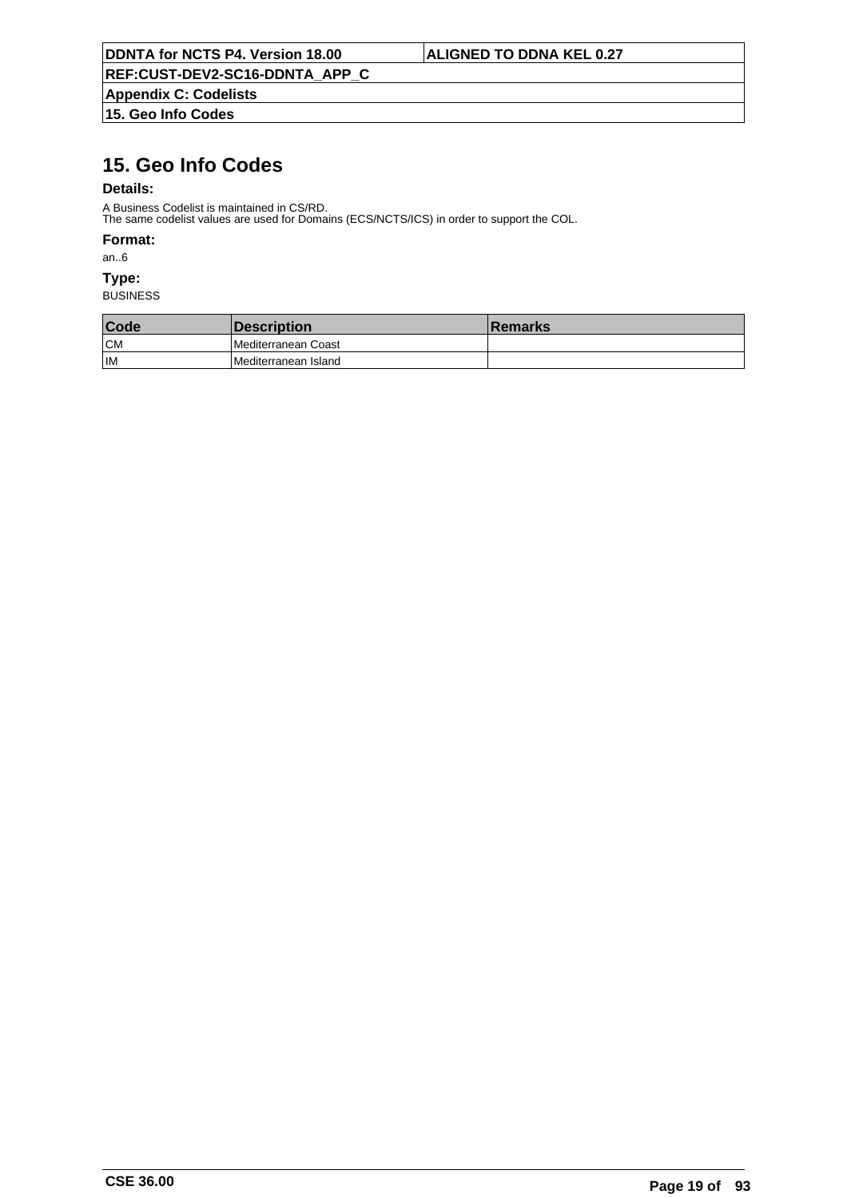# 15. Geo Info Codes

**Details:**

A Business Codelist is maintained in CS/RD.
The same codelist values are used for Domains (ECS/NCTS/ICS) in order to support the COL.

**Format:**

an..6

**Type:**

BUSINESS

| Code | Description | Remarks |
|---|---|---|
| CM | Mediterranean Coast | |
| IM | Mediterranean Island | |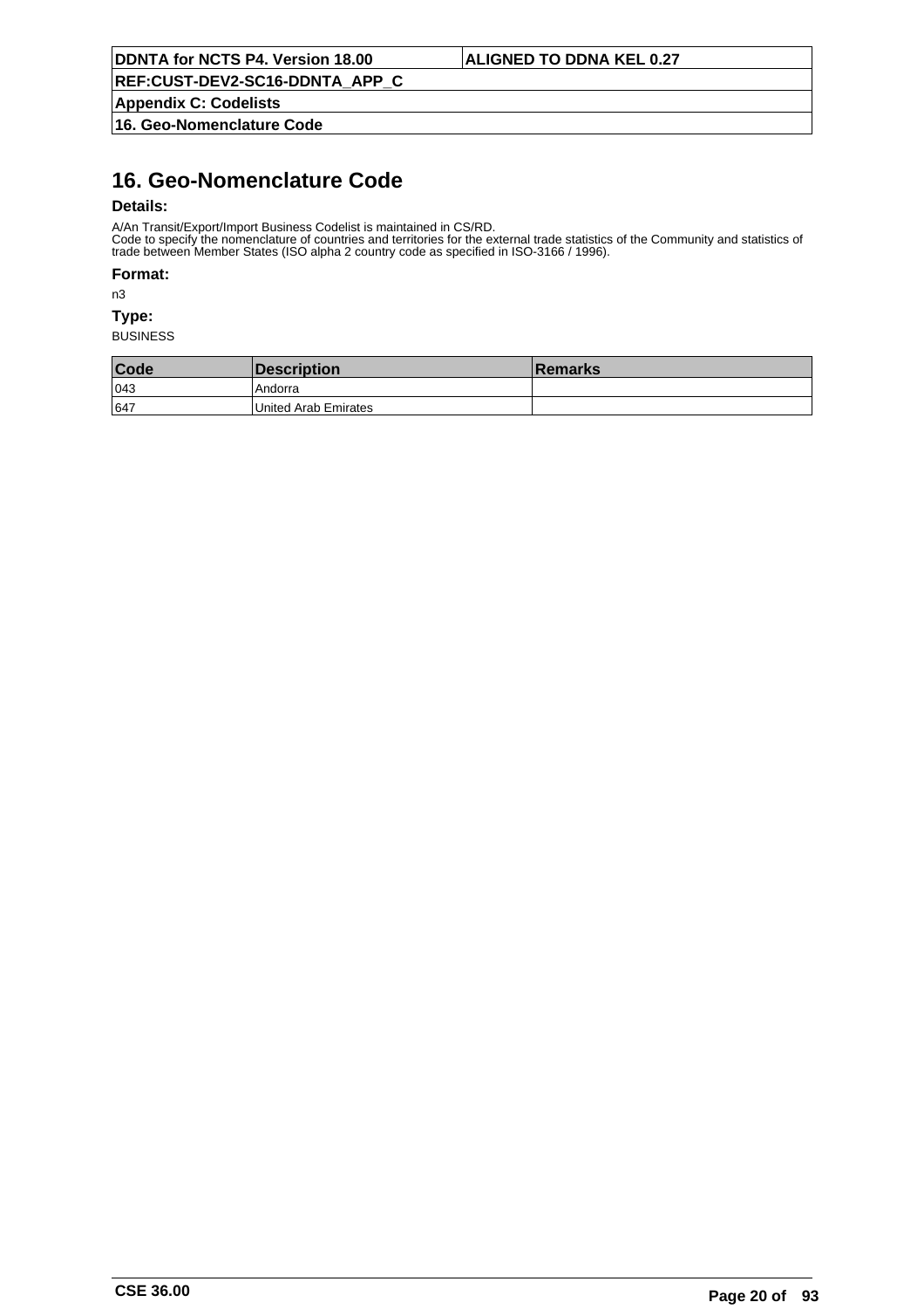# 16. Geo-Nomenclature Code

**Details:**

A/An Transit/Export/Import Business Codelist is maintained in CS/RD.
Code to specify the nomenclature of countries and territories for the external trade statistics of the Community and statistics of trade between Member States (ISO alpha 2 country code as specified in ISO-3166 / 1996).

**Format:**

n3

**Type:**

BUSINESS

| Code | Description | Remarks |
| --- | --- | --- |
| 043 | Andorra | |
| 647 | United Arab Emirates | |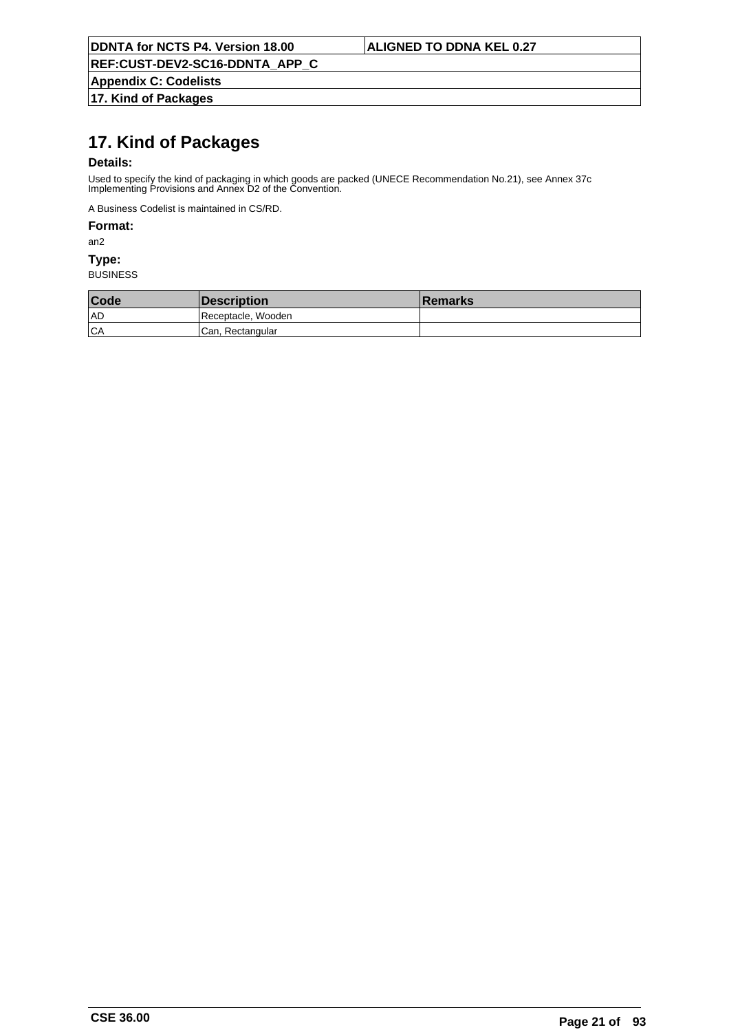# 17. Kind of Packages

**Details:**

Used to specify the kind of packaging in which goods are packed (UNECE Recommendation No.21), see Annex 37c Implementing Provisions and Annex D2 of the Convention.

A Business Codelist is maintained in CS/RD.

**Format:**

an2

**Type:**

BUSINESS

| Code | Description | Remarks |
|---|---|---|
| AD | Receptacle, Wooden | |
| CA | Can, Rectangular | |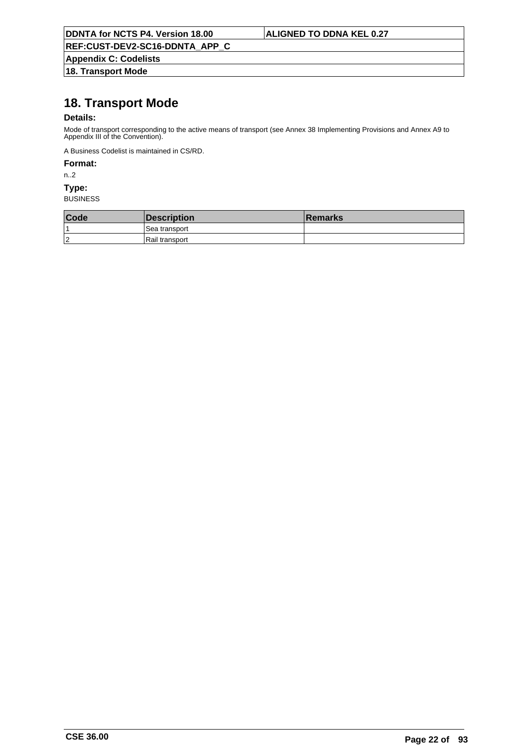# 18. Transport Mode

**Details:**

Mode of transport corresponding to the active means of transport (see Annex 38 Implementing Provisions and Annex A9 to Appendix III of the Convention).

A Business Codelist is maintained in CS/RD.

**Format:**

n..2

**Type:**

BUSINESS

| Code | Description | Remarks |
|---|---|---|
| 1 | Sea transport | |
| 2 | Rail transport | |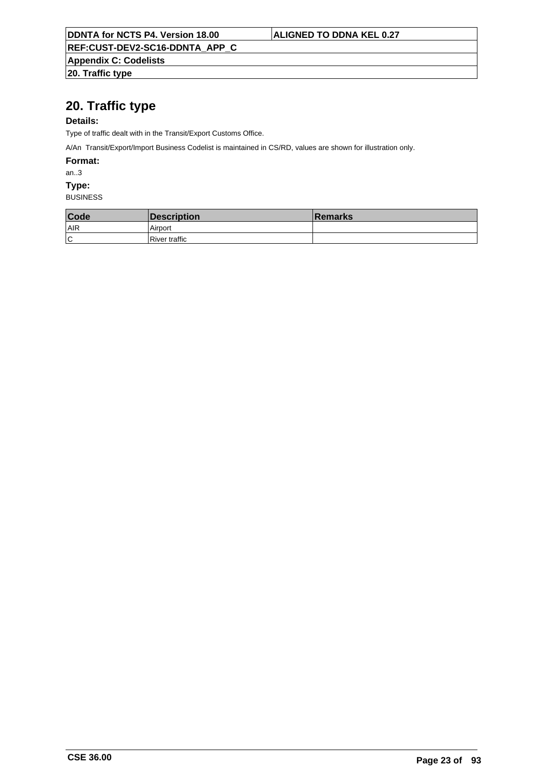# 20. Traffic type

**Details:**

Type of traffic dealt with in the Transit/Export Customs Office.

A/An Transit/Export/Import Business Codelist is maintained in CS/RD, values are shown for illustration only.

**Format:**

an..3

**Type:**

BUSINESS

| Code | Description | Remarks |
|---|---|---|
| AIR | Airport | |
| C | River traffic | |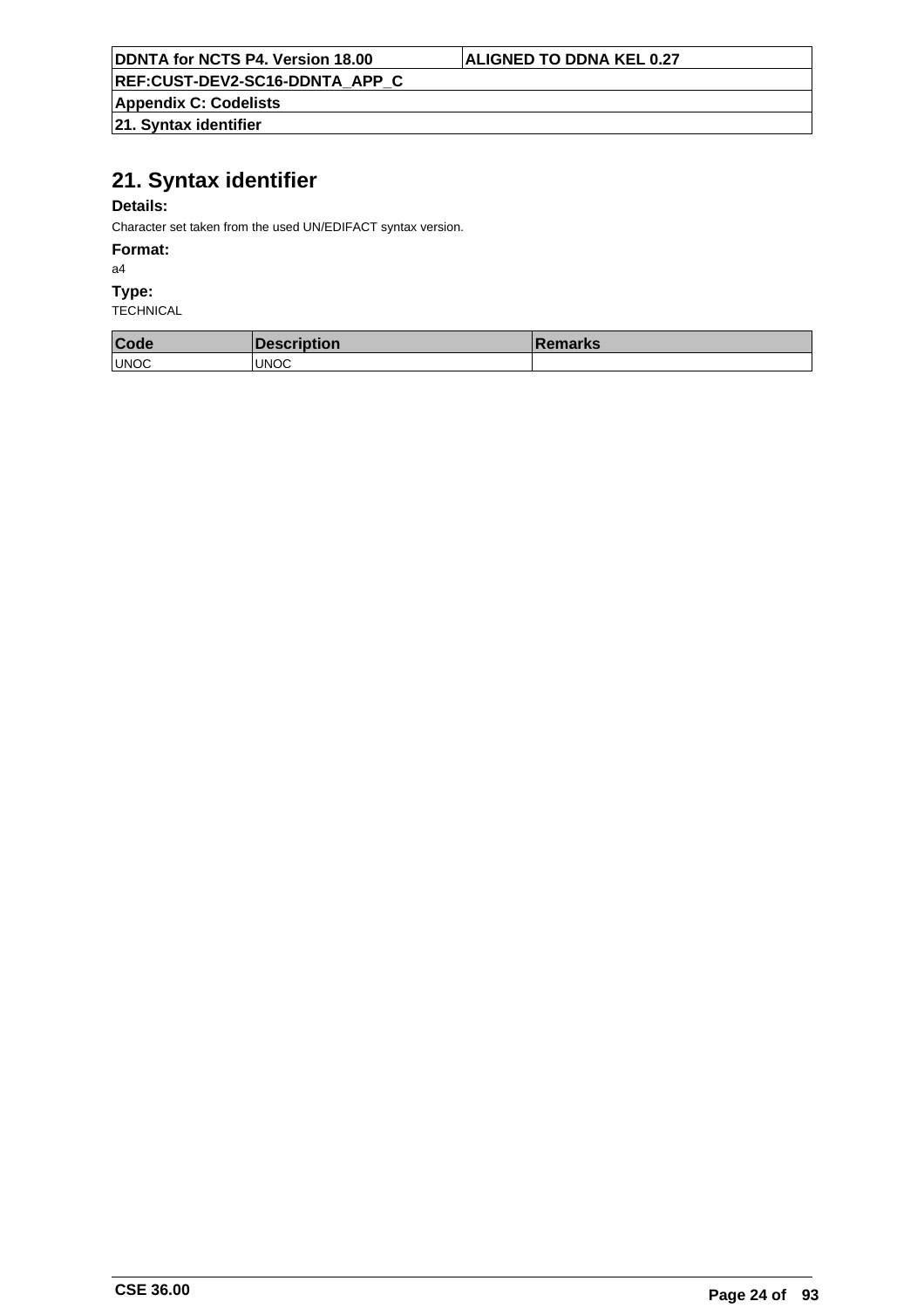# 21. Syntax identifier

**Details:**

Character set taken from the used UN/EDIFACT syntax version.

**Format:**

a4

**Type:**

TECHNICAL

| Code | Description | Remarks |
|---|---|---|
| UNOC | UNOC | |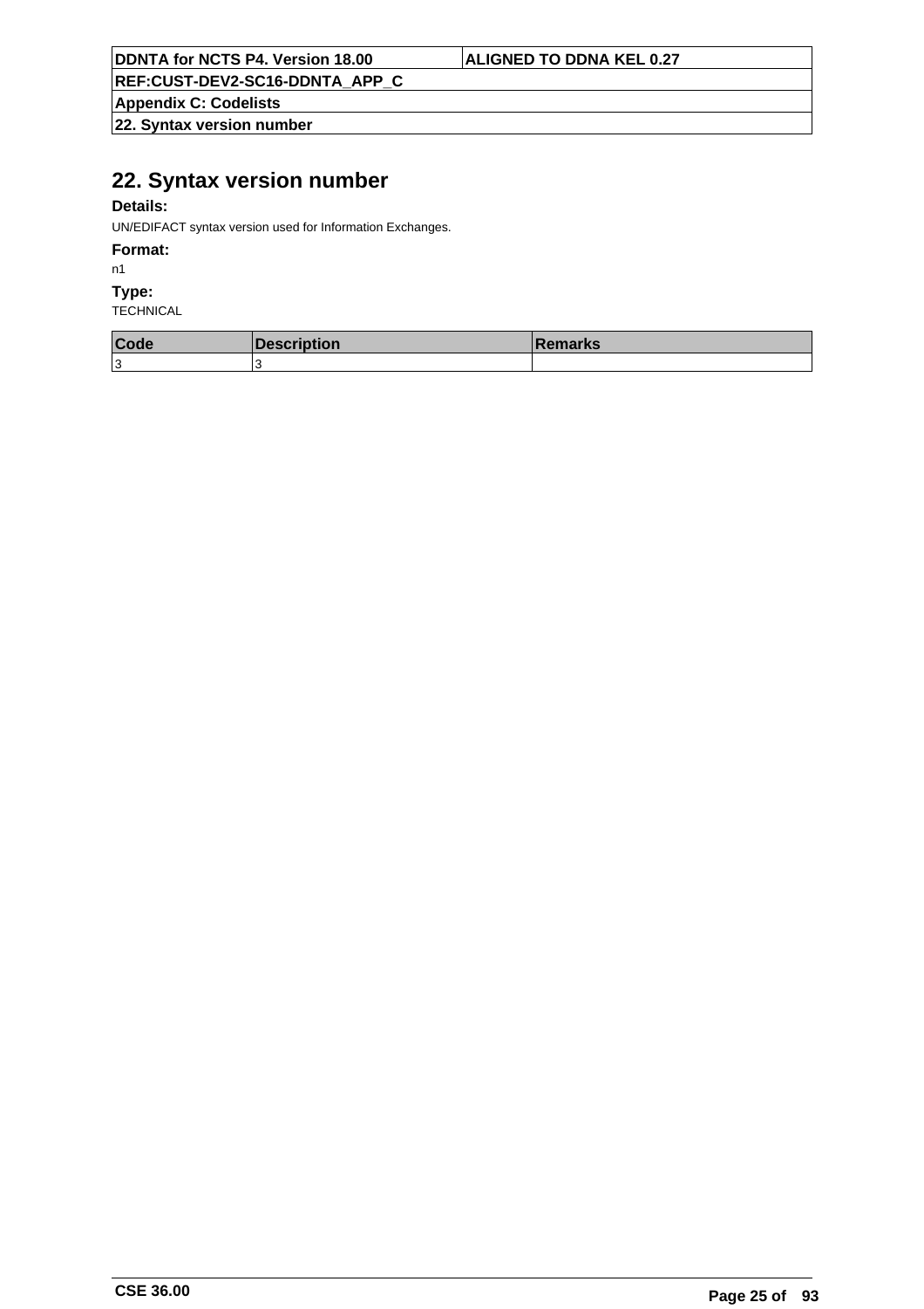# 22. Syntax version number

**Details:**

UN/EDIFACT syntax version used for Information Exchanges.

**Format:**

n1

**Type:**

TECHNICAL

| Code | Description | Remarks |
|---|---|---|
| 3 | 3 | |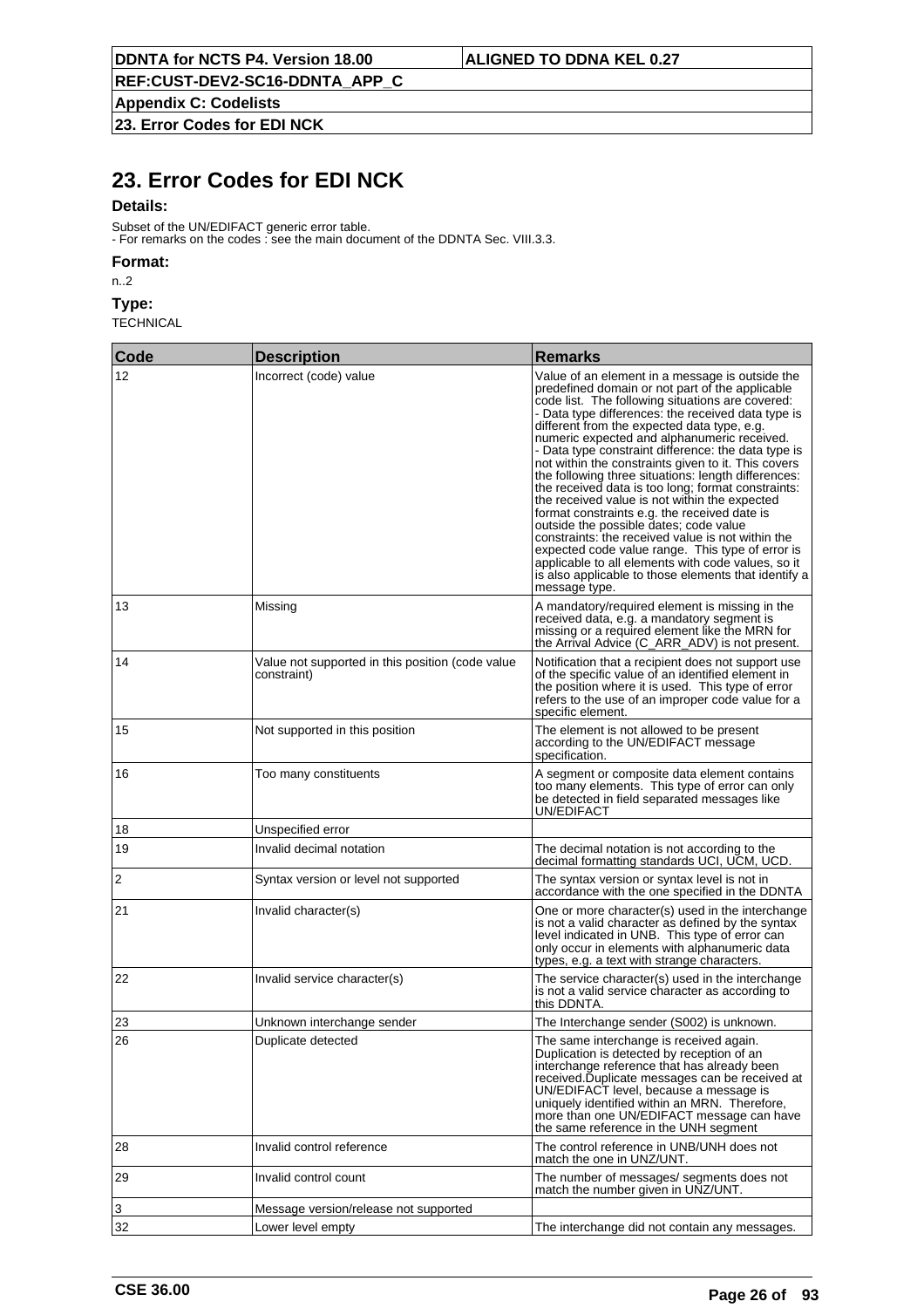# 23. Error Codes for EDI NCK

**Details:**

Subset of the UN/EDIFACT generic error table.
- For remarks on the codes : see the main document of the DDNTA Sec. VIII.3.3.

**Format:**

n..2

**Type:**

TECHNICAL

| Code | Description | Remarks |
|---|---|---|
| 12 | Incorrect (code) value | Value of an element in a message is outside the predefined domain or not part of the applicable code list. The following situations are covered:<br>- Data type differences: the received data type is different from the expected data type, e.g. numeric expected and alphanumeric received.<br>- Data type constraint difference: the data type is not within the constraints given to it. This covers the following three situations: length differences: the received data is too long; format constraints: the received value is not within the expected format constraints e.g. the received date is outside the possible dates; code value constraints: the received value is not within the expected code value range. This type of error is applicable to all elements with code values, so it is also applicable to those elements that identify a message type. |
| 13 | Missing | A mandatory/required element is missing in the received data, e.g. a mandatory segment is missing or a required element like the MRN for the Arrival Advice (C_ARR_ADV) is not present. |
| 14 | Value not supported in this position (code value constraint) | Notification that a recipient does not support use of the specific value of an identified element in the position where it is used. This type of error refers to the use of an improper code value for a specific element. |
| 15 | Not supported in this position | The element is not allowed to be present according to the UN/EDIFACT message specification. |
| 16 | Too many constituents | A segment or composite data element contains too many elements. This type of error can only be detected in field separated messages like UN/EDIFACT |
| 18 | Unspecified error | |
| 19 | Invalid decimal notation | The decimal notation is not according to the decimal formatting standards UCI, UCM, UCD. |
| 2 | Syntax version or level not supported | The syntax version or syntax level is not in accordance with the one specified in the DDNTA |
| 21 | Invalid character(s) | One or more character(s) used in the interchange is not a valid character as defined by the syntax level indicated in UNB. This type of error can only occur in elements with alphanumeric data types, e.g. a text with strange characters. |
| 22 | Invalid service character(s) | The service character(s) used in the interchange is not a valid service character as according to this DDNTA. |
| 23 | Unknown interchange sender | The Interchange sender (S002) is unknown. |
| 26 | Duplicate detected | The same interchange is received again. Duplication is detected by reception of an interchange reference that has already been received.Duplicate messages can be received at UN/EDIFACT level, because a message is uniquely identified within an MRN. Therefore, more than one UN/EDIFACT message can have the same reference in the UNH segment |
| 28 | Invalid control reference | The control reference in UNB/UNH does not match the one in UNZ/UNT. |
| 29 | Invalid control count | The number of messages/ segments does not match the number given in UNZ/UNT. |
| 3 | Message version/release not supported | |
| 32 | Lower level empty | The interchange did not contain any messages. |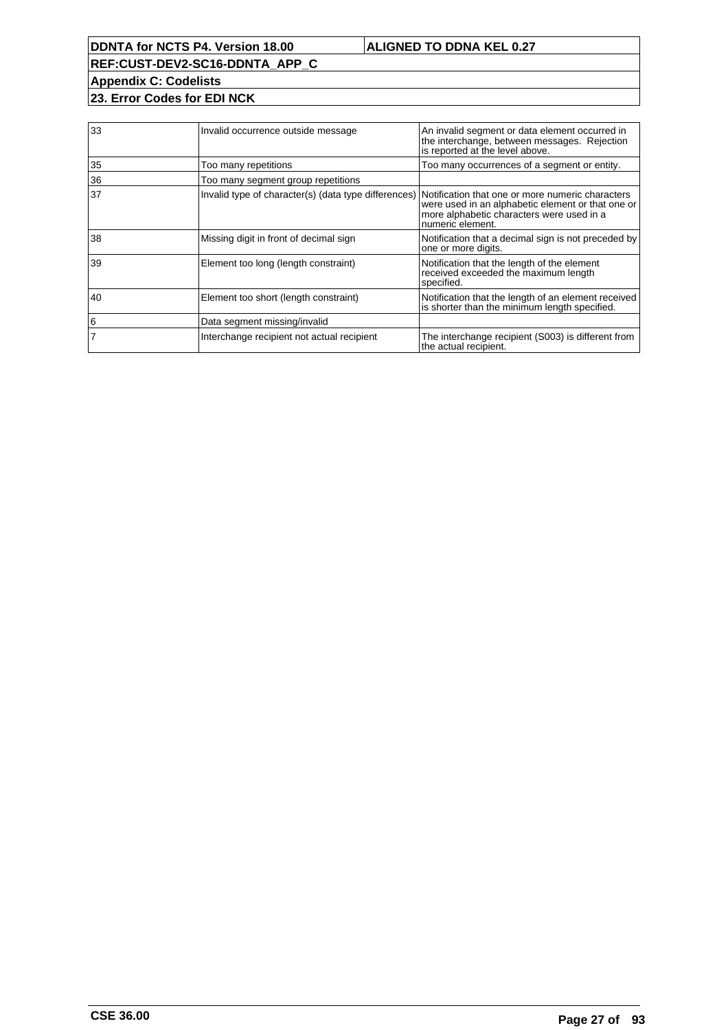| | | |
|---|---|---|
| 33 | Invalid occurrence outside message | An invalid segment or data element occurred in the interchange, between messages. Rejection is reported at the level above. |
| 35 | Too many repetitions | Too many occurrences of a segment or entity. |
| 36 | Too many segment group repetitions | |
| 37 | Invalid type of character(s) (data type differences) | Notification that one or more numeric characters were used in an alphabetic element or that one or more alphabetic characters were used in a numeric element. |
| 38 | Missing digit in front of decimal sign | Notification that a decimal sign is not preceded by one or more digits. |
| 39 | Element too long (length constraint) | Notification that the length of the element received exceeded the maximum length specified. |
| 40 | Element too short (length constraint) | Notification that the length of an element received is shorter than the minimum length specified. |
| 6 | Data segment missing/invalid | |
| 7 | Interchange recipient not actual recipient | The interchange recipient (S003) is different from the actual recipient. |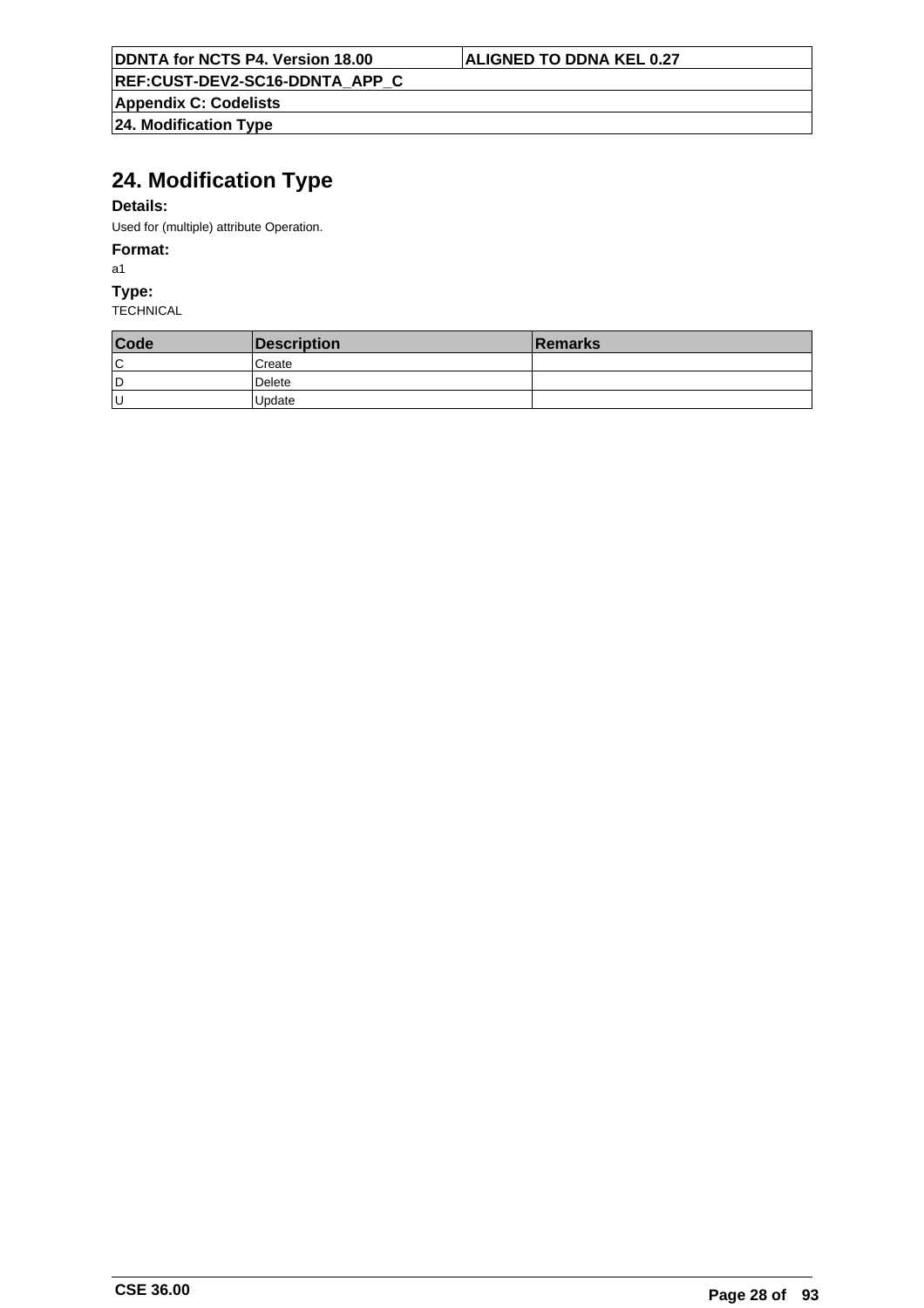# 24. Modification Type

**Details:**

Used for (multiple) attribute Operation.

**Format:**

a1

**Type:**

TECHNICAL

| Code | Description | Remarks |
|---|---|---|
| C | Create | |
| D | Delete | |
| U | Update | |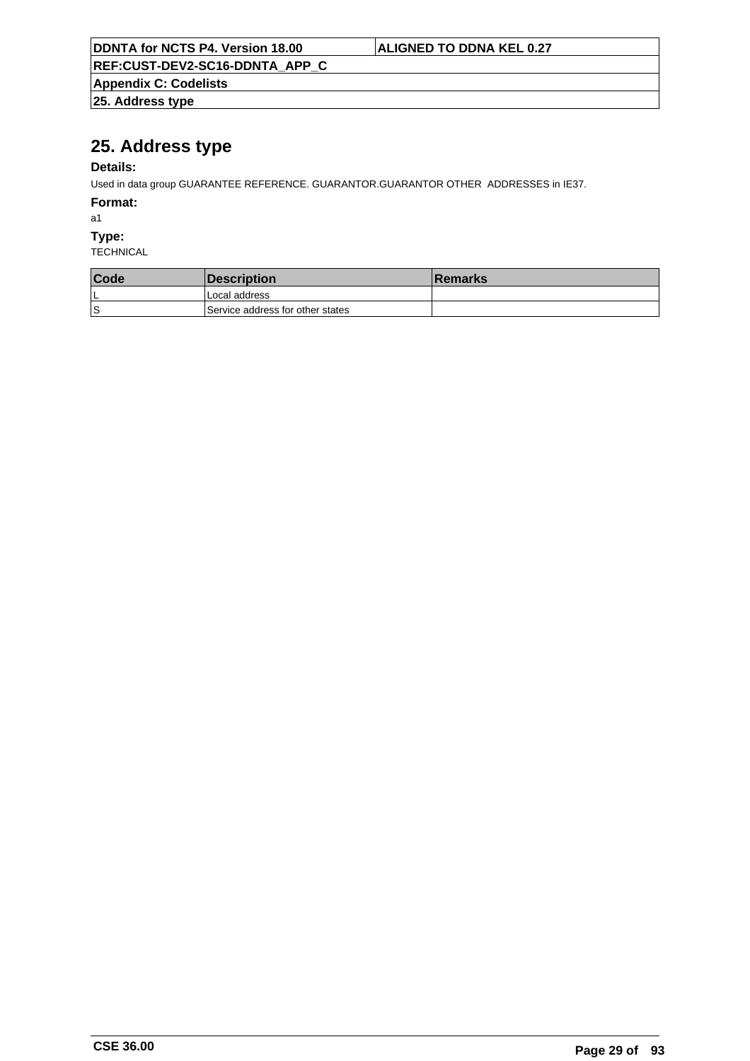# 25. Address type

**Details:**

Used in data group GUARANTEE REFERENCE. GUARANTOR.GUARANTOR OTHER  ADDRESSES in IE37.

**Format:**

a1

**Type:**

TECHNICAL

| Code | Description | Remarks |
|---|---|---|
| L | Local address | |
| S | Service address for other states | |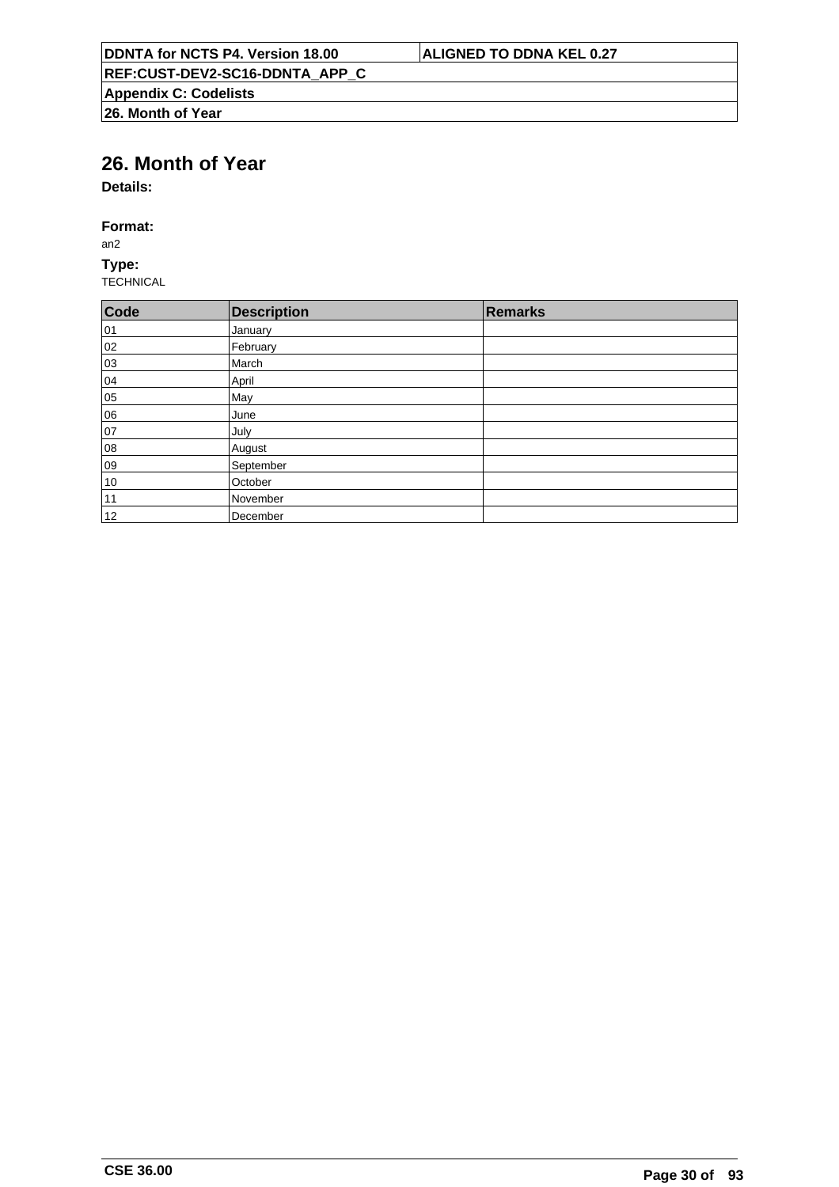# 26. Month of Year

**Details:**

**Format:**

an2

**Type:**

TECHNICAL

| Code | Description | Remarks |
|---|---|---|
| 01 | January | |
| 02 | February | |
| 03 | March | |
| 04 | April | |
| 05 | May | |
| 06 | June | |
| 07 | July | |
| 08 | August | |
| 09 | September | |
| 10 | October | |
| 11 | November | |
| 12 | December | |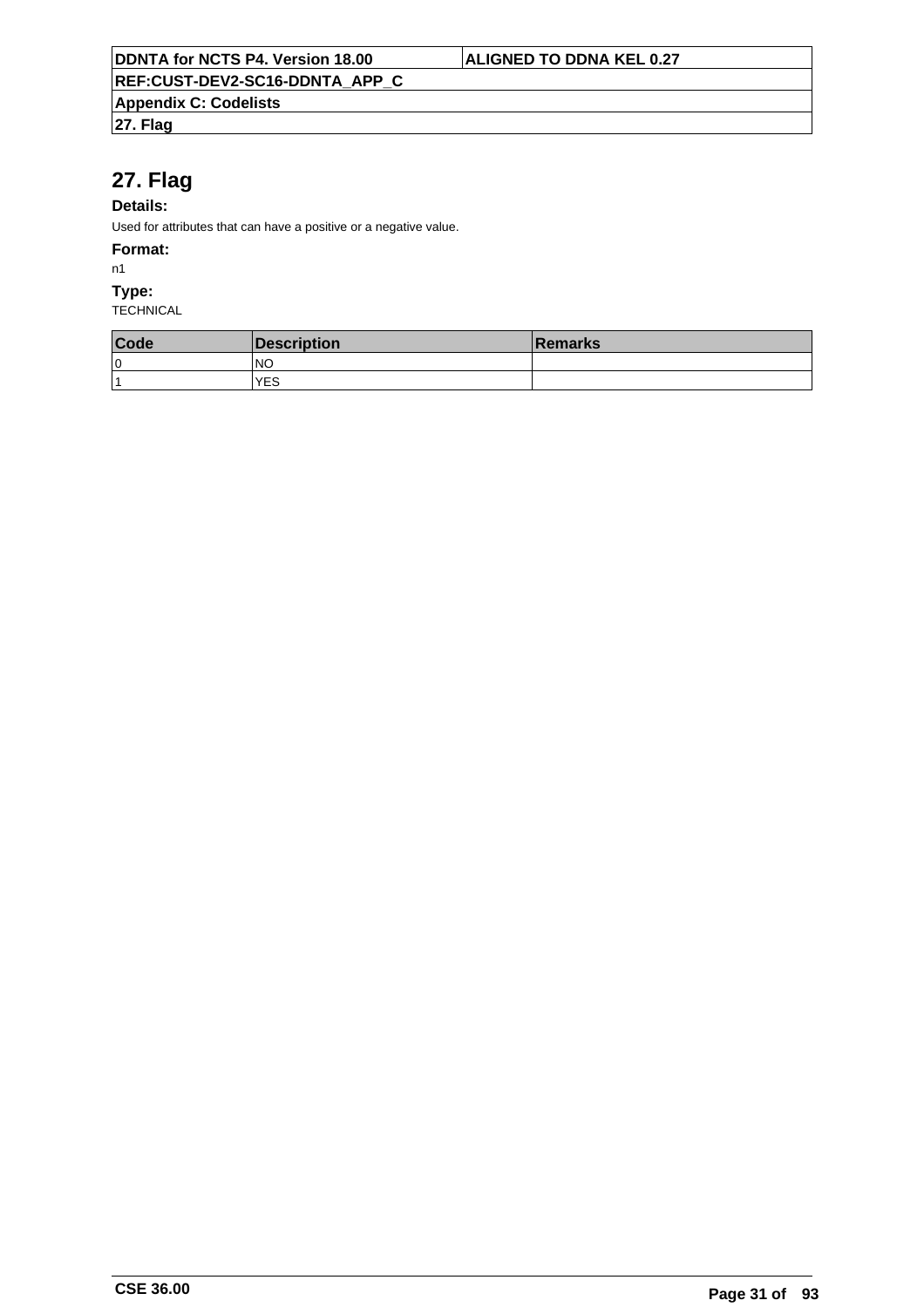# 27. Flag

**Details:**

Used for attributes that can have a positive or a negative value.

**Format:**

n1

**Type:**

TECHNICAL

| Code | Description | Remarks |
|---|---|---|
| 0 | NO | |
| 1 | YES | |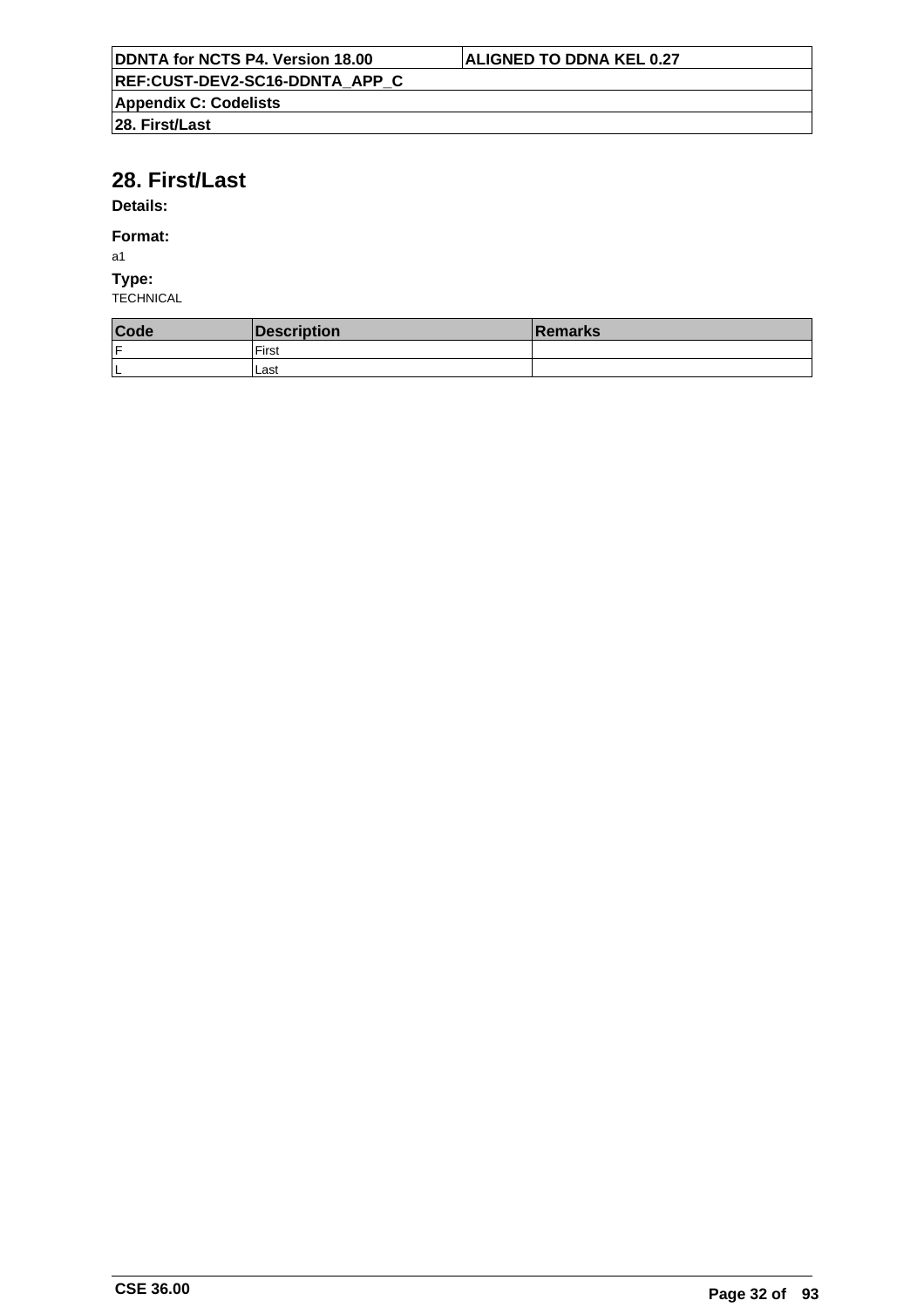# 28. First/Last

**Details:**

**Format:**

a1

**Type:**

TECHNICAL

| Code | Description | Remarks |
|---|---|---|
| F | First | |
| L | Last | |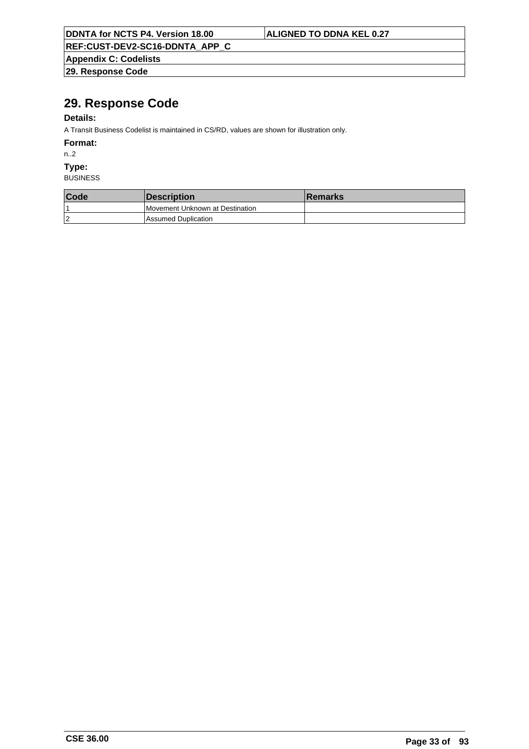# 29. Response Code

**Details:**

A Transit Business Codelist is maintained in CS/RD, values are shown for illustration only.

**Format:**

n..2

**Type:**

BUSINESS

| Code | Description | Remarks |
|---|---|---|
| 1 | Movement Unknown at Destination | |
| 2 | Assumed Duplication | |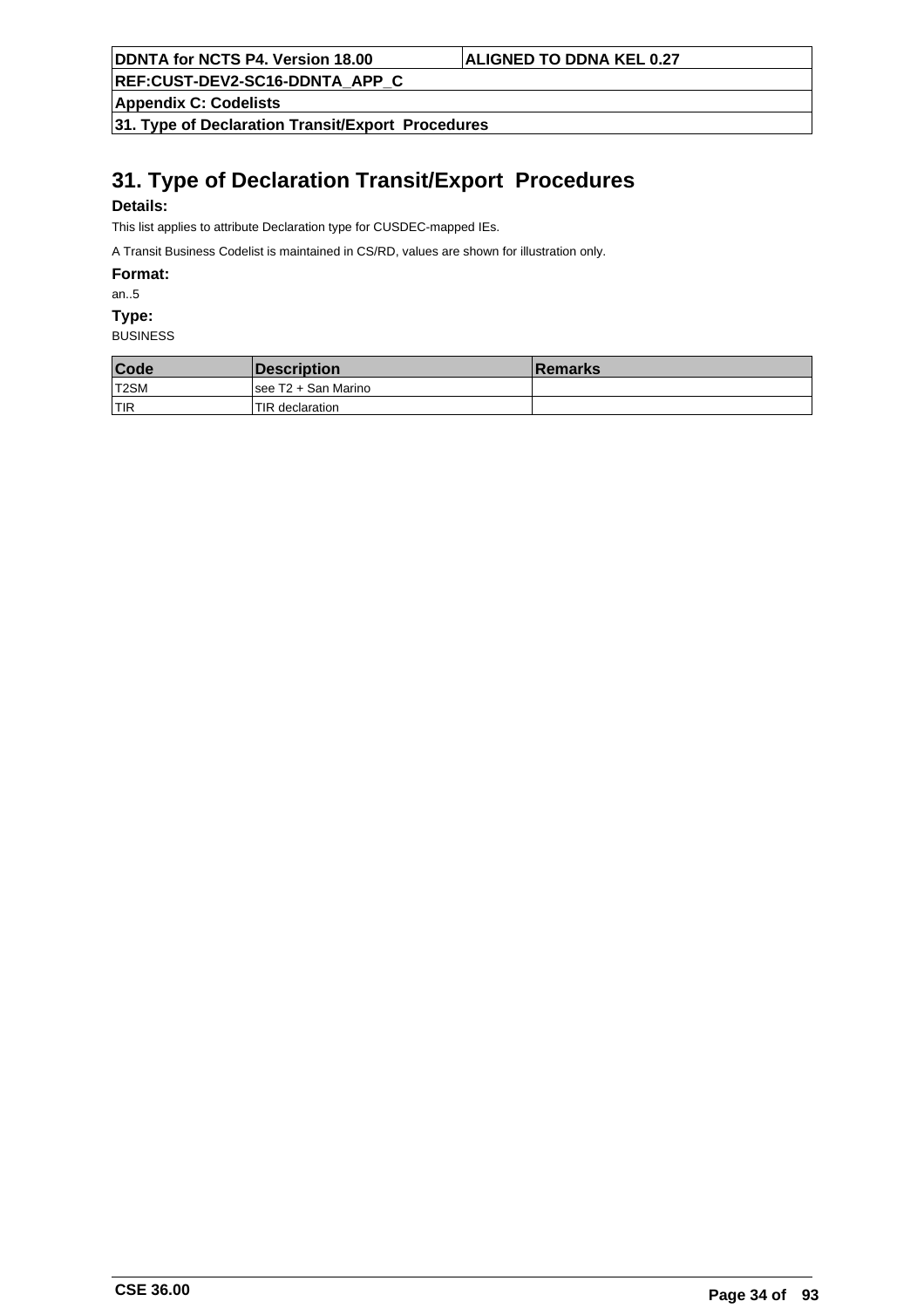# 31. Type of Declaration Transit/Export Procedures

**Details:**

This list applies to attribute Declaration type for CUSDEC-mapped IEs.

A Transit Business Codelist is maintained in CS/RD, values are shown for illustration only.

**Format:**

an..5

**Type:**

BUSINESS

| Code | Description | Remarks |
|---|---|---|
| T2SM | see T2 + San Marino | |
| TIR | TIR declaration | |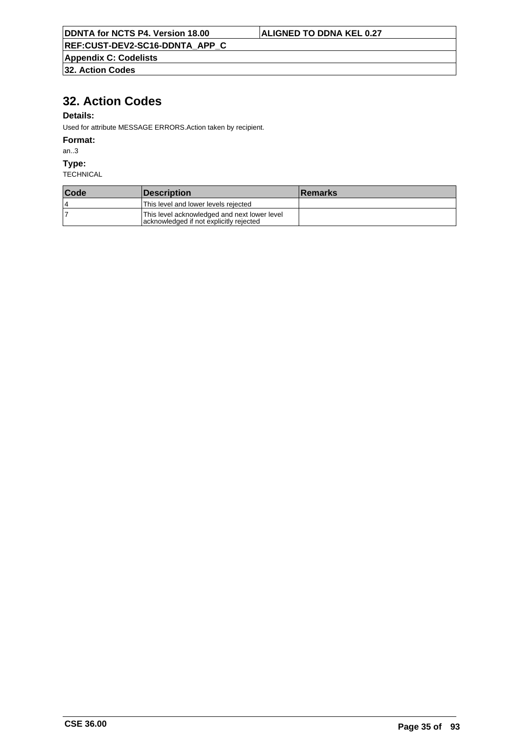# 32. Action Codes

**Details:**

Used for attribute MESSAGE ERRORS.Action taken by recipient.

**Format:**

an..3

**Type:**

TECHNICAL

| Code | Description | Remarks |
|---|---|---|
| 4 | This level and lower levels rejected | |
| 7 | This level acknowledged and next lower level acknowledged if not explicitly rejected | |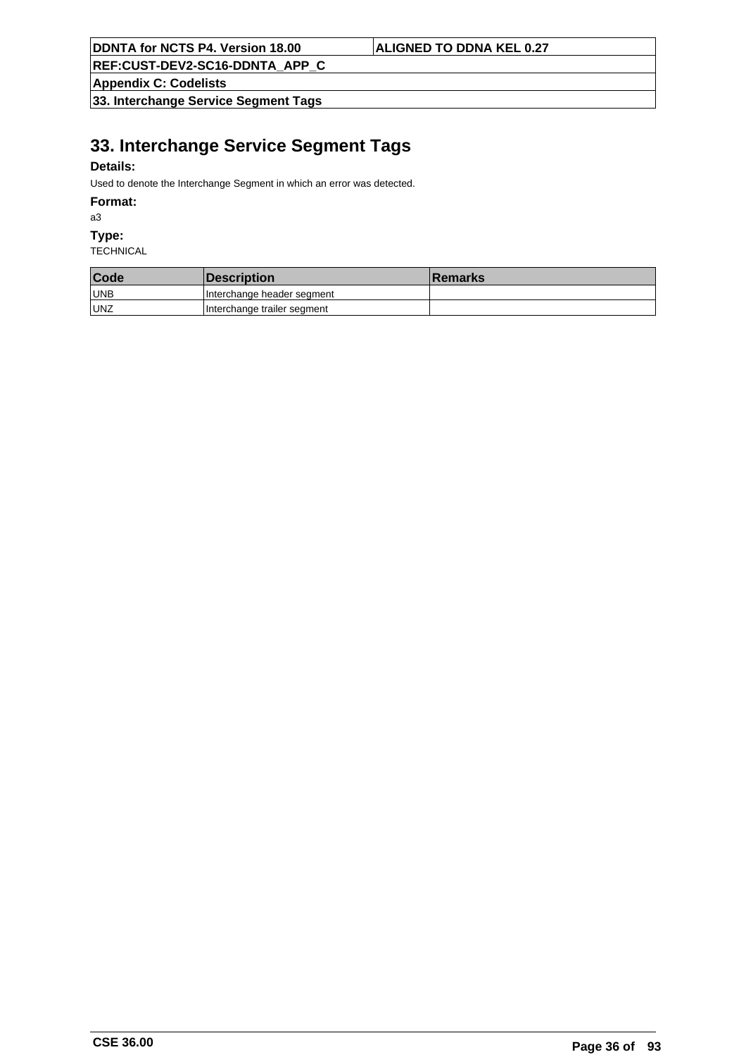# 33. Interchange Service Segment Tags

**Details:**

Used to denote the Interchange Segment in which an error was detected.

**Format:**

a3

**Type:**

TECHNICAL

| Code | Description | Remarks |
|---|---|---|
| UNB | Interchange header segment | |
| UNZ | Interchange trailer segment | |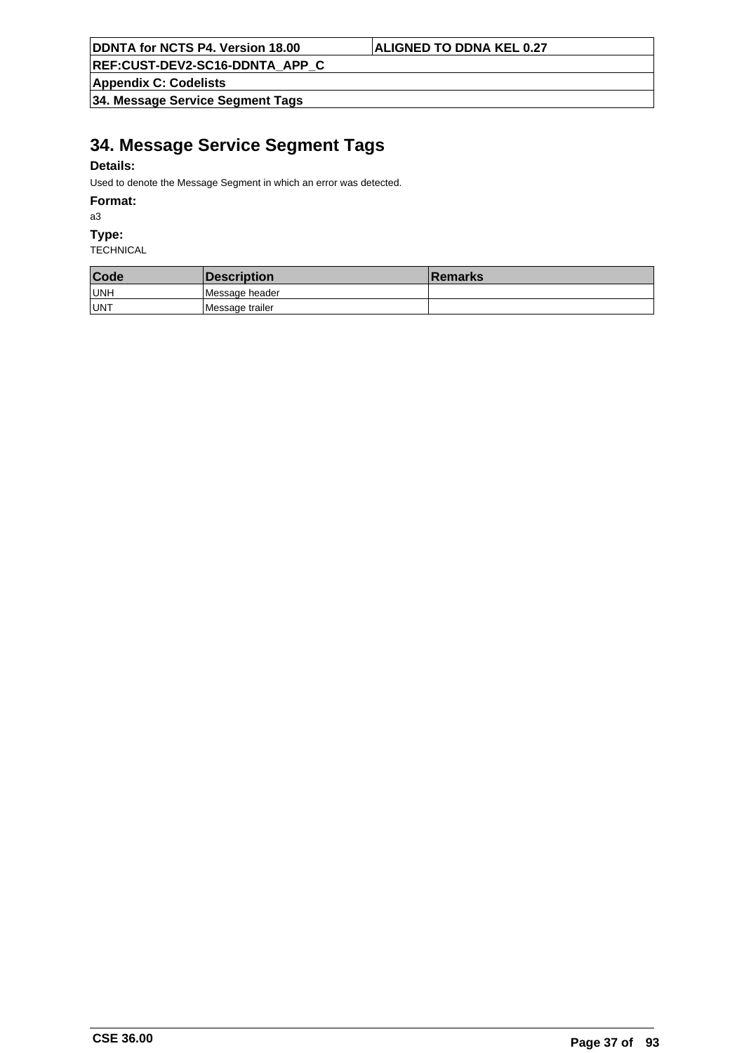# 34. Message Service Segment Tags

**Details:**

Used to denote the Message Segment in which an error was detected.

**Format:**

a3

**Type:**

TECHNICAL

| Code | Description | Remarks |
|---|---|---|
| UNH | Message header | |
| UNT | Message trailer | |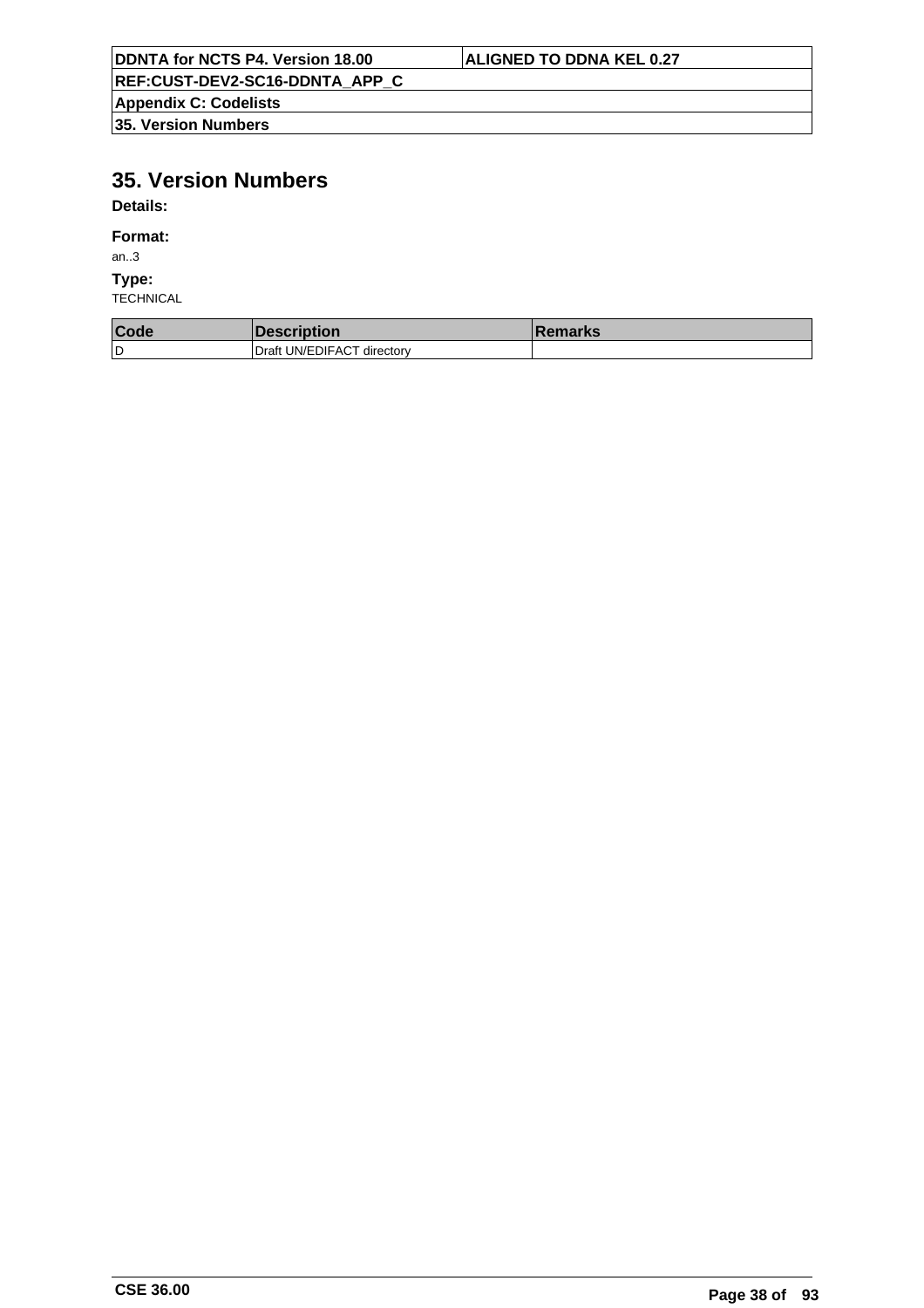# 35. Version Numbers

**Details:**

**Format:**

an..3

**Type:**

TECHNICAL

| Code | Description | Remarks |
|---|---|---|
| D | Draft UN/EDIFACT directory | |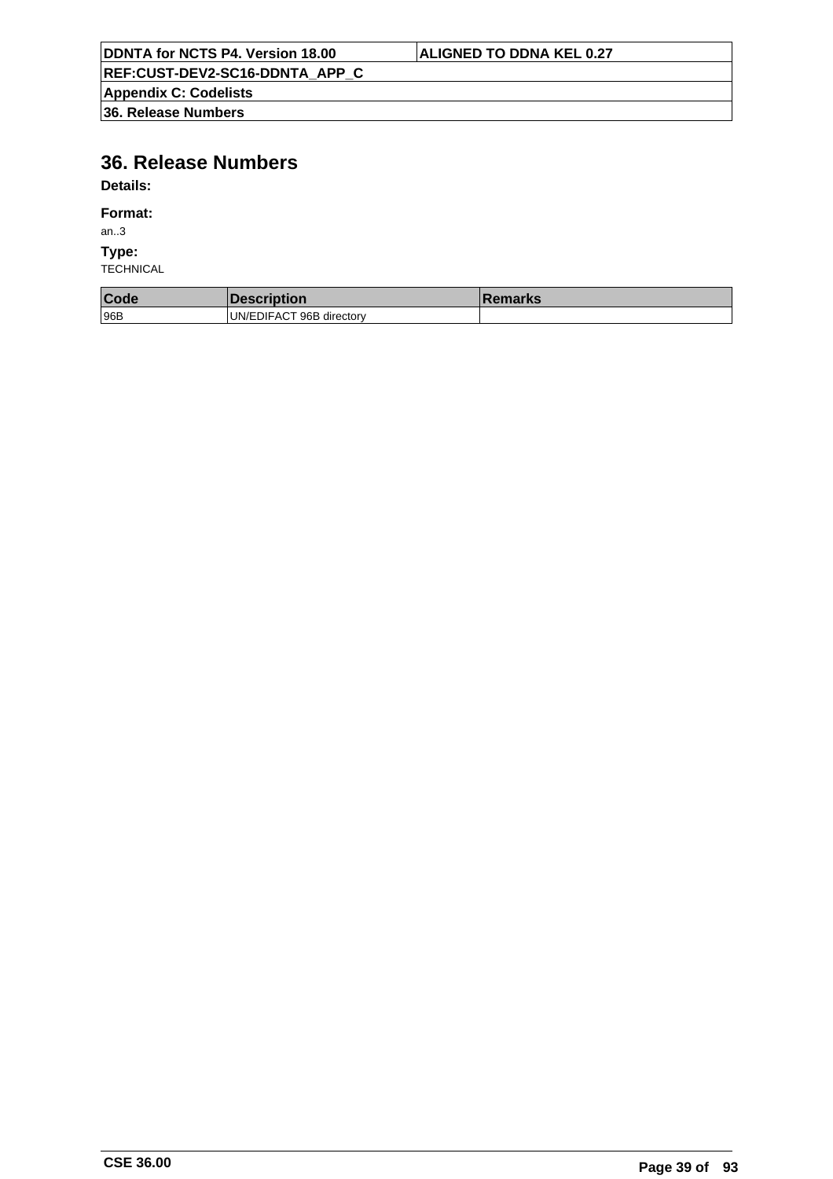# 36. Release Numbers

**Details:**

**Format:**

an..3

**Type:**

TECHNICAL

| Code | Description | Remarks |
|---|---|---|
| 96B | UN/EDIFACT 96B directory | |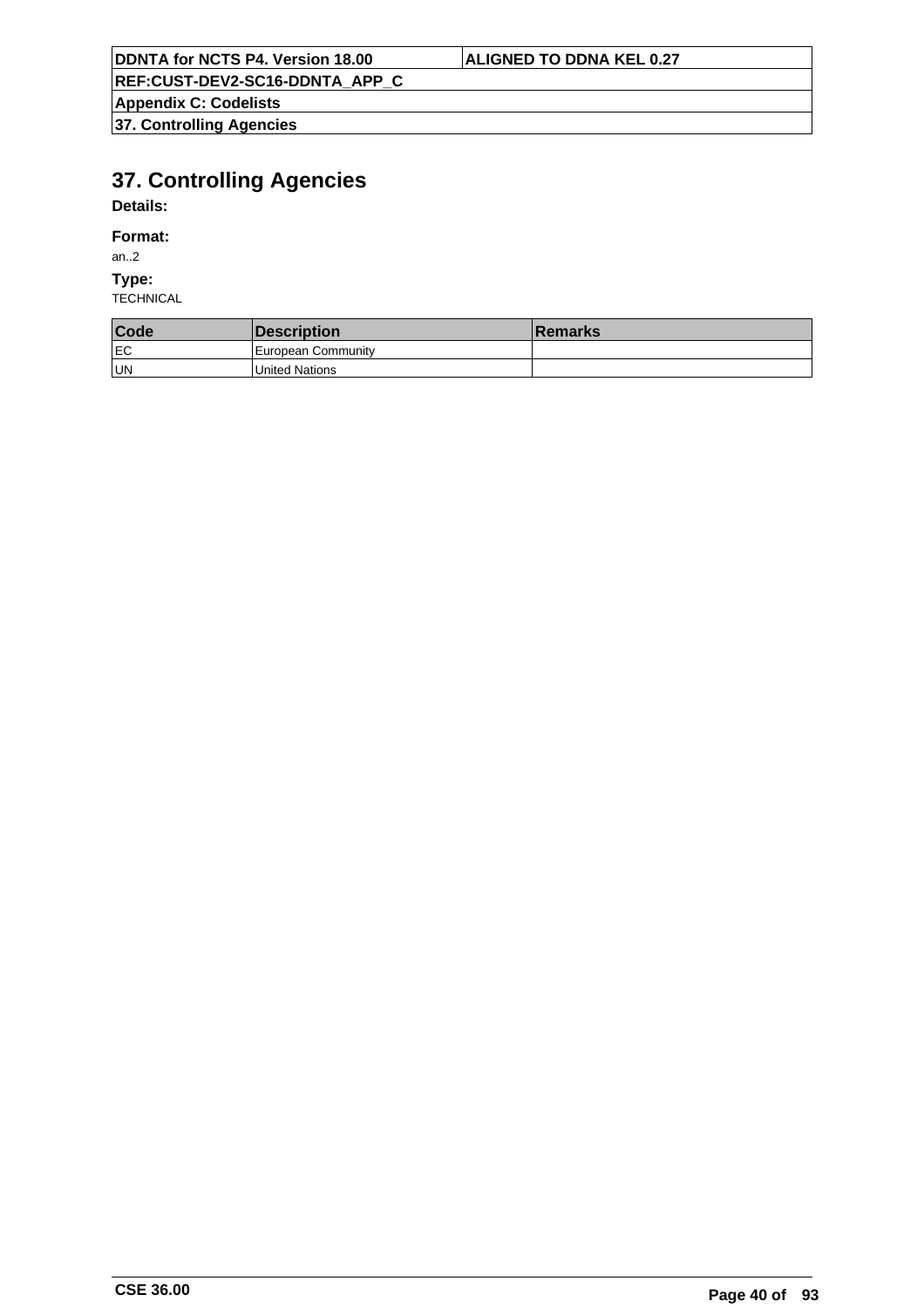# 37. Controlling Agencies

**Details:**

**Format:**

an..2

**Type:**

TECHNICAL

| Code | Description | Remarks |
|---|---|---|
| EC | European Community | |
| UN | United Nations | |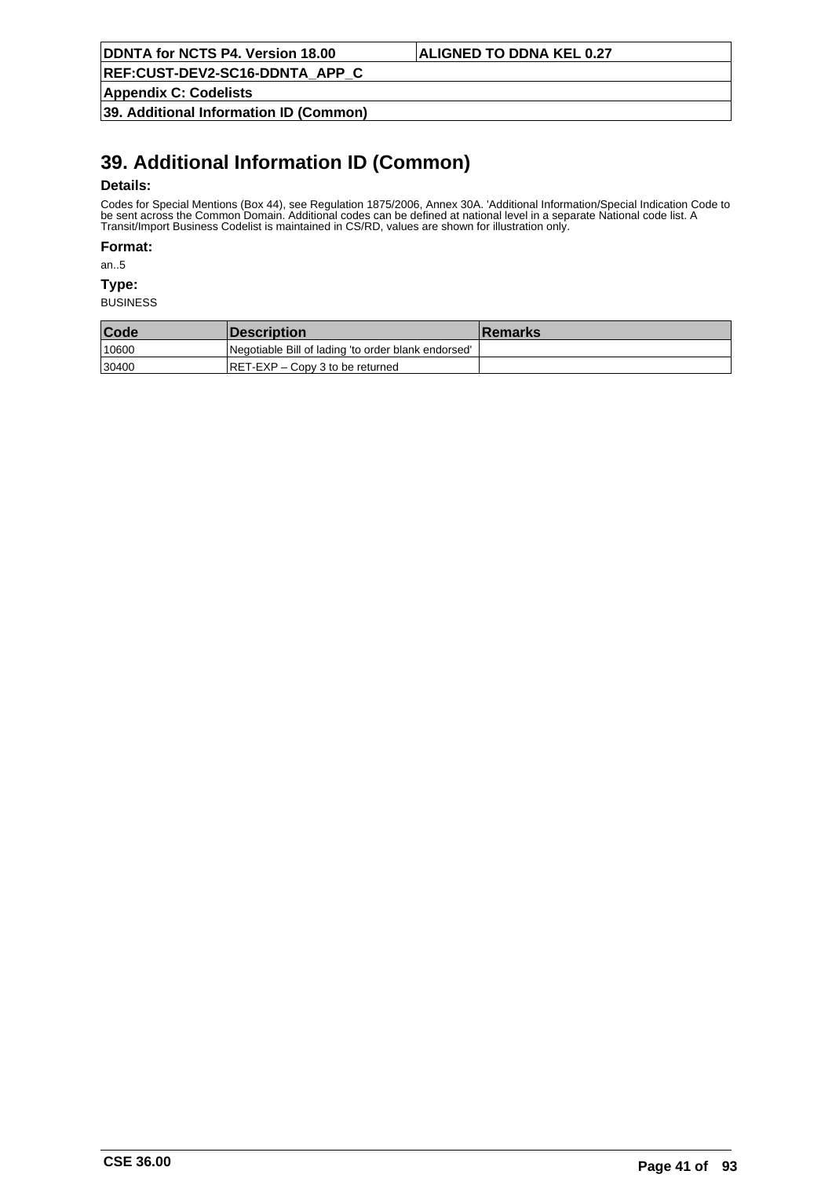# 39. Additional Information ID (Common)

**Details:**

Codes for Special Mentions (Box 44), see Regulation 1875/2006, Annex 30A. 'Additional Information/Special Indication Code to be sent across the Common Domain. Additional codes can be defined at national level in a separate National code list. A Transit/Import Business Codelist is maintained in CS/RD, values are shown for illustration only.

**Format:**

an..5

**Type:**

BUSINESS

| Code | Description | Remarks |
|---|---|---|
| 10600 | Negotiable Bill of lading 'to order blank endorsed' | |
| 30400 | RET-EXP – Copy 3 to be returned | |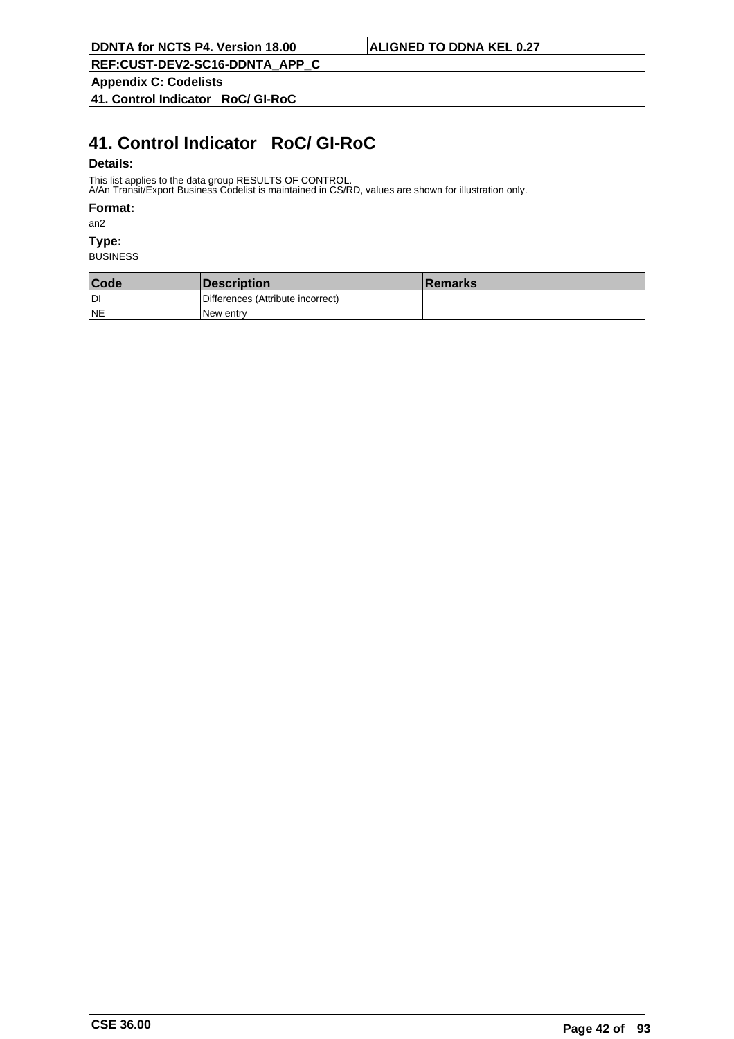# 41. Control Indicator RoC/ GI-RoC

**Details:**

This list applies to the data group RESULTS OF CONTROL.
A/An Transit/Export Business Codelist is maintained in CS/RD, values are shown for illustration only.

**Format:**

an2

**Type:**

BUSINESS

| Code | Description | Remarks |
|---|---|---|
| DI | Differences (Attribute incorrect) | |
| NE | New entry | |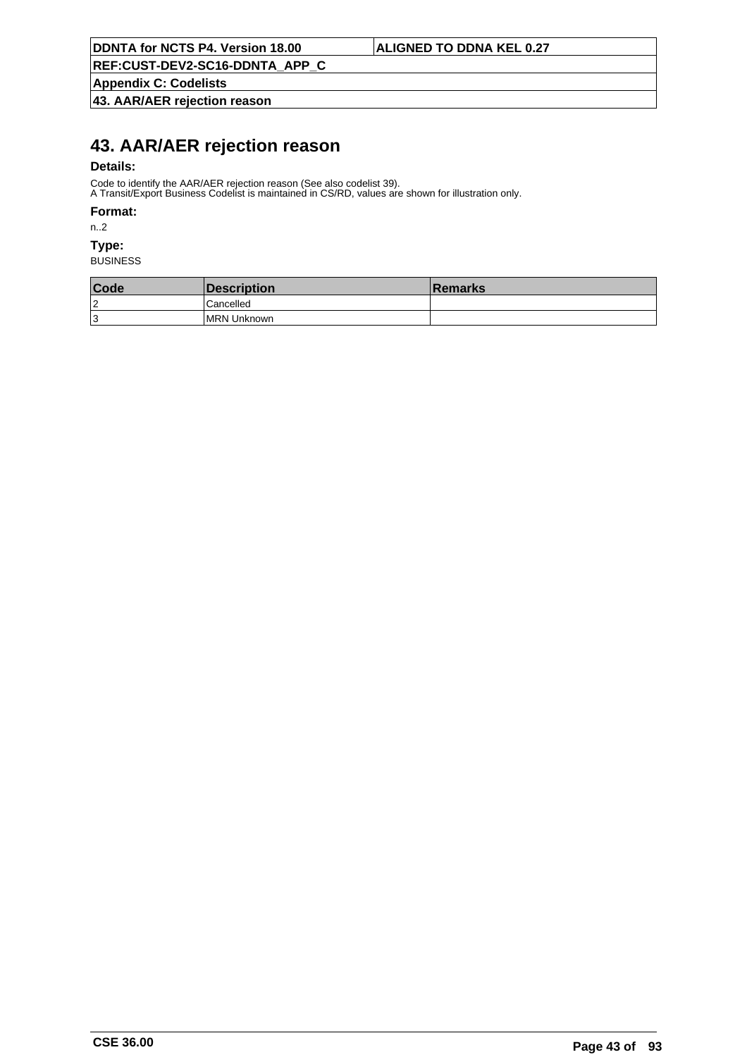# 43. AAR/AER rejection reason

**Details:**

Code to identify the AAR/AER rejection reason (See also codelist 39).
A Transit/Export Business Codelist is maintained in CS/RD, values are shown for illustration only.

**Format:**

n..2

**Type:**

BUSINESS

| Code | Description | Remarks |
|---|---|---|
| 2 | Cancelled | |
| 3 | MRN Unknown | |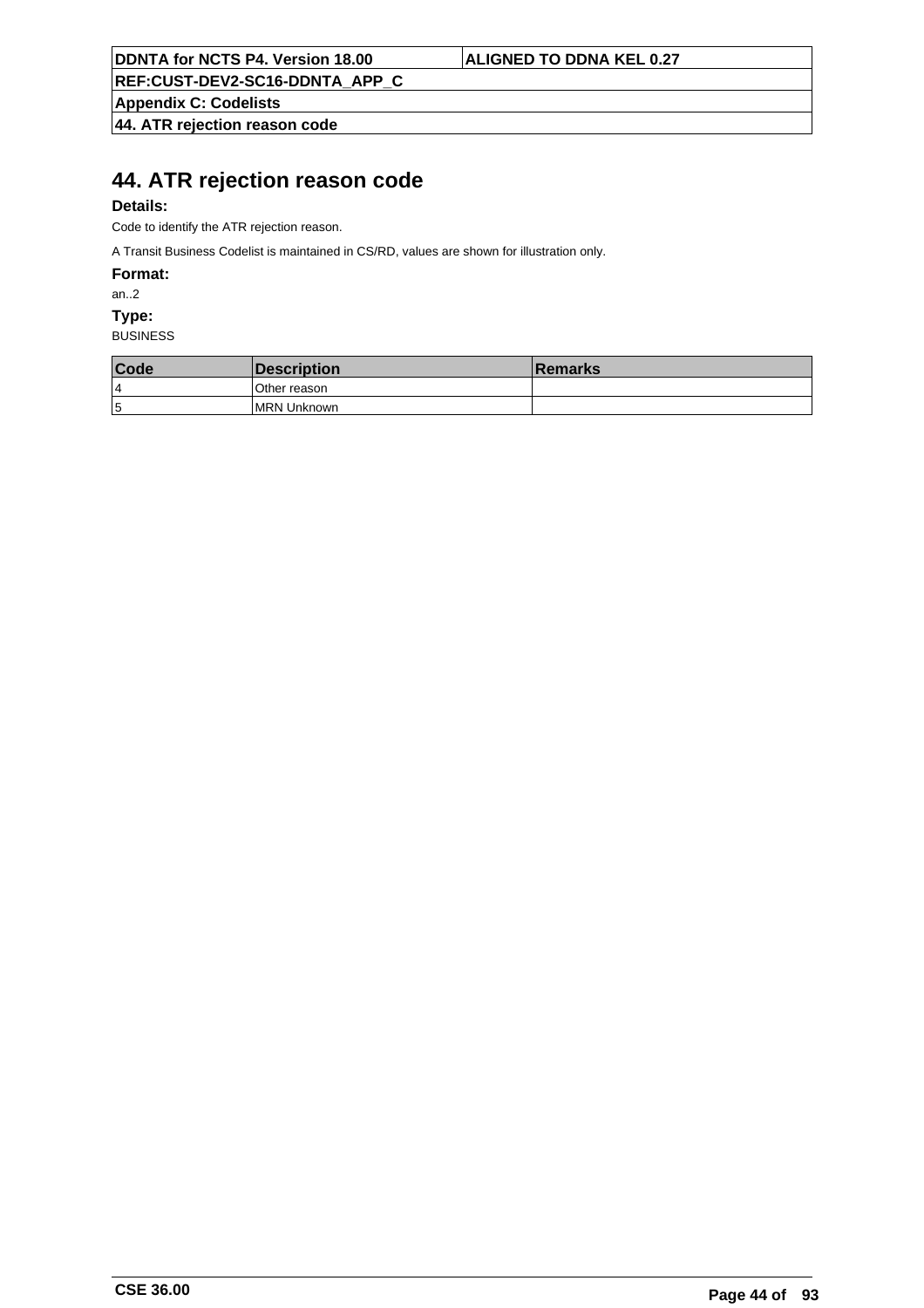# 44. ATR rejection reason code

**Details:**

Code to identify the ATR rejection reason.

A Transit Business Codelist is maintained in CS/RD, values are shown for illustration only.

**Format:**

an..2

**Type:**

BUSINESS

| Code | Description | Remarks |
|---|---|---|
| 4 | Other reason | |
| 5 | MRN Unknown | |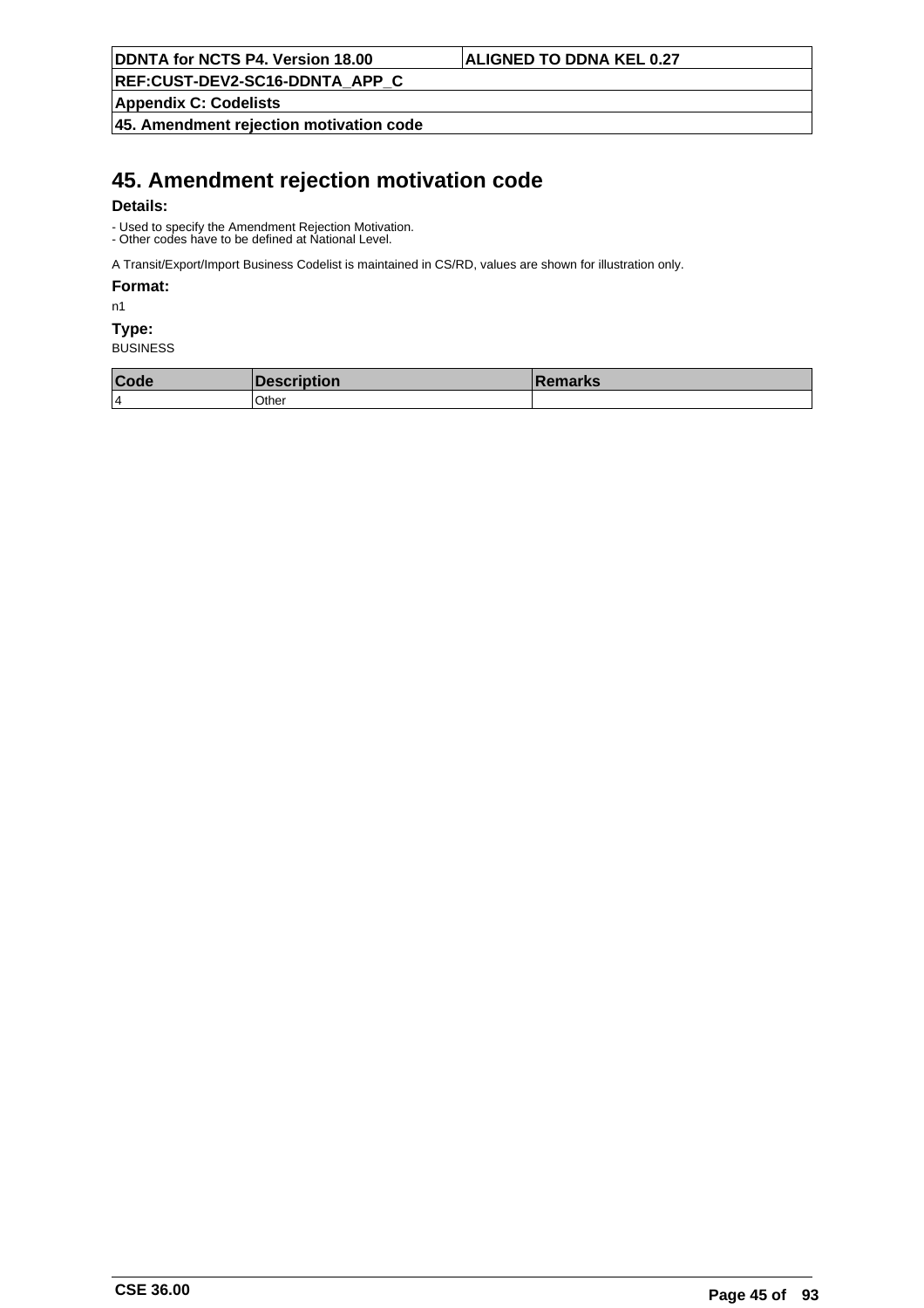# 45. Amendment rejection motivation code

**Details:**

- Used to specify the Amendment Rejection Motivation.
- Other codes have to be defined at National Level.

A Transit/Export/Import Business Codelist is maintained in CS/RD, values are shown for illustration only.

**Format:**

n1

**Type:**

BUSINESS

| Code | Description | Remarks |
|---|---|---|
| 4 | Other | |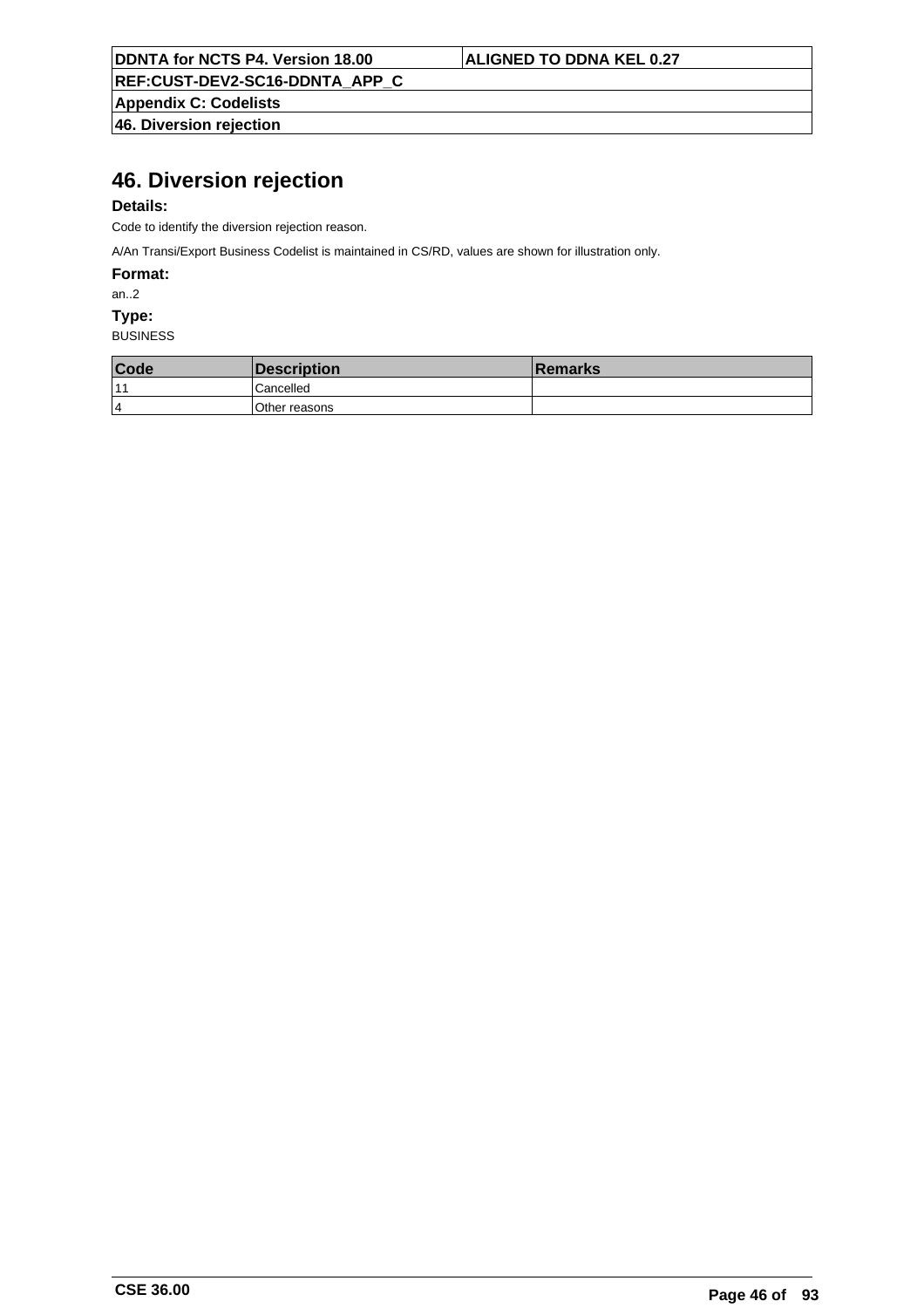# 46. Diversion rejection

**Details:**

Code to identify the diversion rejection reason.

A/An Transi/Export Business Codelist is maintained in CS/RD, values are shown for illustration only.

**Format:**

an..2

**Type:**

BUSINESS

| Code | Description | Remarks |
|---|---|---|
| 11 | Cancelled | |
| 4 | Other reasons | |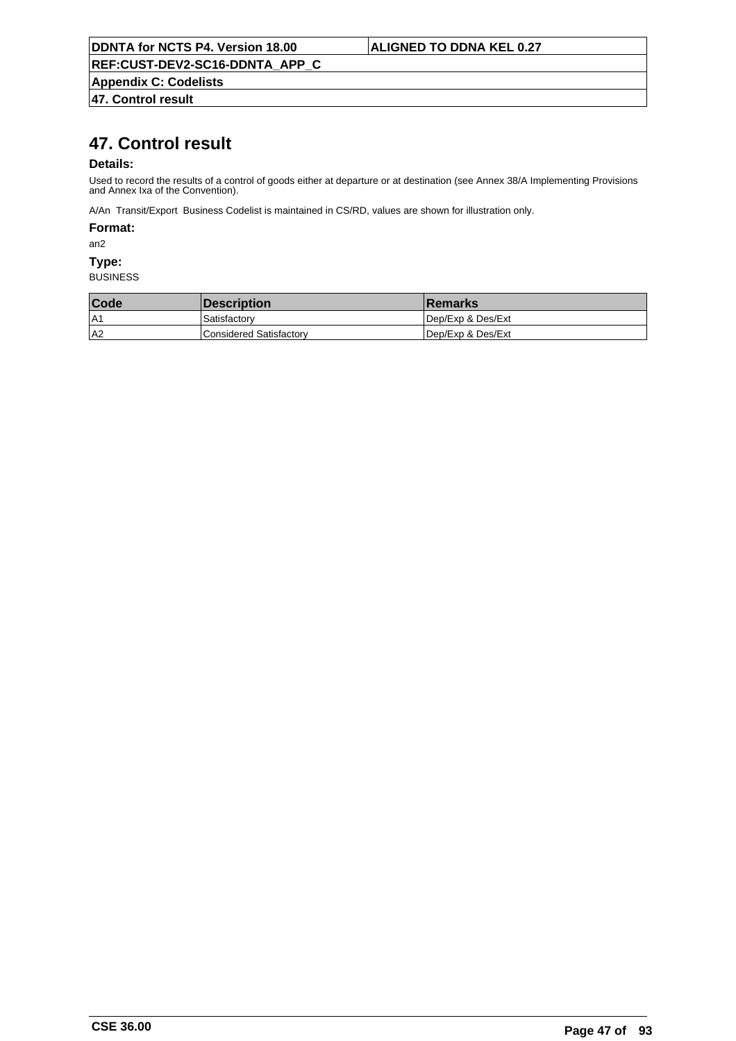# 47. Control result

**Details:**

Used to record the results of a control of goods either at departure or at destination (see Annex 38/A Implementing Provisions and Annex Ixa of the Convention).

A/An Transit/Export Business Codelist is maintained in CS/RD, values are shown for illustration only.

**Format:**

an2

**Type:**

BUSINESS

| Code | Description | Remarks |
|---|---|---|
| A1 | Satisfactory | Dep/Exp & Des/Ext |
| A2 | Considered Satisfactory | Dep/Exp & Des/Ext |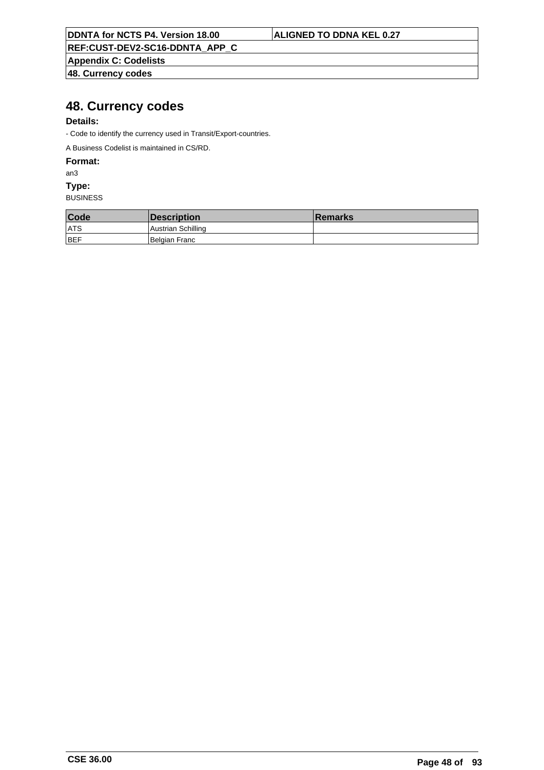# 48. Currency codes

**Details:**

- Code to identify the currency used in Transit/Export-countries.

A Business Codelist is maintained in CS/RD.

**Format:**

an3

**Type:**

BUSINESS

| Code | Description | Remarks |
|---|---|---|
| ATS | Austrian Schilling | |
| BEF | Belgian Franc | |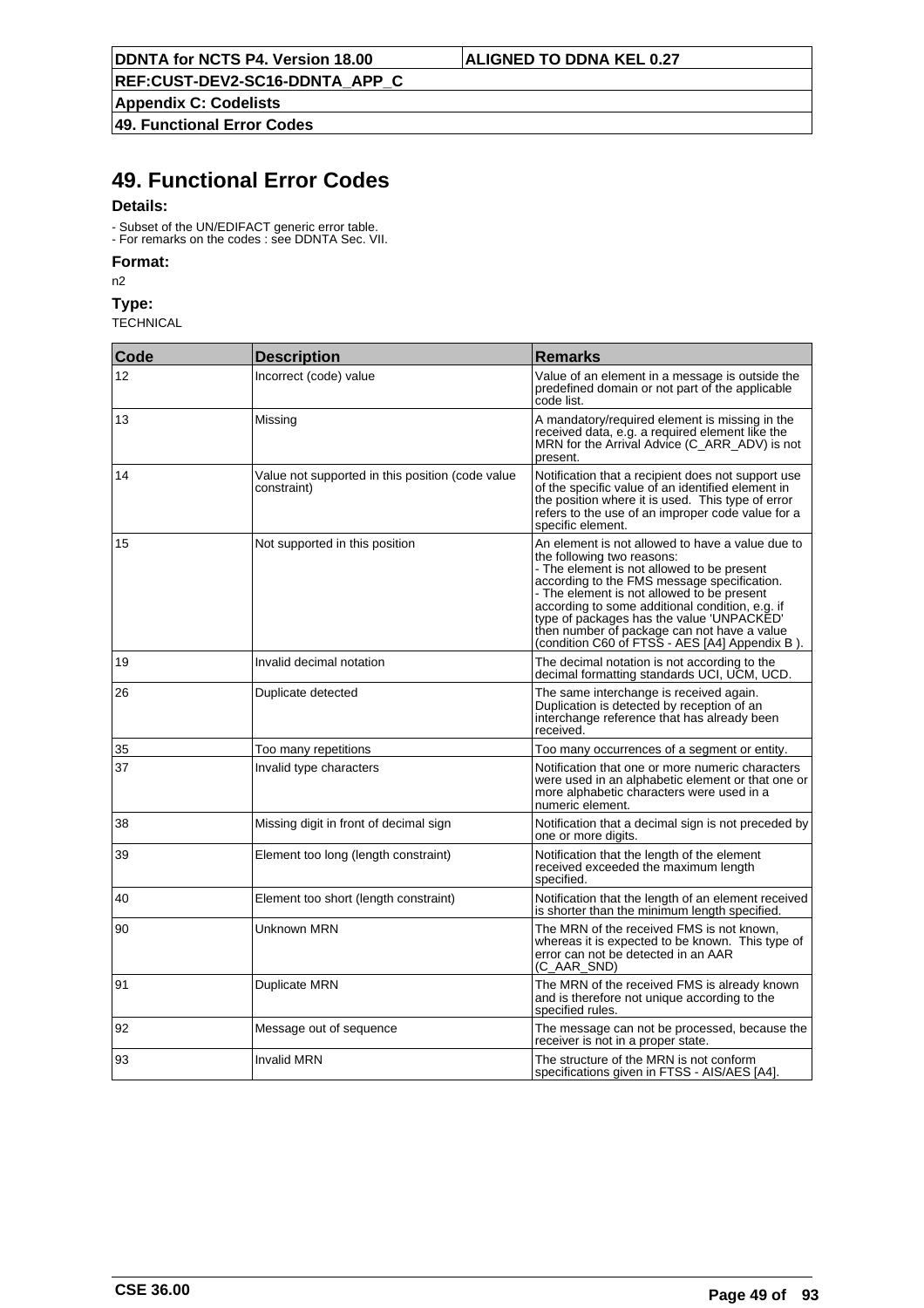# 49. Functional Error Codes

**Details:**

- Subset of the UN/EDIFACT generic error table.
- For remarks on the codes : see DDNTA Sec. VII.

**Format:**

n2

**Type:**

TECHNICAL

| Code | Description | Remarks |
|---|---|---|
| 12 | Incorrect (code) value | Value of an element in a message is outside the predefined domain or not part of the applicable code list. |
| 13 | Missing | A mandatory/required element is missing in the received data, e.g. a required element like the MRN for the Arrival Advice (C_ARR_ADV) is not present. |
| 14 | Value not supported in this position (code value constraint) | Notification that a recipient does not support use of the specific value of an identified element in the position where it is used. This type of error refers to the use of an improper code value for a specific element. |
| 15 | Not supported in this position | An element is not allowed to have a value due to the following two reasons:<br>- The element is not allowed to be present according to the FMS message specification.<br>- The element is not allowed to be present according to some additional condition, e.g. if type of packages has the value 'UNPACKED' then number of package can not have a value (condition C60 of FTSS - AES [A4] Appendix B ). |
| 19 | Invalid decimal notation | The decimal notation is not according to the decimal formatting standards UCI, UCM, UCD. |
| 26 | Duplicate detected | The same interchange is received again. Duplication is detected by reception of an interchange reference that has already been received. |
| 35 | Too many repetitions | Too many occurrences of a segment or entity. |
| 37 | Invalid type characters | Notification that one or more numeric characters were used in an alphabetic element or that one or more alphabetic characters were used in a numeric element. |
| 38 | Missing digit in front of decimal sign | Notification that a decimal sign is not preceded by one or more digits. |
| 39 | Element too long (length constraint) | Notification that the length of the element received exceeded the maximum length specified. |
| 40 | Element too short (length constraint) | Notification that the length of an element received is shorter than the minimum length specified. |
| 90 | Unknown MRN | The MRN of the received FMS is not known, whereas it is expected to be known. This type of error can not be detected in an AAR (C_AAR_SND) |
| 91 | Duplicate MRN | The MRN of the received FMS is already known and is therefore not unique according to the specified rules. |
| 92 | Message out of sequence | The message can not be processed, because the receiver is not in a proper state. |
| 93 | Invalid MRN | The structure of the MRN is not conform specifications given in FTSS - AIS/AES [A4]. |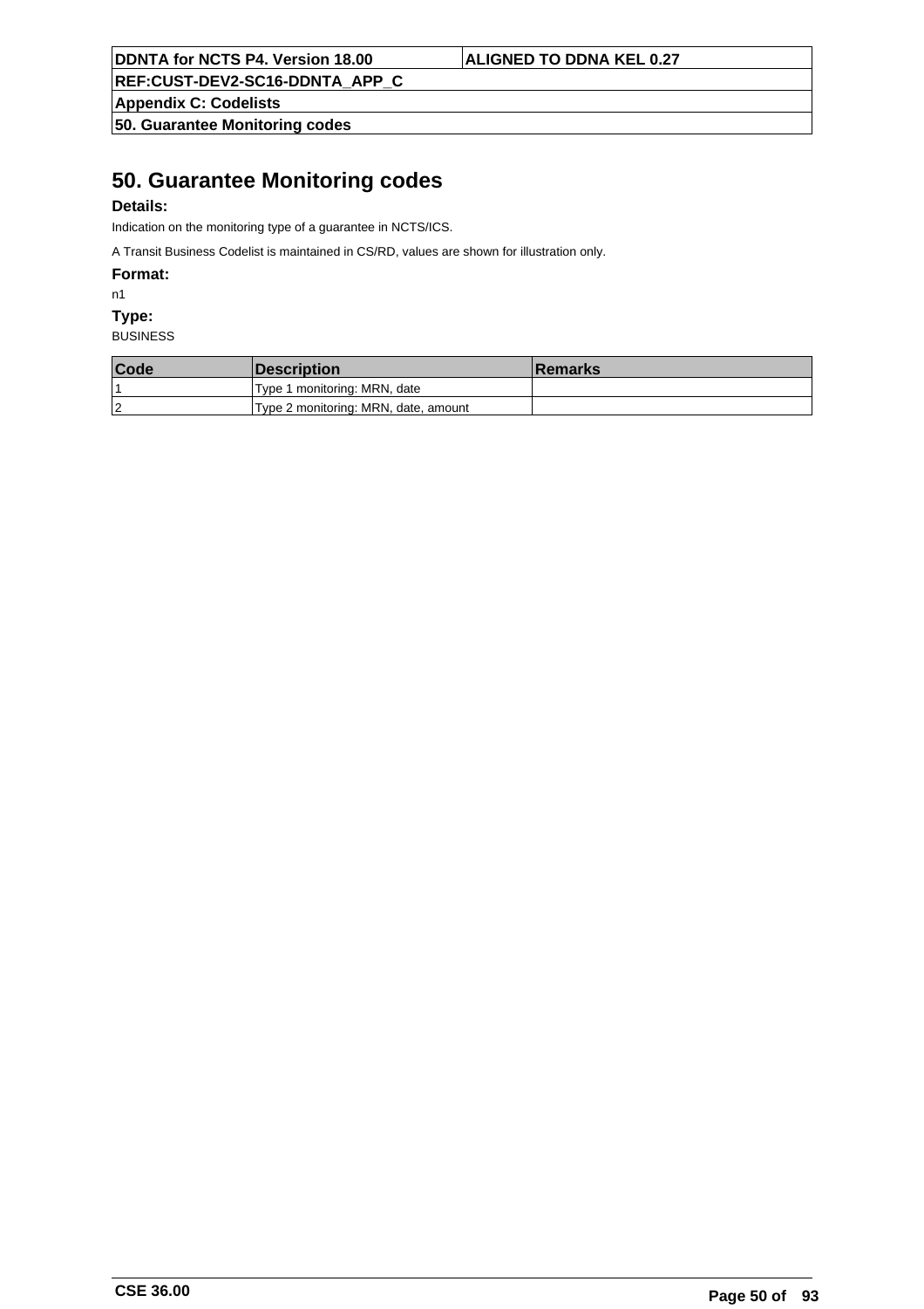# 50. Guarantee Monitoring codes

**Details:**

Indication on the monitoring type of a guarantee in NCTS/ICS.

A Transit Business Codelist is maintained in CS/RD, values are shown for illustration only.

**Format:**

n1

**Type:**

BUSINESS

| Code | Description | Remarks |
|---|---|---|
| 1 | Type 1 monitoring: MRN, date | |
| 2 | Type 2 monitoring: MRN, date, amount | |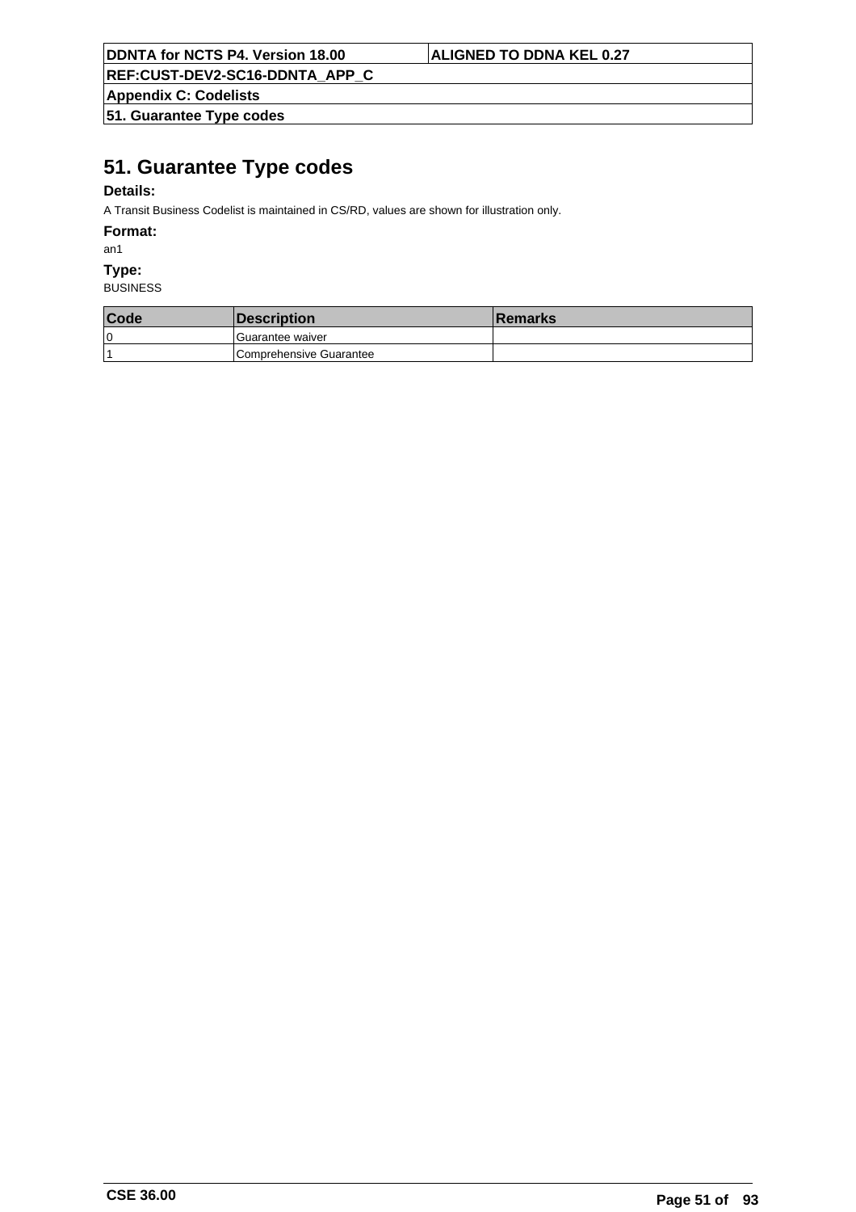# 51. Guarantee Type codes

**Details:**

A Transit Business Codelist is maintained in CS/RD, values are shown for illustration only.

**Format:**

an1

**Type:**

BUSINESS

| Code | Description | Remarks |
| --- | --- | --- |
| 0 | Guarantee waiver | |
| 1 | Comprehensive Guarantee | |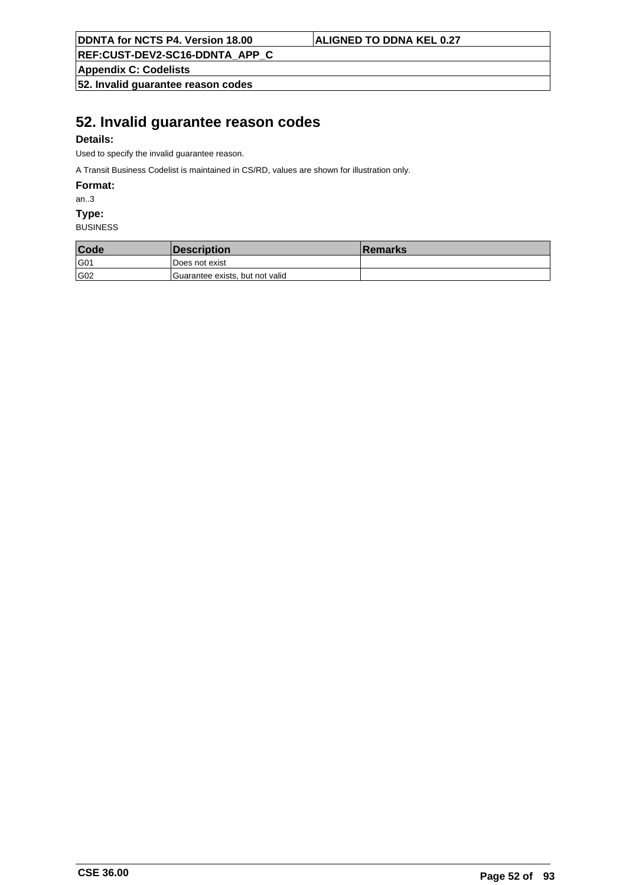# 52. Invalid guarantee reason codes

**Details:**

Used to specify the invalid guarantee reason.

A Transit Business Codelist is maintained in CS/RD, values are shown for illustration only.

**Format:**

an..3

**Type:**

BUSINESS

| Code | Description | Remarks |
|---|---|---|
| G01 | Does not exist | |
| G02 | Guarantee exists, but not valid | |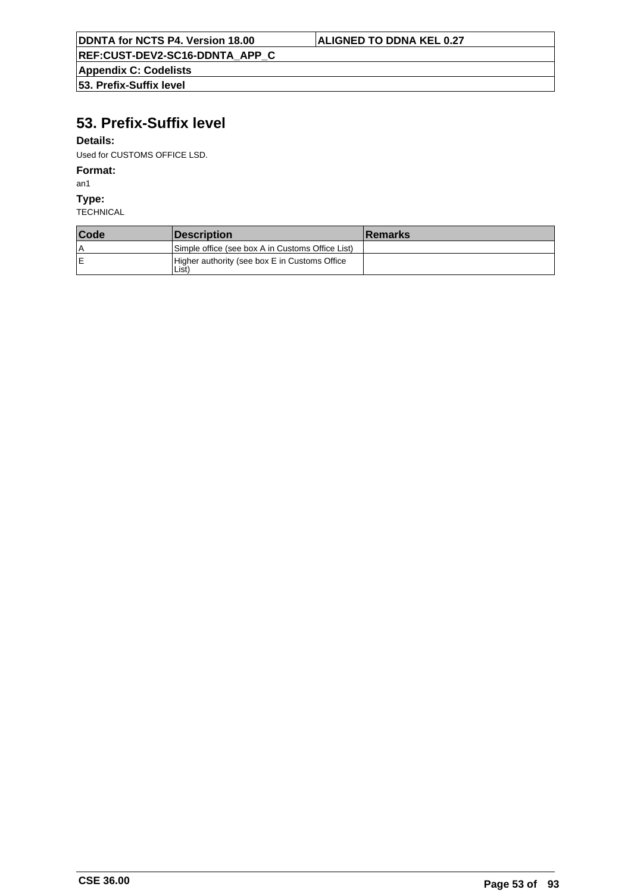# 53. Prefix-Suffix level

**Details:**

Used for CUSTOMS OFFICE LSD.

**Format:**

an1

**Type:**

TECHNICAL

| Code | Description | Remarks |
|---|---|---|
| A | Simple office (see box A in Customs Office List) | |
| E | Higher authority (see box E in Customs Office List) | |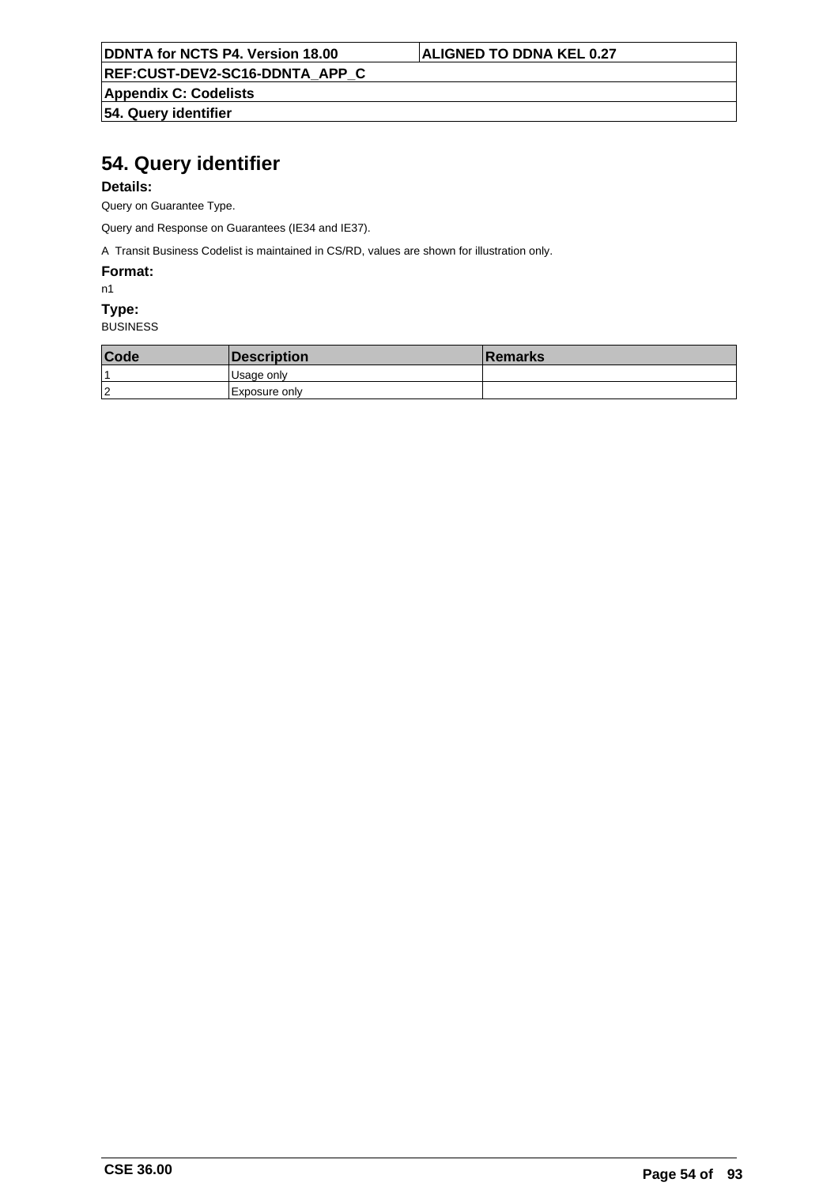# 54. Query identifier

**Details:**

Query on Guarantee Type.

Query and Response on Guarantees (IE34 and IE37).

A Transit Business Codelist is maintained in CS/RD, values are shown for illustration only.

**Format:**

n1

**Type:**

BUSINESS

| Code | Description | Remarks |
|---|---|---|
| 1 | Usage only | |
| 2 | Exposure only | |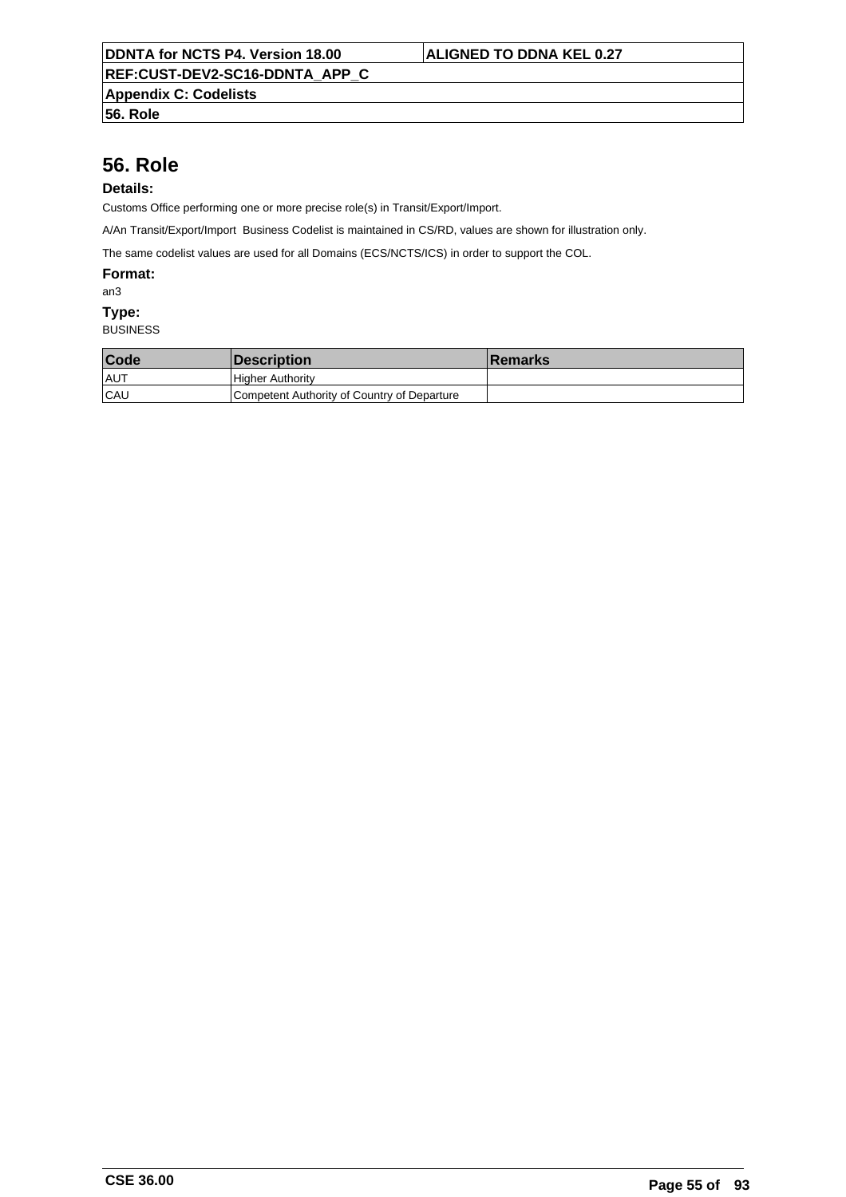# 56. Role

**Details:**

Customs Office performing one or more precise role(s) in Transit/Export/Import.

A/An Transit/Export/Import Business Codelist is maintained in CS/RD, values are shown for illustration only.

The same codelist values are used for all Domains (ECS/NCTS/ICS) in order to support the COL.

**Format:**

an3

**Type:**

BUSINESS

| Code | Description | Remarks |
|---|---|---|
| AUT | Higher Authority | |
| CAU | Competent Authority of Country of Departure | |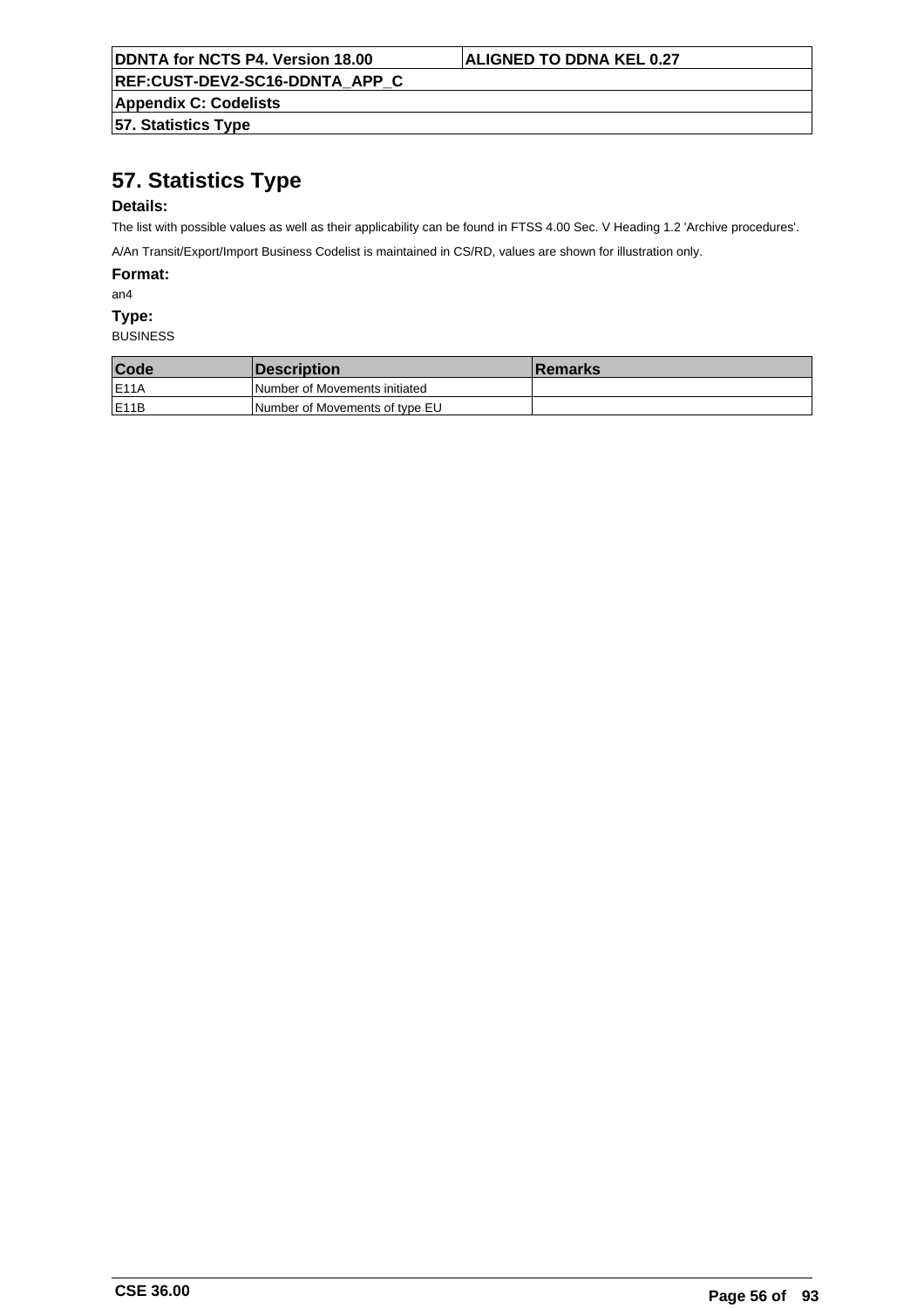# 57. Statistics Type

**Details:**

The list with possible values as well as their applicability can be found in FTSS 4.00 Sec. V Heading 1.2 'Archive procedures'.

A/An Transit/Export/Import Business Codelist is maintained in CS/RD, values are shown for illustration only.

**Format:**

an4

**Type:**

BUSINESS

| Code | Description | Remarks |
|---|---|---|
| E11A | Number of Movements initiated | |
| E11B | Number of Movements of type EU | |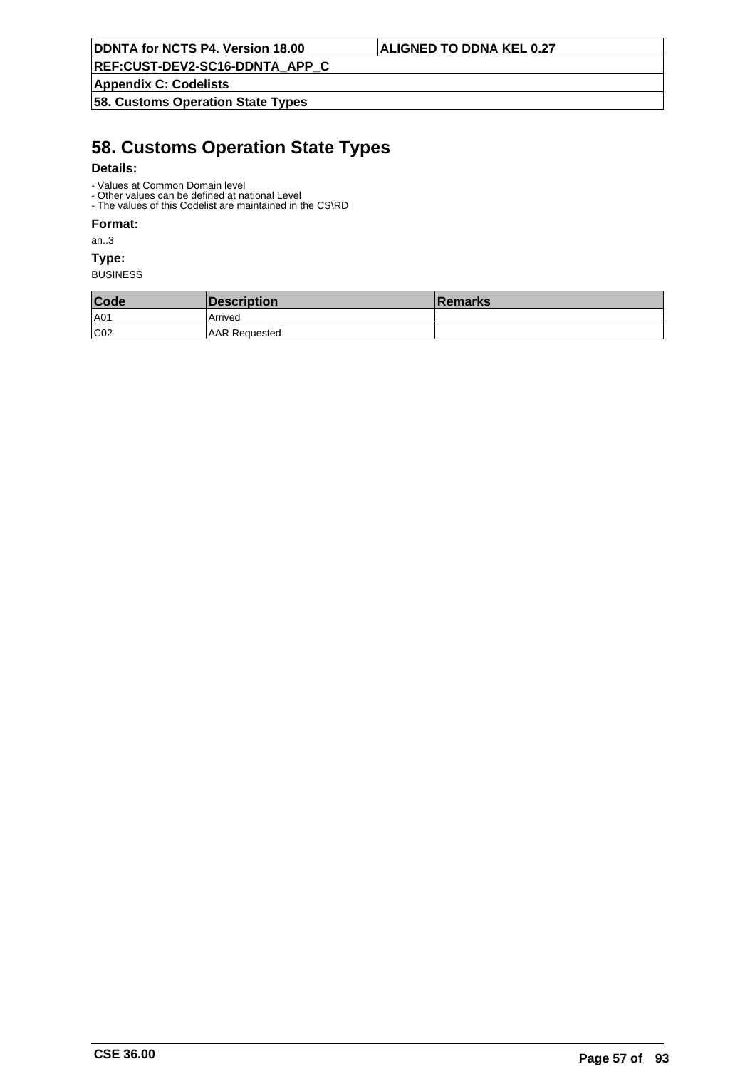# 58. Customs Operation State Types

**Details:**

- Values at Common Domain level
- Other values can be defined at national Level
- The values of this Codelist are maintained in the CS\RD

**Format:**

an..3

**Type:**

BUSINESS

| Code | Description | Remarks |
| --- | --- | --- |
| A01 | Arrived | |
| C02 | AAR Requested | |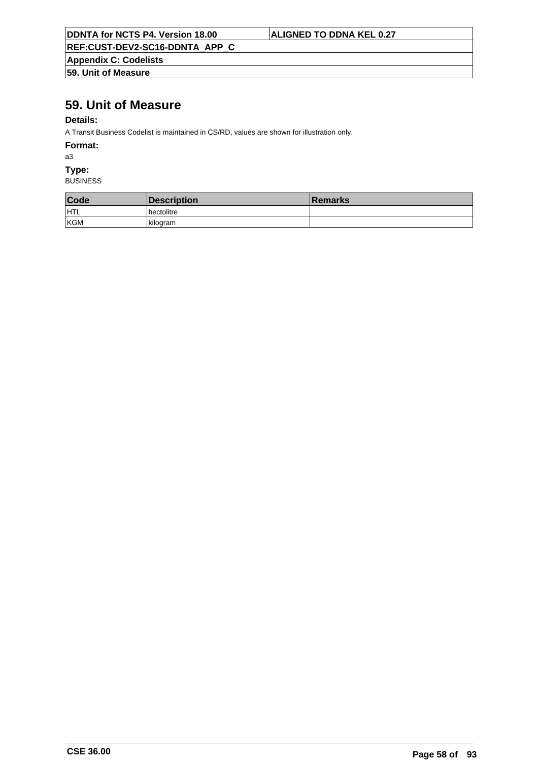# 59. Unit of Measure

**Details:**

A Transit Business Codelist is maintained in CS/RD, values are shown for illustration only.

**Format:**

a3

**Type:**

BUSINESS

| Code | Description | Remarks |
|---|---|---|
| HTL | hectolitre | |
| KGM | kilogram | |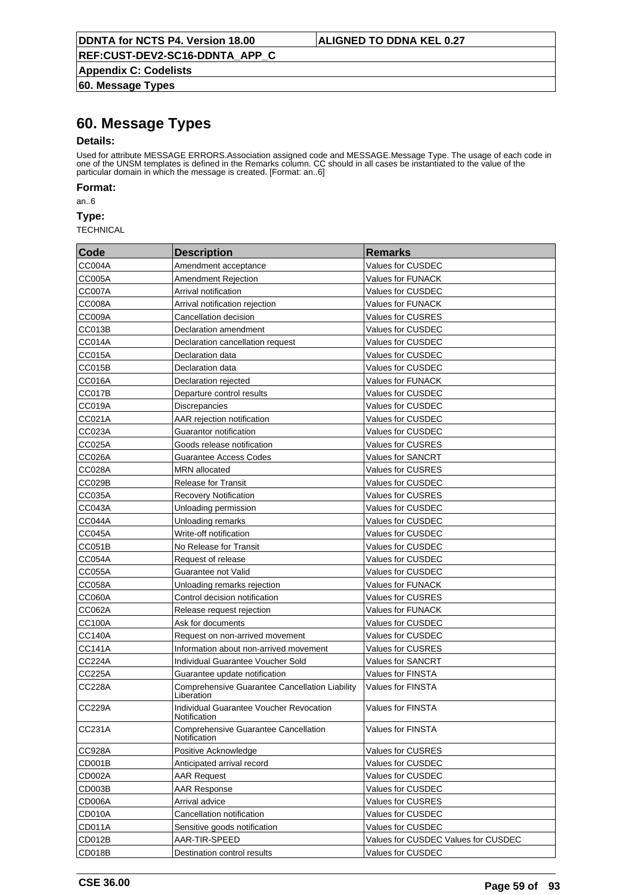# 60. Message Types

### Details:

Used for attribute MESSAGE ERRORS.Association assigned code and MESSAGE.Message Type. The usage of each code in one of the UNSM templates is defined in the Remarks column. CC should in all cases be instantiated to the value of the particular domain in which the message is created. [Format: an..6]

### Format:

an..6

### Type:

TECHNICAL

| Code | Description | Remarks |
|---|---|---|
| CC004A | Amendment acceptance | Values for CUSDEC |
| CC005A | Amendment Rejection | Values for FUNACK |
| CC007A | Arrival notification | Values for CUSDEC |
| CC008A | Arrival notification rejection | Values for FUNACK |
| CC009A | Cancellation decision | Values for CUSRES |
| CC013B | Declaration amendment | Values for CUSDEC |
| CC014A | Declaration cancellation request | Values for CUSDEC |
| CC015A | Declaration data | Values for CUSDEC |
| CC015B | Declaration data | Values for CUSDEC |
| CC016A | Declaration rejected | Values for FUNACK |
| CC017B | Departure control results | Values for CUSDEC |
| CC019A | Discrepancies | Values for CUSDEC |
| CC021A | AAR rejection notification | Values for CUSDEC |
| CC023A | Guarantor notification | Values for CUSDEC |
| CC025A | Goods release notification | Values for CUSRES |
| CC026A | Guarantee Access Codes | Values for SANCRT |
| CC028A | MRN allocated | Values for CUSRES |
| CC029B | Release for Transit | Values for CUSDEC |
| CC035A | Recovery Notification | Values for CUSRES |
| CC043A | Unloading permission | Values for CUSDEC |
| CC044A | Unloading remarks | Values for CUSDEC |
| CC045A | Write-off notification | Values for CUSDEC |
| CC051B | No Release for Transit | Values for CUSDEC |
| CC054A | Request of release | Values for CUSDEC |
| CC055A | Guarantee not Valid | Values for CUSDEC |
| CC058A | Unloading remarks rejection | Values for FUNACK |
| CC060A | Control decision notification | Values for CUSRES |
| CC062A | Release request rejection | Values for FUNACK |
| CC100A | Ask for documents | Values for CUSDEC |
| CC140A | Request on non-arrived movement | Values for CUSDEC |
| CC141A | Information about non-arrived movement | Values for CUSRES |
| CC224A | Individual Guarantee Voucher Sold | Values for SANCRT |
| CC225A | Guarantee update notification | Values for FINSTA |
| CC228A | Comprehensive Guarantee Cancellation Liability Liberation | Values for FINSTA |
| CC229A | Individual Guarantee Voucher Revocation Notification | Values for FINSTA |
| CC231A | Comprehensive Guarantee Cancellation Notification | Values for FINSTA |
| CC928A | Positive Acknowledge | Values for CUSRES |
| CD001B | Anticipated arrival record | Values for CUSDEC |
| CD002A | AAR Request | Values for CUSDEC |
| CD003B | AAR Response | Values for CUSDEC |
| CD006A | Arrival advice | Values for CUSRES |
| CD010A | Cancellation notification | Values for CUSDEC |
| CD011A | Sensitive goods notification | Values for CUSDEC |
| CD012B | AAR-TIR-SPEED | Values for CUSDEC Values for CUSDEC |
| CD018B | Destination control results | Values for CUSDEC |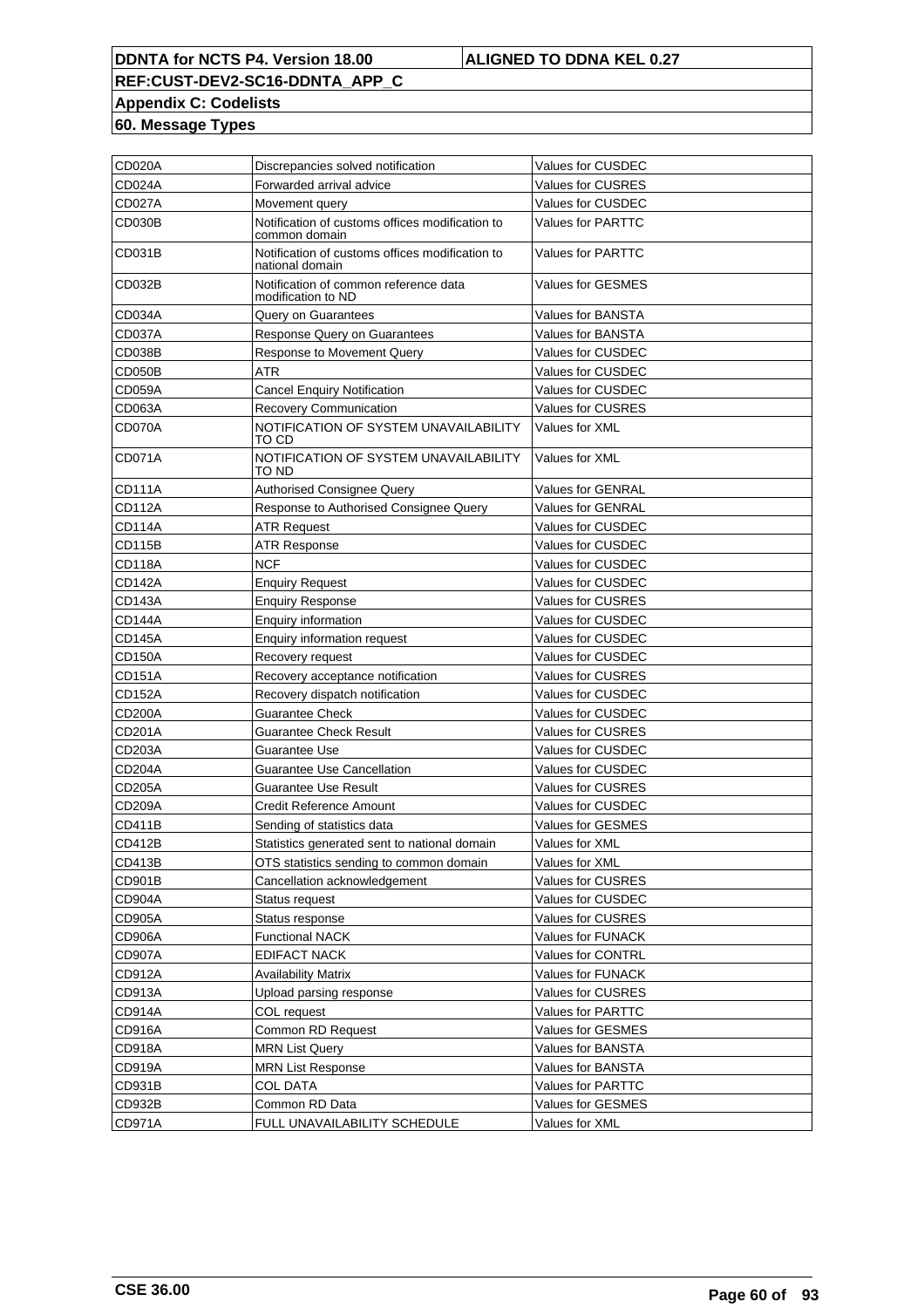**DDNTA for NCTS P4. Version 18.00** | **ALIGNED TO DDNA KEL 0.27**

**REF:CUST-DEV2-SC16-DDNTA_APP_C**

**Appendix C: Codelists**

**60. Message Types**

| | | |
|---|---|---|
| CD020A | Discrepancies solved notification | Values for CUSDEC |
| CD024A | Forwarded arrival advice | Values for CUSRES |
| CD027A | Movement query | Values for CUSDEC |
| CD030B | Notification of customs offices modification to common domain | Values for PARTTC |
| CD031B | Notification of customs offices modification to national domain | Values for PARTTC |
| CD032B | Notification of common reference data modification to ND | Values for GESMES |
| CD034A | Query on Guarantees | Values for BANSTA |
| CD037A | Response Query on Guarantees | Values for BANSTA |
| CD038B | Response to Movement Query | Values for CUSDEC |
| CD050B | ATR | Values for CUSDEC |
| CD059A | Cancel Enquiry Notification | Values for CUSDEC |
| CD063A | Recovery Communication | Values for CUSRES |
| CD070A | NOTIFICATION OF SYSTEM UNAVAILABILITY TO CD | Values for XML |
| CD071A | NOTIFICATION OF SYSTEM UNAVAILABILITY TO ND | Values for XML |
| CD111A | Authorised Consignee Query | Values for GENRAL |
| CD112A | Response to Authorised Consignee Query | Values for GENRAL |
| CD114A | ATR Request | Values for CUSDEC |
| CD115B | ATR Response | Values for CUSDEC |
| CD118A | NCF | Values for CUSDEC |
| CD142A | Enquiry Request | Values for CUSDEC |
| CD143A | Enquiry Response | Values for CUSRES |
| CD144A | Enquiry information | Values for CUSDEC |
| CD145A | Enquiry information request | Values for CUSDEC |
| CD150A | Recovery request | Values for CUSDEC |
| CD151A | Recovery acceptance notification | Values for CUSRES |
| CD152A | Recovery dispatch notification | Values for CUSDEC |
| CD200A | Guarantee Check | Values for CUSDEC |
| CD201A | Guarantee Check Result | Values for CUSRES |
| CD203A | Guarantee Use | Values for CUSDEC |
| CD204A | Guarantee Use Cancellation | Values for CUSDEC |
| CD205A | Guarantee Use Result | Values for CUSRES |
| CD209A | Credit Reference Amount | Values for CUSDEC |
| CD411B | Sending of statistics data | Values for GESMES |
| CD412B | Statistics generated sent to national domain | Values for XML |
| CD413B | OTS statistics sending to common domain | Values for XML |
| CD901B | Cancellation acknowledgement | Values for CUSRES |
| CD904A | Status request | Values for CUSDEC |
| CD905A | Status response | Values for CUSRES |
| CD906A | Functional NACK | Values for FUNACK |
| CD907A | EDIFACT NACK | Values for CONTRL |
| CD912A | Availability Matrix | Values for FUNACK |
| CD913A | Upload parsing response | Values for CUSRES |
| CD914A | COL request | Values for PARTTC |
| CD916A | Common RD Request | Values for GESMES |
| CD918A | MRN List Query | Values for BANSTA |
| CD919A | MRN List Response | Values for BANSTA |
| CD931B | COL DATA | Values for PARTTC |
| CD932B | Common RD Data | Values for GESMES |
| CD971A | FULL UNAVAILABILITY SCHEDULE | Values for XML |

CSE 36.00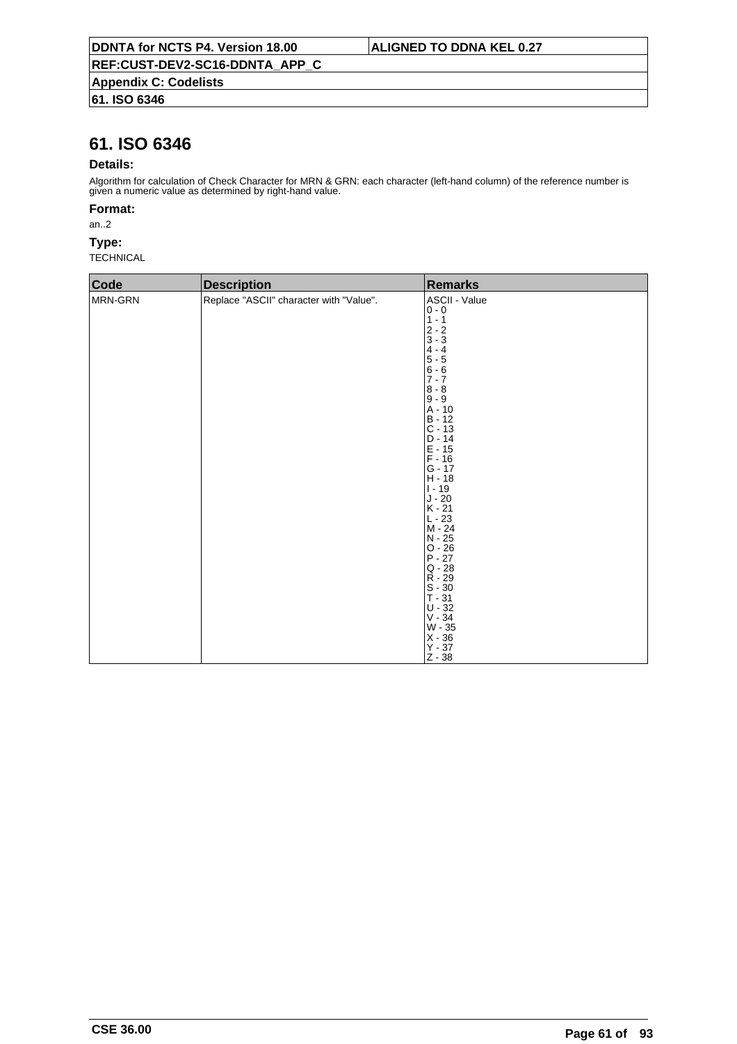# 61. ISO 6346

### Details:

Algorithm for calculation of Check Character for MRN & GRN: each character (left-hand column) of the reference number is given a numeric value as determined by right-hand value.

### Format:

an..2

### Type:

TECHNICAL

| Code | Description | Remarks |
|---|---|---|
| MRN-GRN | Replace "ASCII" character with "Value". | ASCII - Value<br>0 - 0<br>1 - 1<br>2 - 2<br>3 - 3<br>4 - 4<br>5 - 5<br>6 - 6<br>7 - 7<br>8 - 8<br>9 - 9<br>A - 10<br>B - 12<br>C - 13<br>D - 14<br>E - 15<br>F - 16<br>G - 17<br>H - 18<br>I - 19<br>J - 20<br>K - 21<br>L - 23<br>M - 24<br>N - 25<br>O - 26<br>P - 27<br>Q - 28<br>R - 29<br>S - 30<br>T - 31<br>U - 32<br>V - 34<br>W - 35<br>X - 36<br>Y - 37<br>Z - 38 |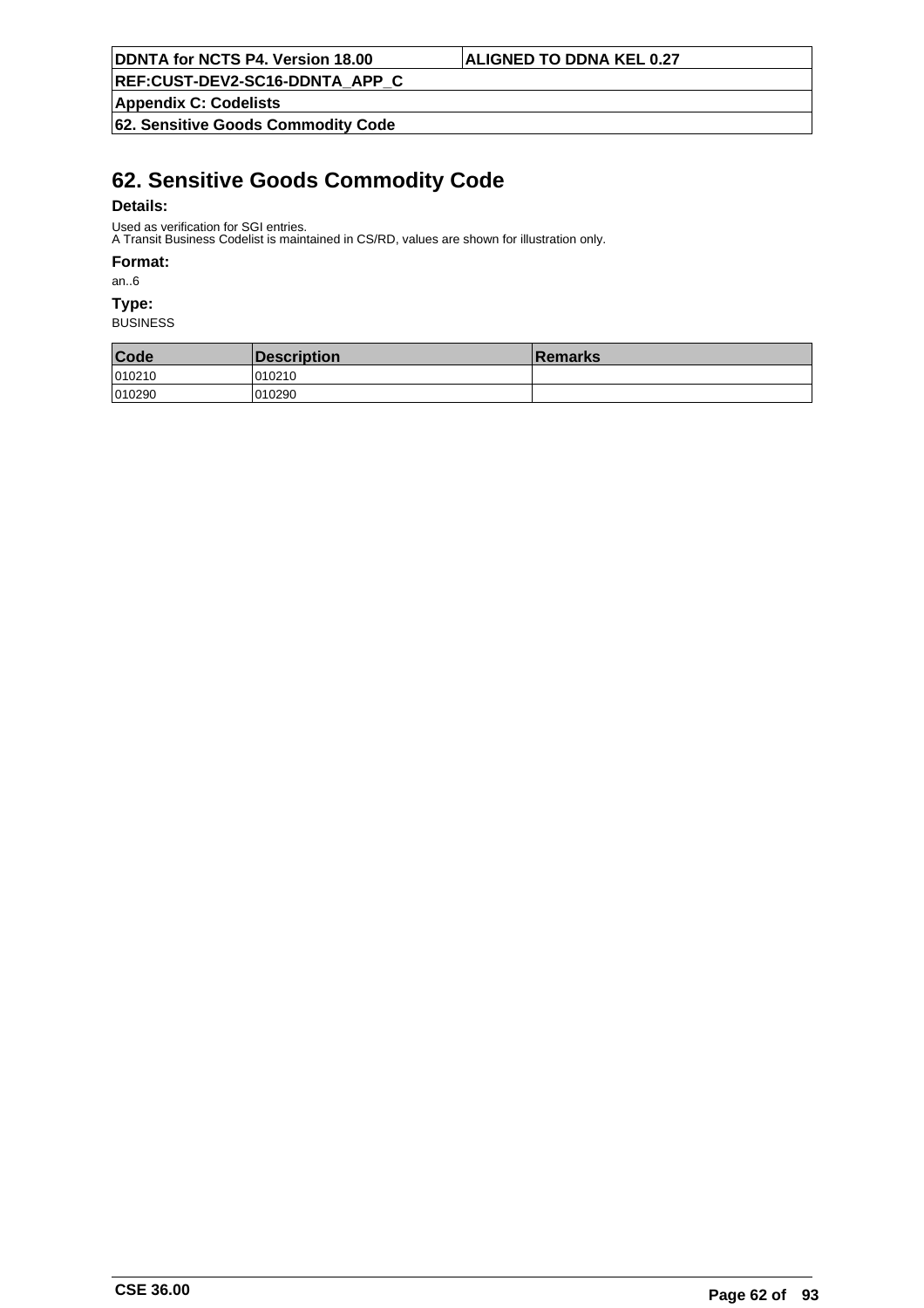# 62. Sensitive Goods Commodity Code

**Details:**

Used as verification for SGI entries.
A Transit Business Codelist is maintained in CS/RD, values are shown for illustration only.

**Format:**

an..6

**Type:**

BUSINESS

| Code | Description | Remarks |
|---|---|---|
| 010210 | 010210 | |
| 010290 | 010290 | |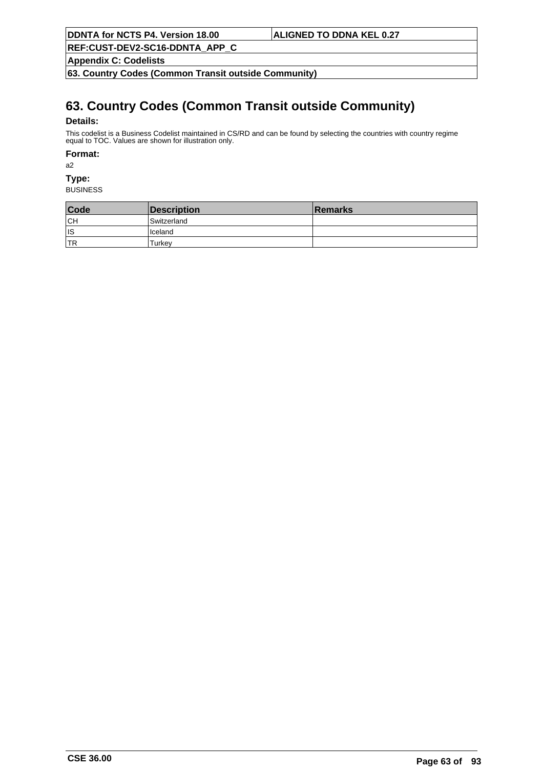# 63. Country Codes (Common Transit outside Community)

**Details:**

This codelist is a Business Codelist maintained in CS/RD and can be found by selecting the countries with country regime equal to TOC. Values are shown for illustration only.

**Format:**

a2

**Type:**

BUSINESS

| Code | Description | Remarks |
|---|---|---|
| CH | Switzerland | |
| IS | Iceland | |
| TR | Turkey | |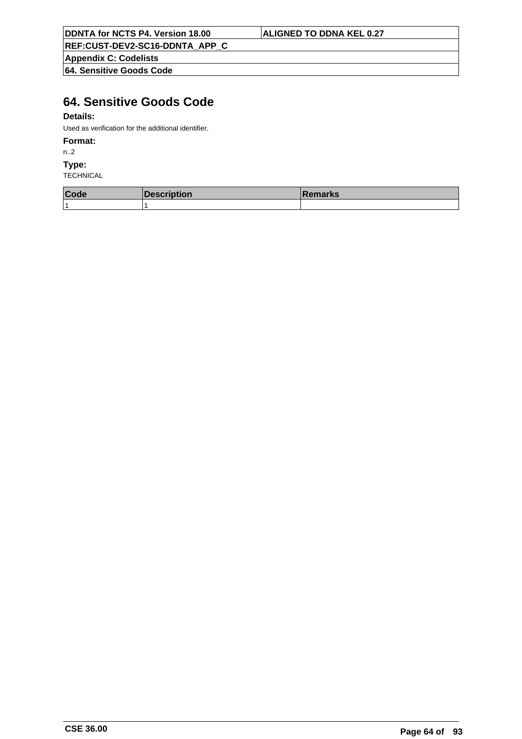# 64. Sensitive Goods Code

**Details:**

Used as verification for the additional identifier.

**Format:**

n..2

**Type:**

TECHNICAL

| Code | Description | Remarks |
|---|---|---|
| 1 | 1 | |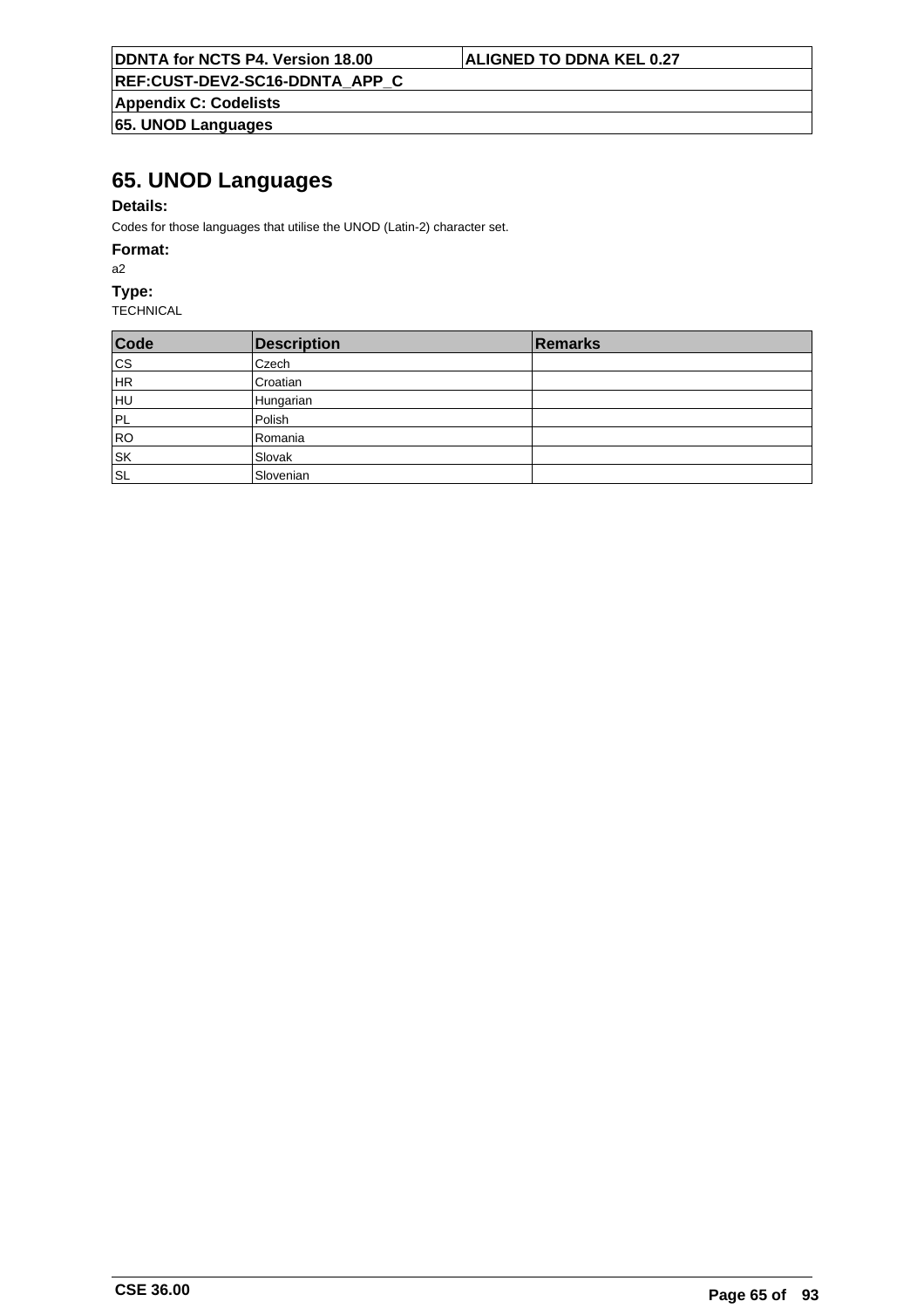# 65. UNOD Languages

**Details:**

Codes for those languages that utilise the UNOD (Latin-2) character set.

**Format:**

a2

**Type:**

TECHNICAL

| Code | Description | Remarks |
|---|---|---|
| CS | Czech | |
| HR | Croatian | |
| HU | Hungarian | |
| PL | Polish | |
| RO | Romania | |
| SK | Slovak | |
| SL | Slovenian | |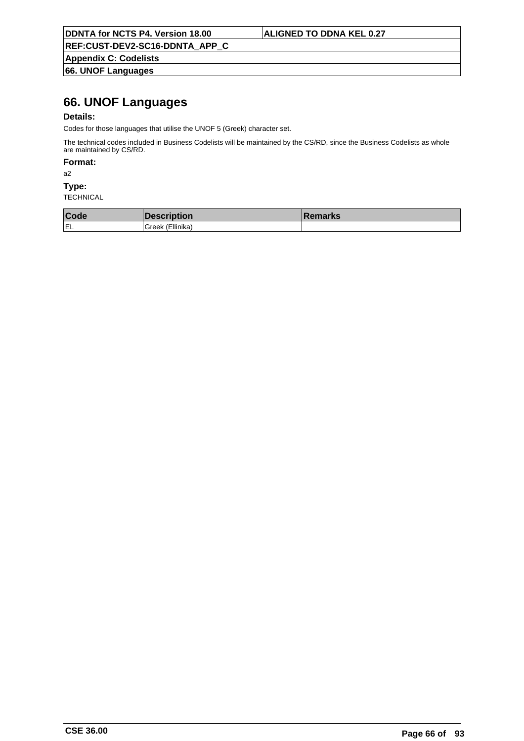# 66. UNOF Languages

**Details:**

Codes for those languages that utilise the UNOF 5 (Greek) character set.

The technical codes included in Business Codelists will be maintained by the CS/RD, since the Business Codelists as whole are maintained by CS/RD.

**Format:**

a2

**Type:**

TECHNICAL

| Code | Description | Remarks |
|---|---|---|
| EL | Greek (Ellinika) | |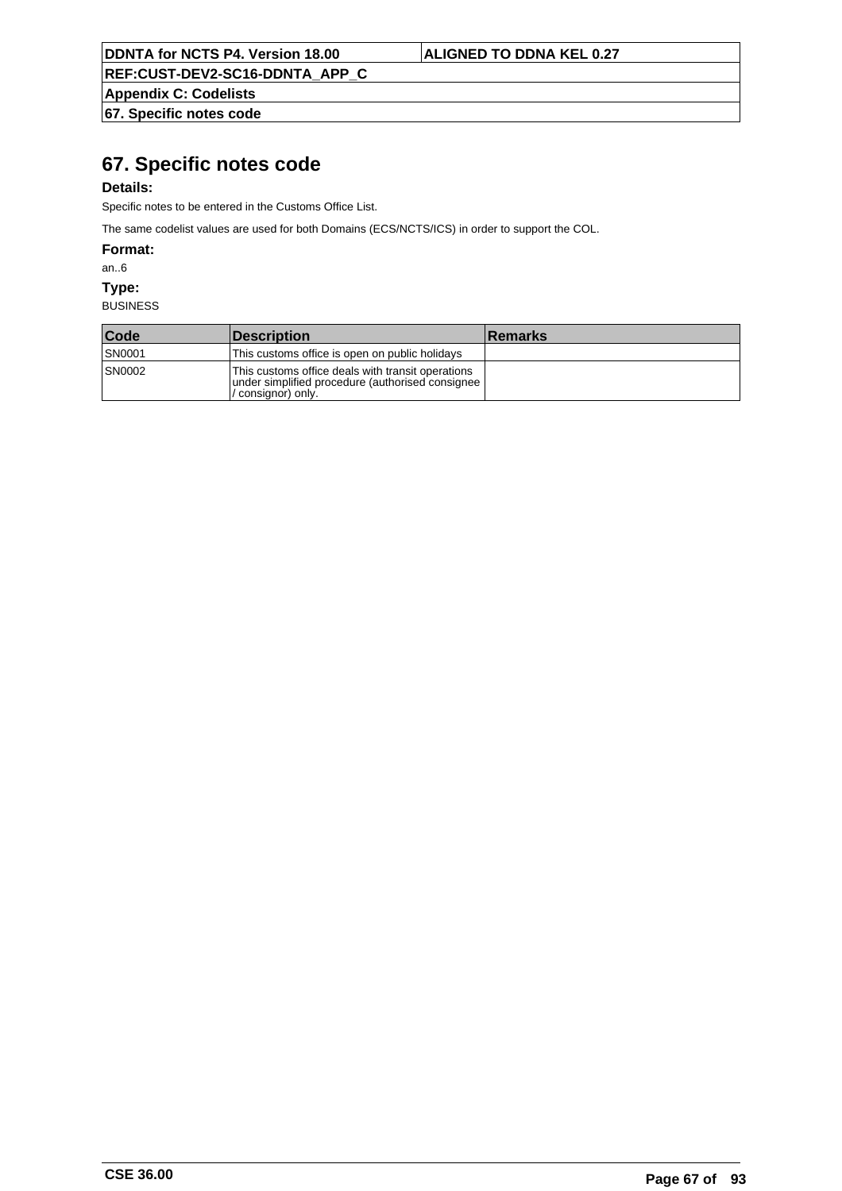# 67. Specific notes code

**Details:**

Specific notes to be entered in the Customs Office List.

The same codelist values are used for both Domains (ECS/NCTS/ICS) in order to support the COL.

**Format:**

an..6

**Type:**

BUSINESS

| Code | Description | Remarks |
|---|---|---|
| SN0001 | This customs office is open on public holidays | |
| SN0002 | This customs office deals with transit operations under simplified procedure (authorised consignee / consignor) only. | |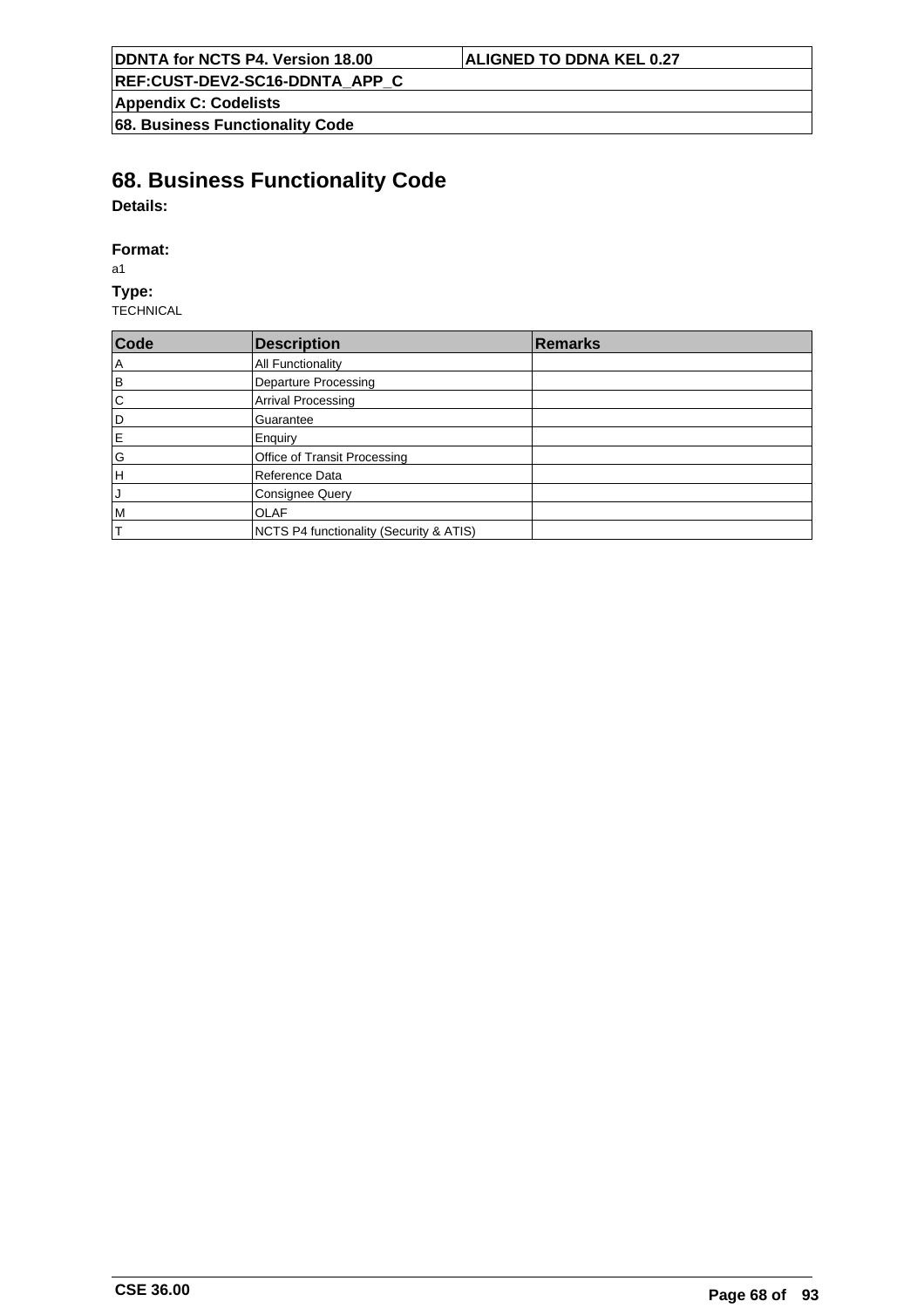# 68. Business Functionality Code

**Details:**

**Format:**

a1

**Type:**

TECHNICAL

| Code | Description | Remarks |
|---|---|---|
| A | All Functionality | |
| B | Departure Processing | |
| C | Arrival Processing | |
| D | Guarantee | |
| E | Enquiry | |
| G | Office of Transit Processing | |
| H | Reference Data | |
| J | Consignee Query | |
| M | OLAF | |
| T | NCTS P4 functionality (Security & ATIS) | |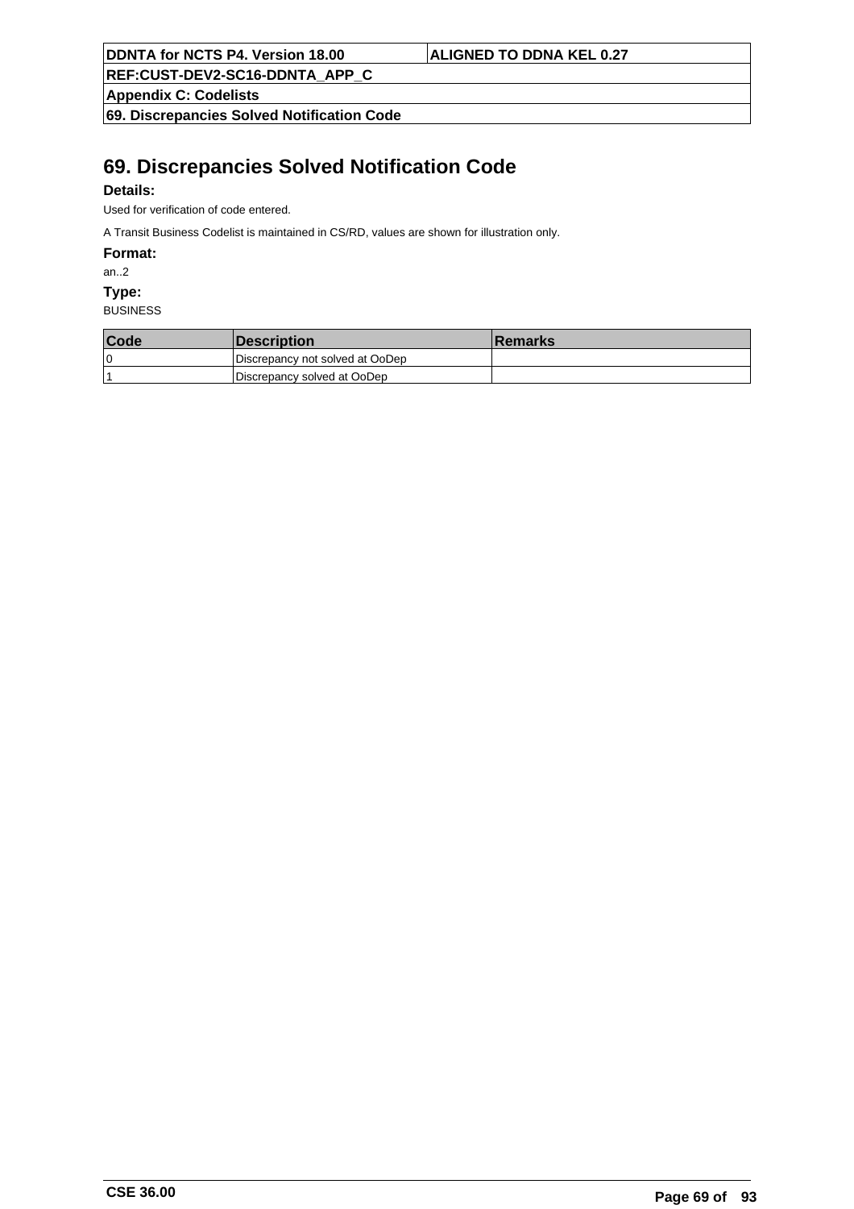# 69. Discrepancies Solved Notification Code

**Details:**

Used for verification of code entered.

A Transit Business Codelist is maintained in CS/RD, values are shown for illustration only.

**Format:**

an..2

**Type:**

BUSINESS

| Code | Description | Remarks |
|---|---|---|
| 0 | Discrepancy not solved at OoDep | |
| 1 | Discrepancy solved at OoDep | |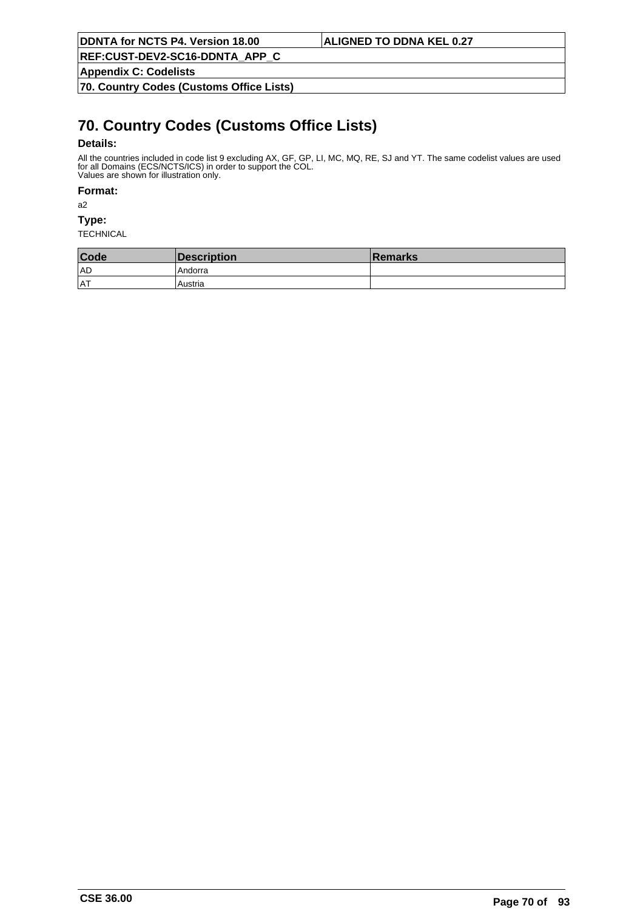# 70. Country Codes (Customs Office Lists)

**Details:**

All the countries included in code list 9 excluding AX, GF, GP, LI, MC, MQ, RE, SJ and YT. The same codelist values are used for all Domains (ECS/NCTS/ICS) in order to support the COL.
Values are shown for illustration only.

**Format:**

a2

**Type:**

TECHNICAL

| Code | Description | Remarks |
|---|---|---|
| AD | Andorra | |
| AT | Austria | |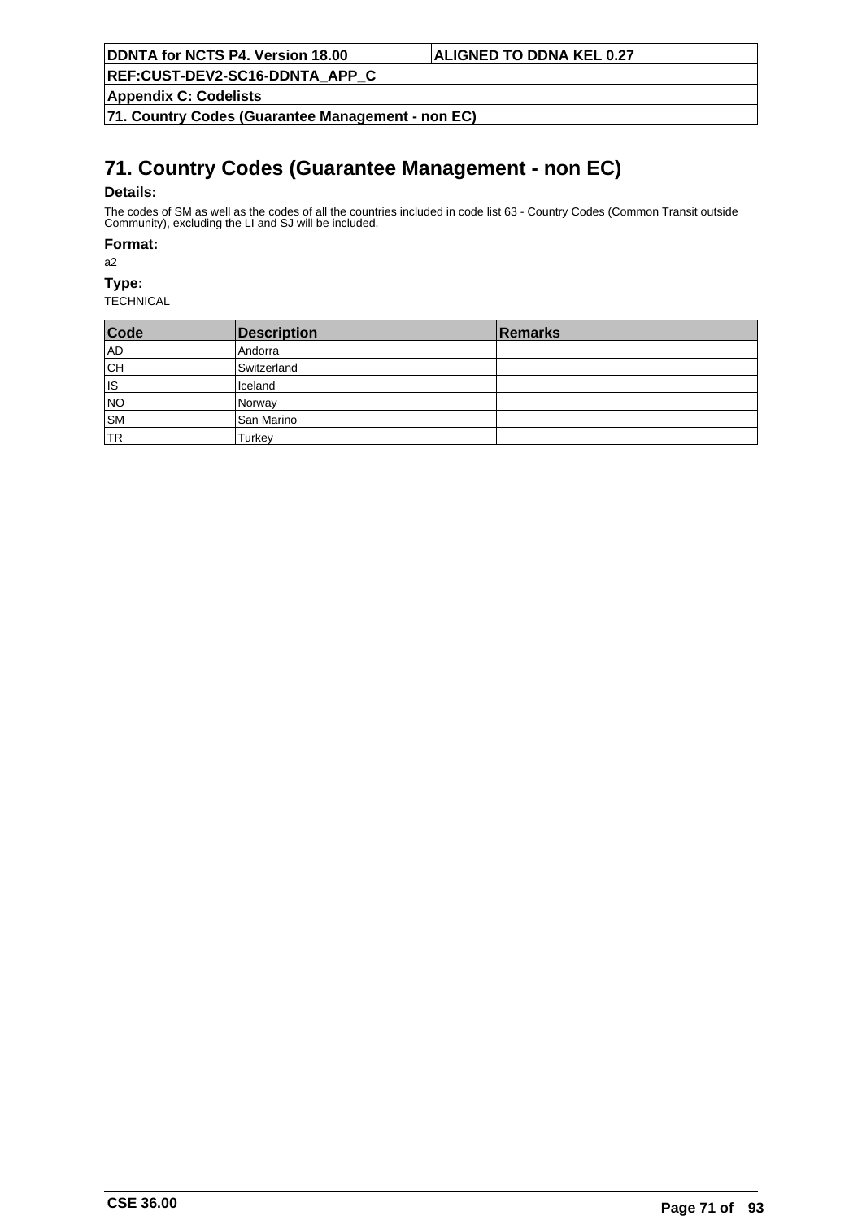# 71. Country Codes (Guarantee Management - non EC)

**Details:**

The codes of SM as well as the codes of all the countries included in code list 63 - Country Codes (Common Transit outside Community), excluding the LI and SJ will be included.

**Format:**

a2

**Type:**

TECHNICAL

| Code | Description | Remarks |
|---|---|---|
| AD | Andorra | |
| CH | Switzerland | |
| IS | Iceland | |
| NO | Norway | |
| SM | San Marino | |
| TR | Turkey | |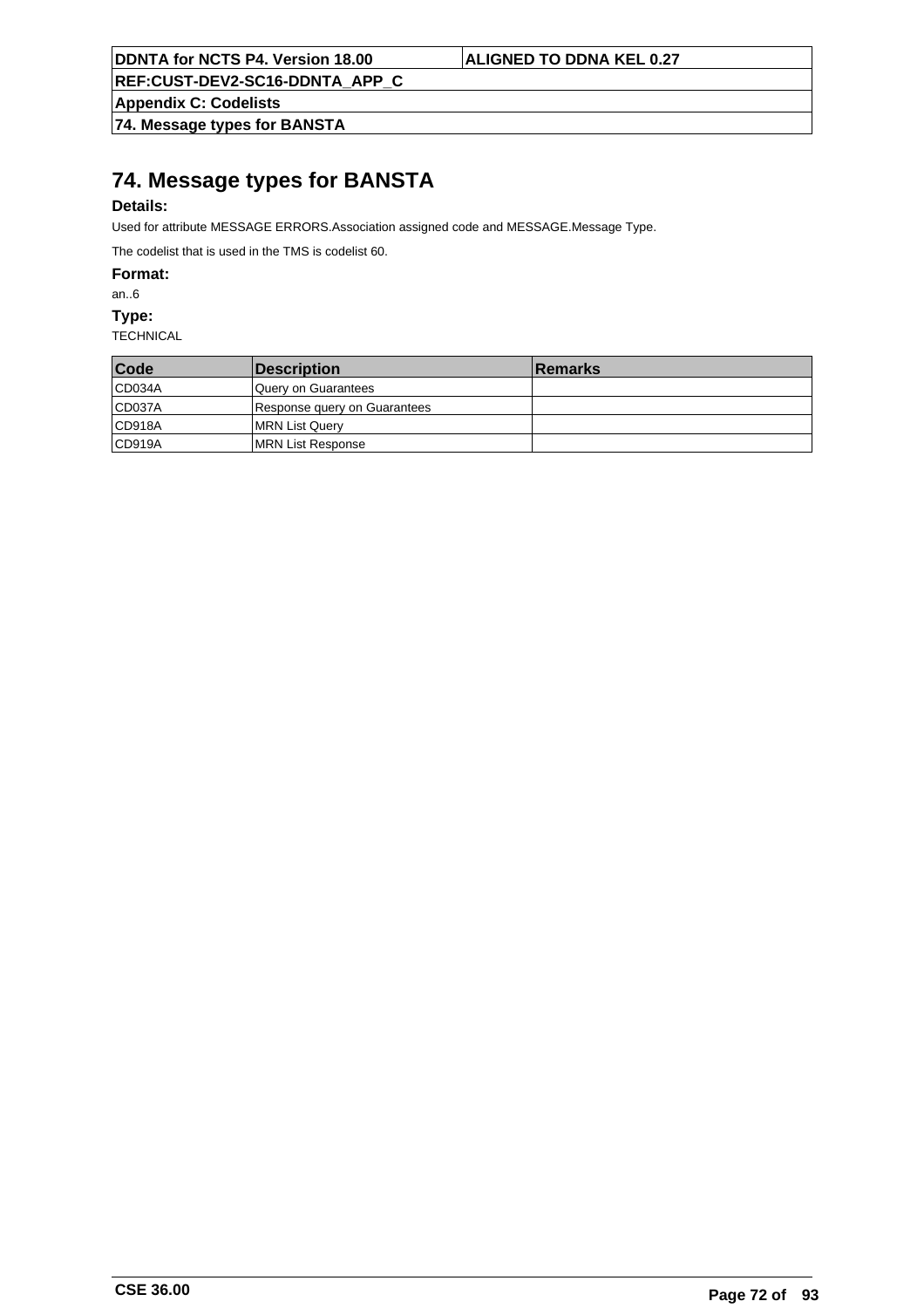# 74. Message types for BANSTA

**Details:**

Used for attribute MESSAGE ERRORS.Association assigned code and MESSAGE.Message Type.

The codelist that is used in the TMS is codelist 60.

**Format:**

an..6

**Type:**

TECHNICAL

| Code | Description | Remarks |
| --- | --- | --- |
| CD034A | Query on Guarantees | |
| CD037A | Response query on Guarantees | |
| CD918A | MRN List Query | |
| CD919A | MRN List Response | |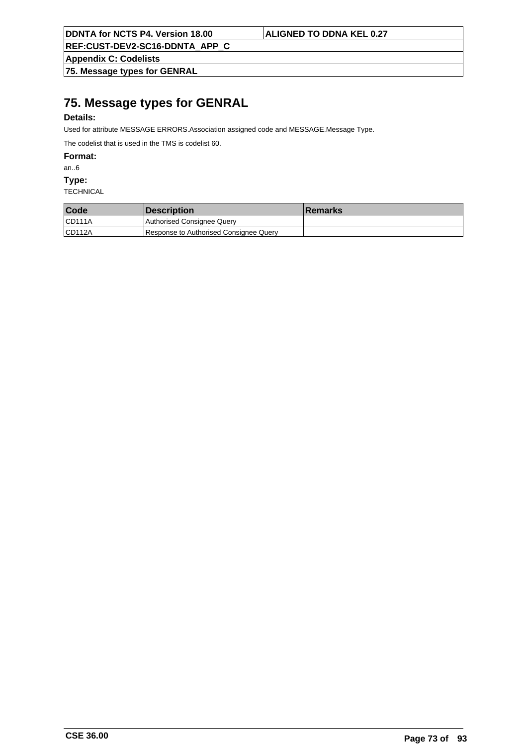# 75. Message types for GENRAL

**Details:**

Used for attribute MESSAGE ERRORS.Association assigned code and MESSAGE.Message Type.

The codelist that is used in the TMS is codelist 60.

**Format:**

an..6

**Type:**

TECHNICAL

| Code | Description | Remarks |
|---|---|---|
| CD111A | Authorised Consignee Query | |
| CD112A | Response to Authorised Consignee Query | |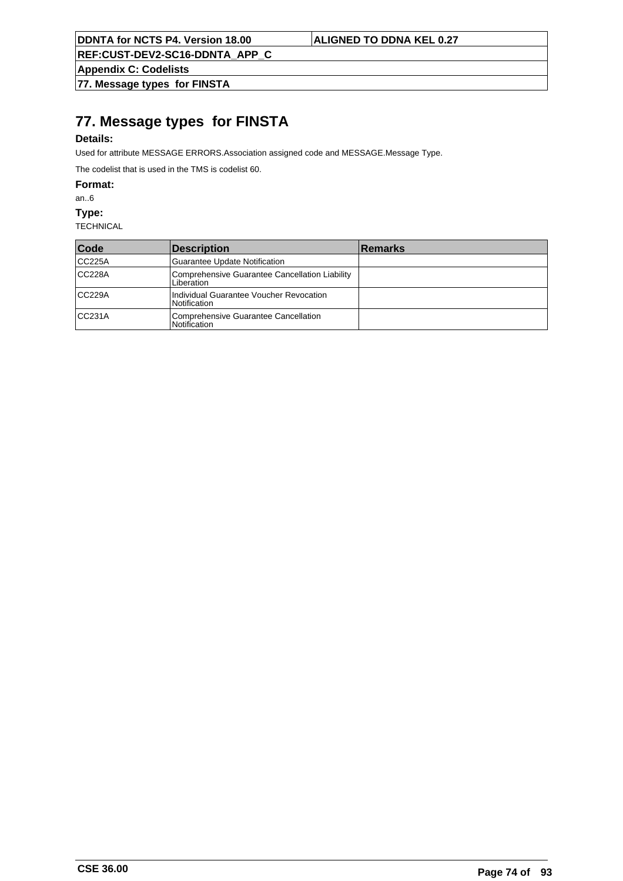# 77. Message types for FINSTA

**Details:**

Used for attribute MESSAGE ERRORS.Association assigned code and MESSAGE.Message Type.

The codelist that is used in the TMS is codelist 60.

**Format:**

an..6

**Type:**

TECHNICAL

| Code | Description | Remarks |
|---|---|---|
| CC225A | Guarantee Update Notification | |
| CC228A | Comprehensive Guarantee Cancellation Liability Liberation | |
| CC229A | Individual Guarantee Voucher Revocation Notification | |
| CC231A | Comprehensive Guarantee Cancellation Notification | |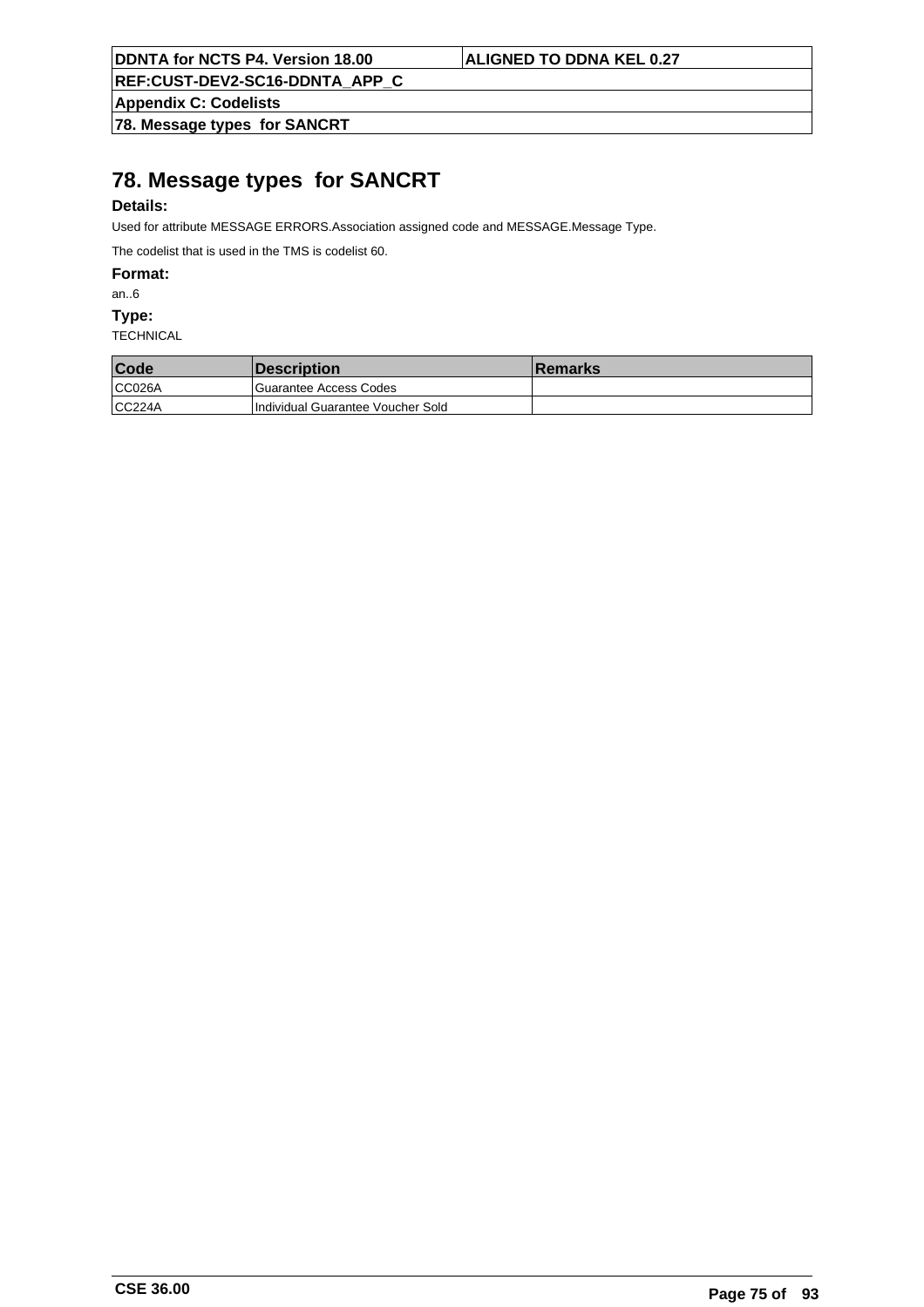# 78. Message types  for SANCRT

**Details:**

Used for attribute MESSAGE ERRORS.Association assigned code and MESSAGE.Message Type.

The codelist that is used in the TMS is codelist 60.

**Format:**

an..6

**Type:**

TECHNICAL

| Code | Description | Remarks |
|---|---|---|
| CC026A | Guarantee Access Codes | |
| CC224A | Individual Guarantee Voucher Sold | |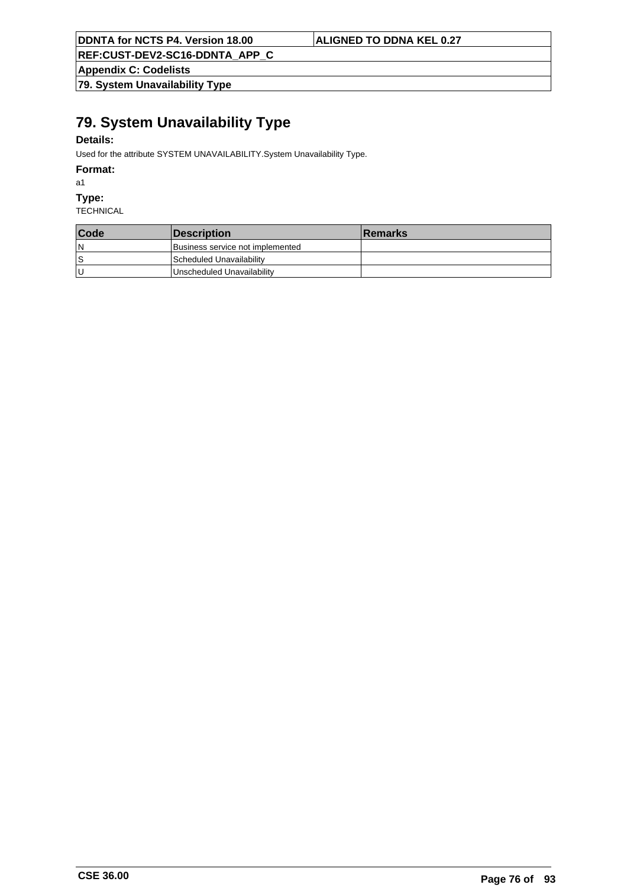# 79. System Unavailability Type

**Details:**

Used for the attribute SYSTEM UNAVAILABILITY.System Unavailability Type.

**Format:**

a1

**Type:**

TECHNICAL

| Code | Description | Remarks |
|---|---|---|
| N | Business service not implemented | |
| S | Scheduled Unavailability | |
| U | Unscheduled Unavailability | |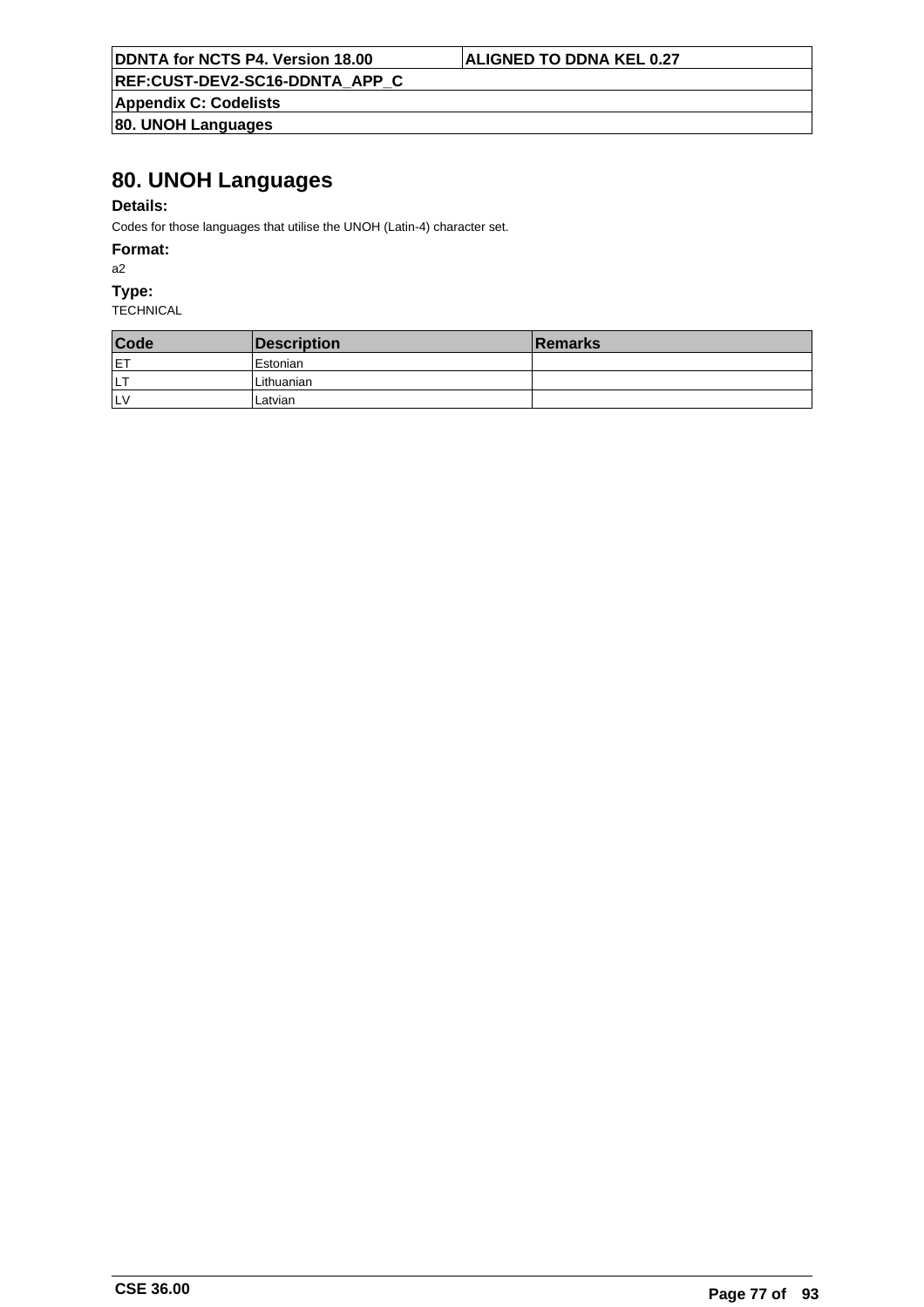# 80. UNOH Languages

**Details:**

Codes for those languages that utilise the UNOH (Latin-4) character set.

**Format:**

a2

**Type:**

TECHNICAL

| Code | Description | Remarks |
|---|---|---|
| ET | Estonian | |
| LT | Lithuanian | |
| LV | Latvian | |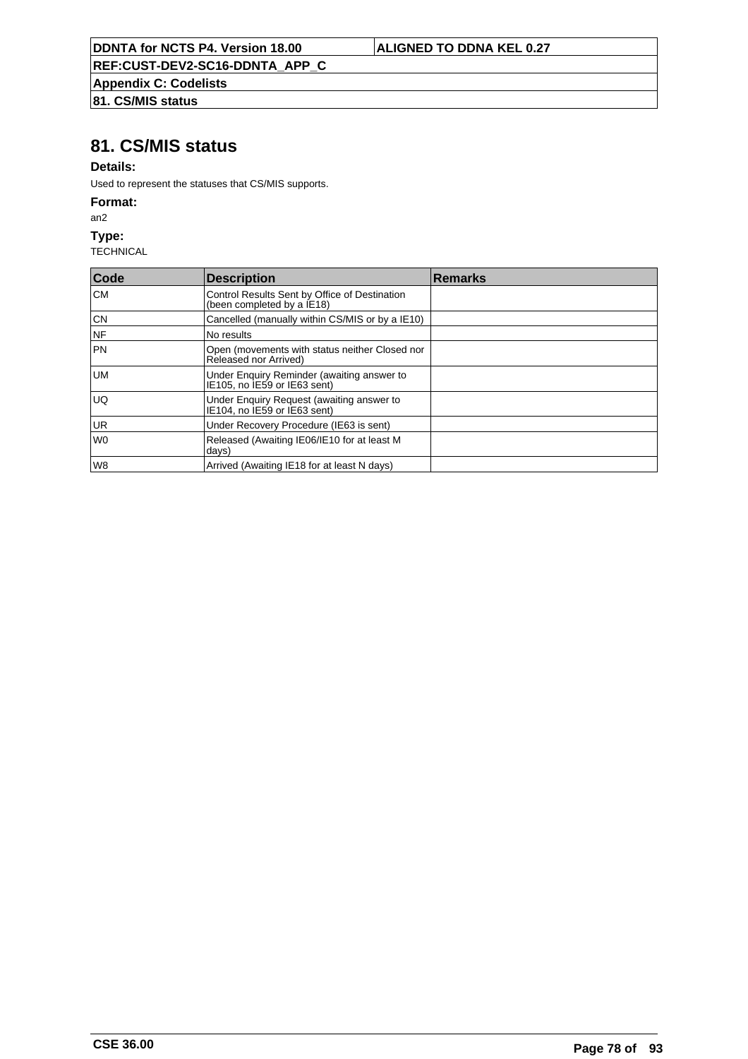# 81. CS/MIS status

**Details:**

Used to represent the statuses that CS/MIS supports.

**Format:**

an2

**Type:**

TECHNICAL

| Code | Description | Remarks |
|---|---|---|
| CM | Control Results Sent by Office of Destination (been completed by a IE18) | |
| CN | Cancelled (manually within CS/MIS or by a IE10) | |
| NF | No results | |
| PN | Open (movements with status neither Closed nor Released nor Arrived) | |
| UM | Under Enquiry Reminder (awaiting answer to IE105, no IE59 or IE63 sent) | |
| UQ | Under Enquiry Request (awaiting answer to IE104, no IE59 or IE63 sent) | |
| UR | Under Recovery Procedure (IE63 is sent) | |
| W0 | Released (Awaiting IE06/IE10 for at least M days) | |
| W8 | Arrived (Awaiting IE18 for at least N days) | |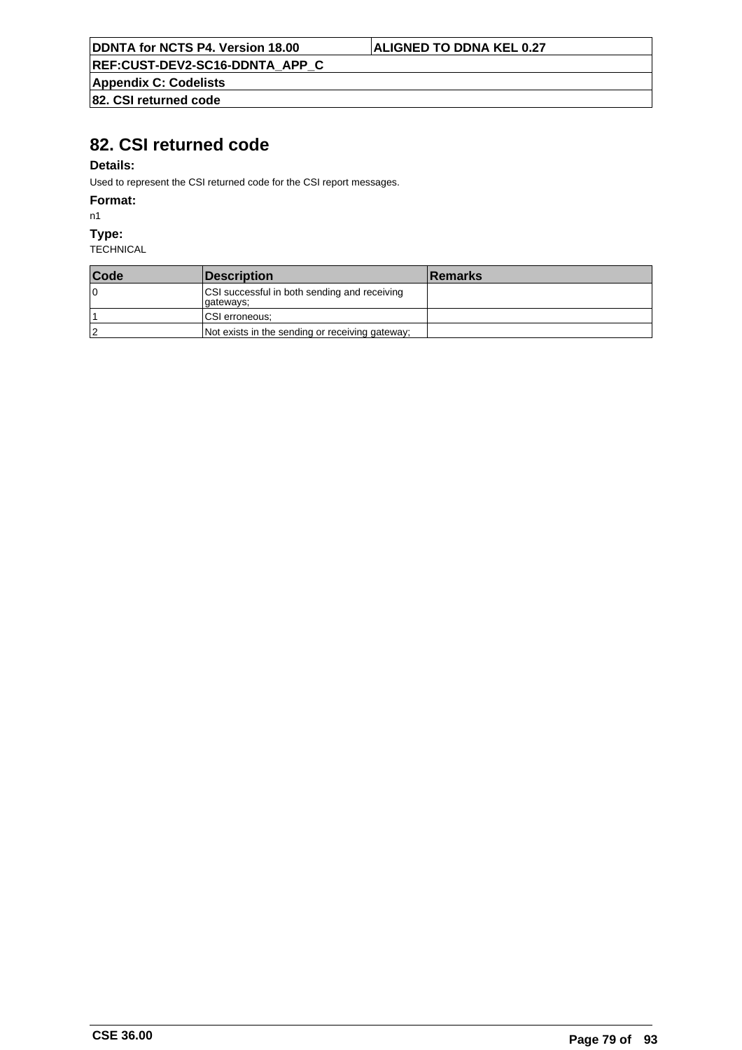# 82. CSI returned code

**Details:**

Used to represent the CSI returned code for the CSI report messages.

**Format:**

n1

**Type:**

TECHNICAL

| Code | Description | Remarks |
|---|---|---|
| 0 | CSI successful in both sending and receiving gateways; | |
| 1 | CSI erroneous; | |
| 2 | Not exists in the sending or receiving gateway; | |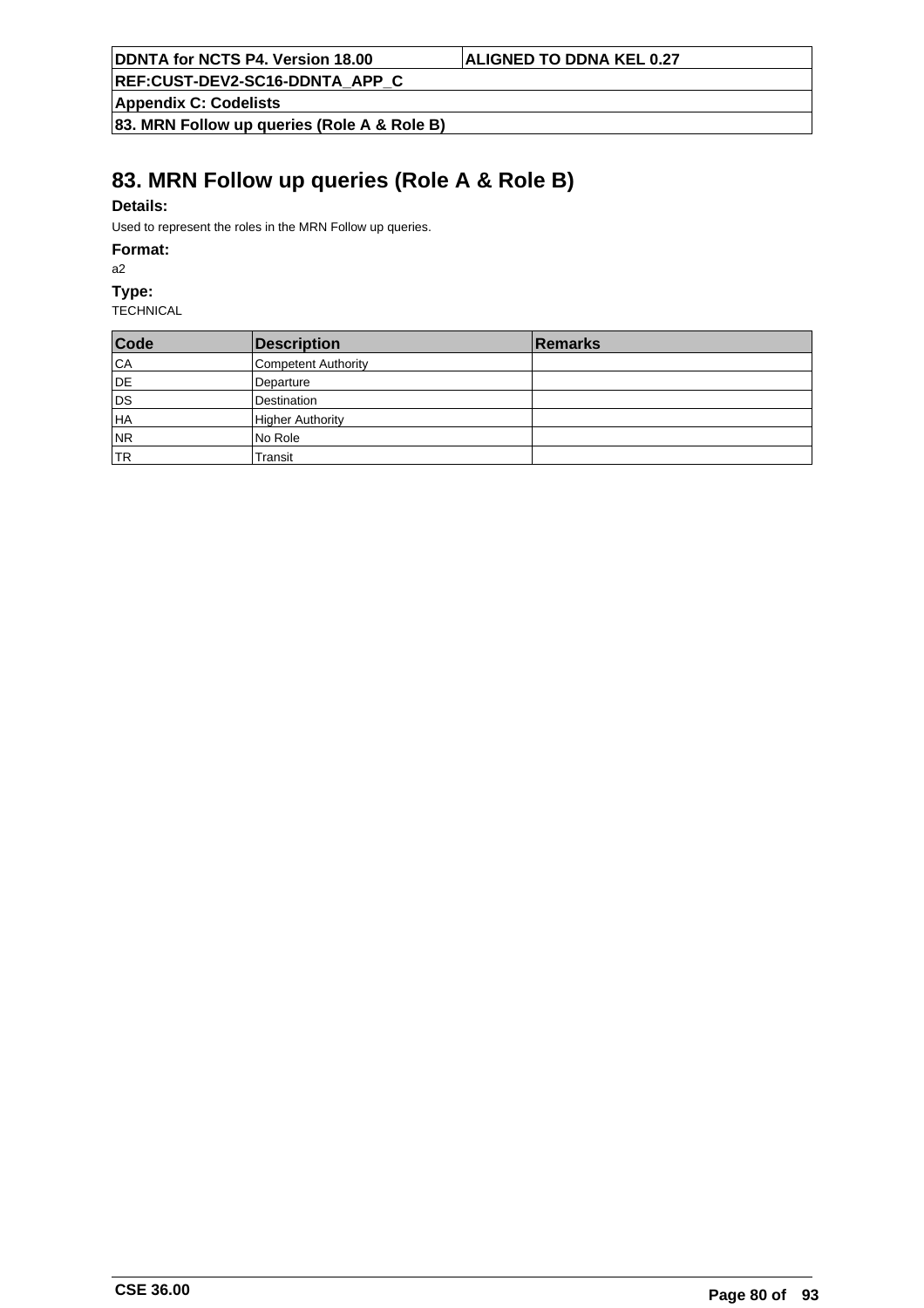# 83. MRN Follow up queries (Role A & Role B)

**Details:**

Used to represent the roles in the MRN Follow up queries.

**Format:**

a2

**Type:**

TECHNICAL

| Code | Description | Remarks |
| --- | --- | --- |
| CA | Competent Authority | |
| DE | Departure | |
| DS | Destination | |
| HA | Higher Authority | |
| NR | No Role | |
| TR | Transit | |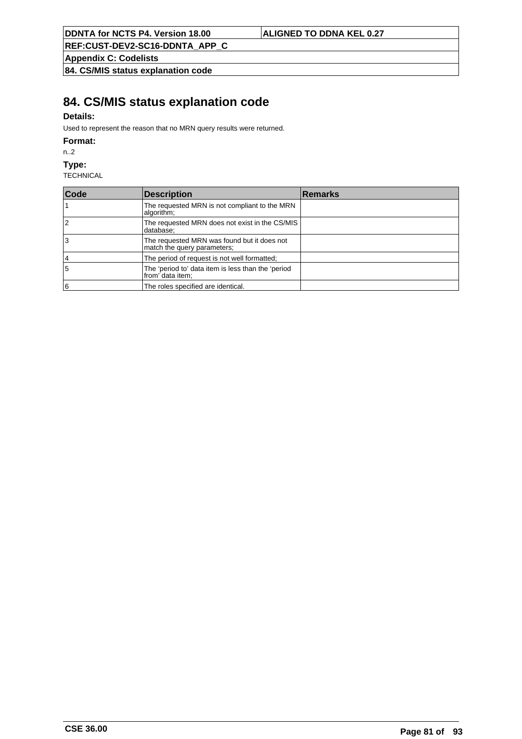# 84. CS/MIS status explanation code

**Details:**

Used to represent the reason that no MRN query results were returned.

**Format:**

n..2

**Type:**

TECHNICAL

| Code | Description | Remarks |
|---|---|---|
| 1 | The requested MRN is not compliant to the MRN algorithm; | |
| 2 | The requested MRN does not exist in the CS/MIS database; | |
| 3 | The requested MRN was found but it does not match the query parameters; | |
| 4 | The period of request is not well formatted; | |
| 5 | The ‘period to’ data item is less than the ‘period from’ data item; | |
| 6 | The roles specified are identical. | |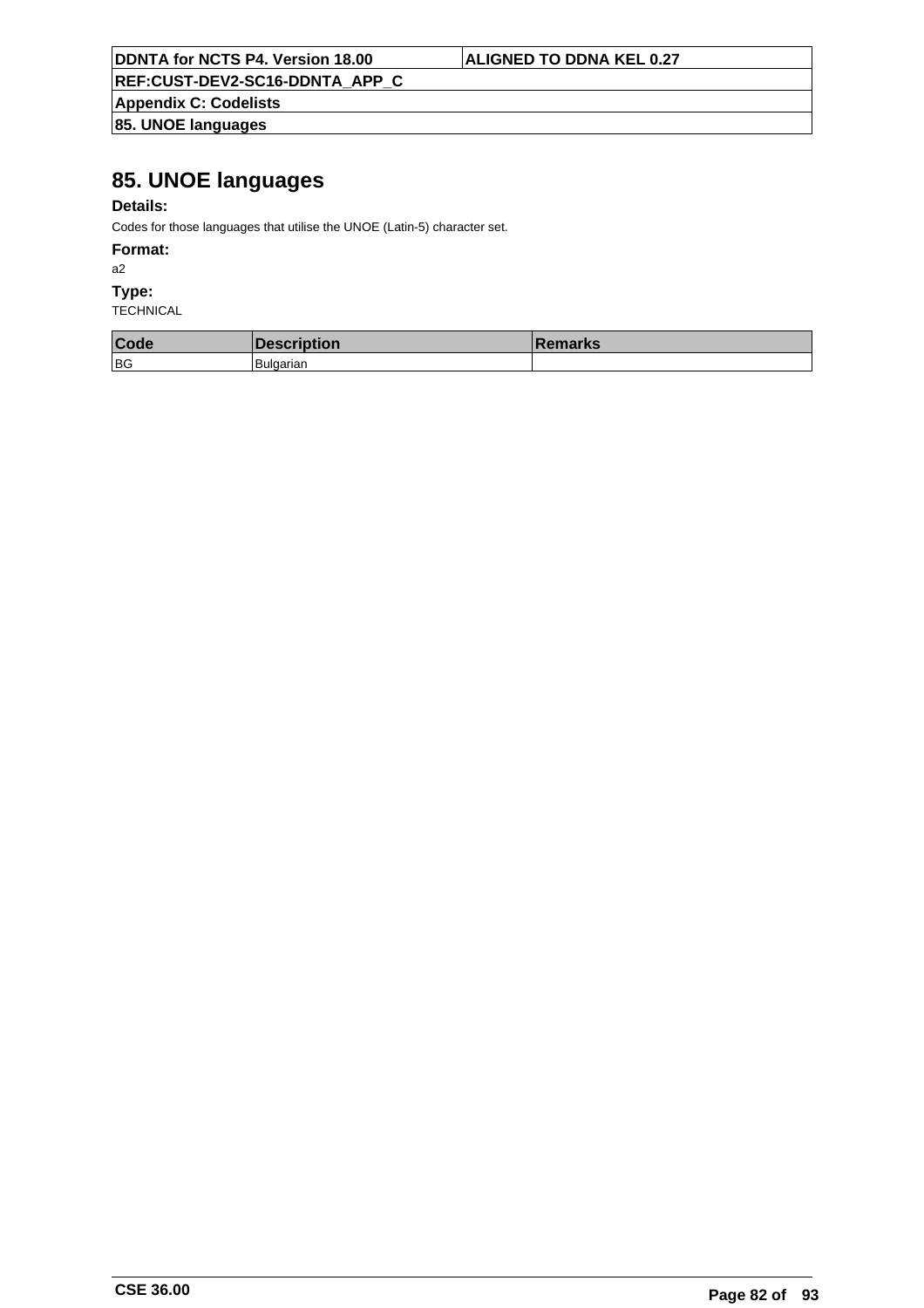# 85. UNOE languages

**Details:**

Codes for those languages that utilise the UNOE (Latin-5) character set.

**Format:**

a2

**Type:**

TECHNICAL

| Code | Description | Remarks |
|---|---|---|
| BG | Bulgarian | |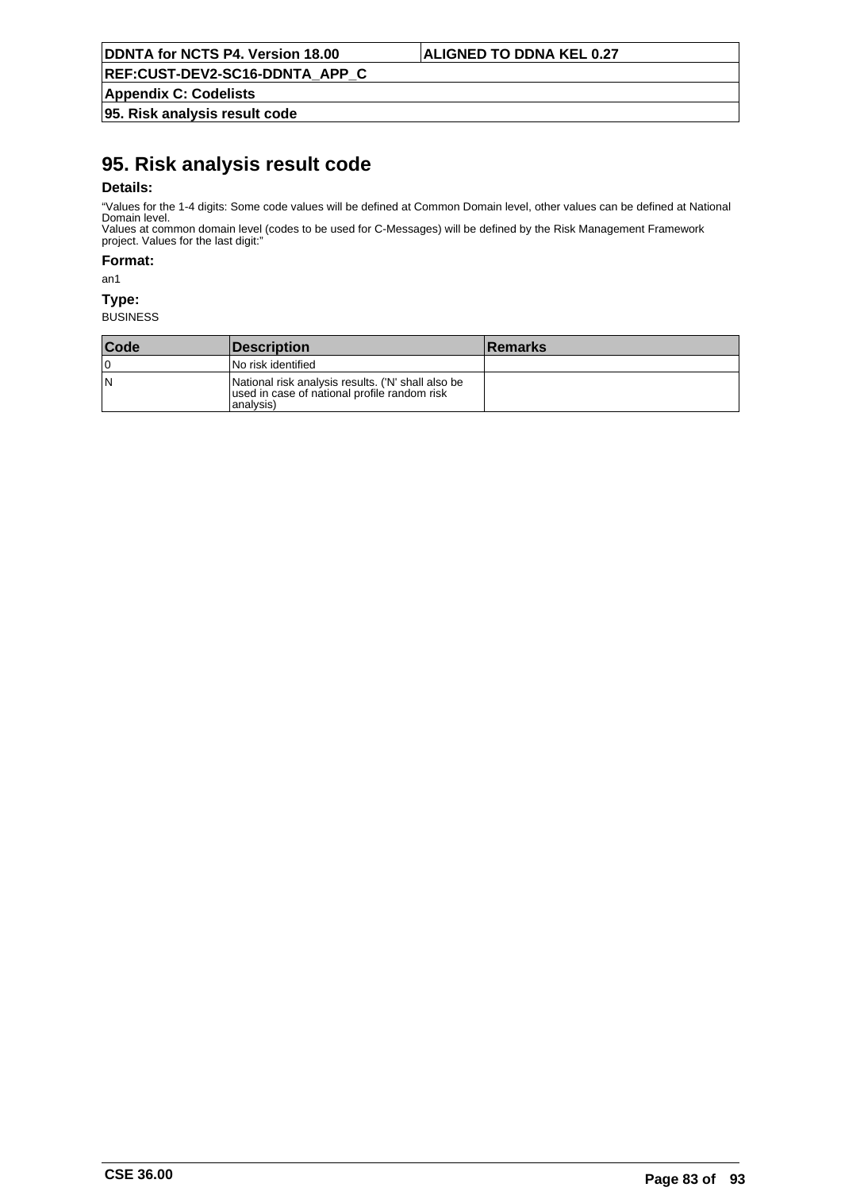# 95. Risk analysis result code

**Details:**

“Values for the 1-4 digits: Some code values will be defined at Common Domain level, other values can be defined at National Domain level.
Values at common domain level (codes to be used for C-Messages) will be defined by the Risk Management Framework project. Values for the last digit:”

**Format:**

an1

**Type:**

BUSINESS

| Code | Description | Remarks |
|---|---|---|
| 0 | No risk identified | |
| N | National risk analysis results. ('N' shall also be used in case of national profile random risk analysis) | |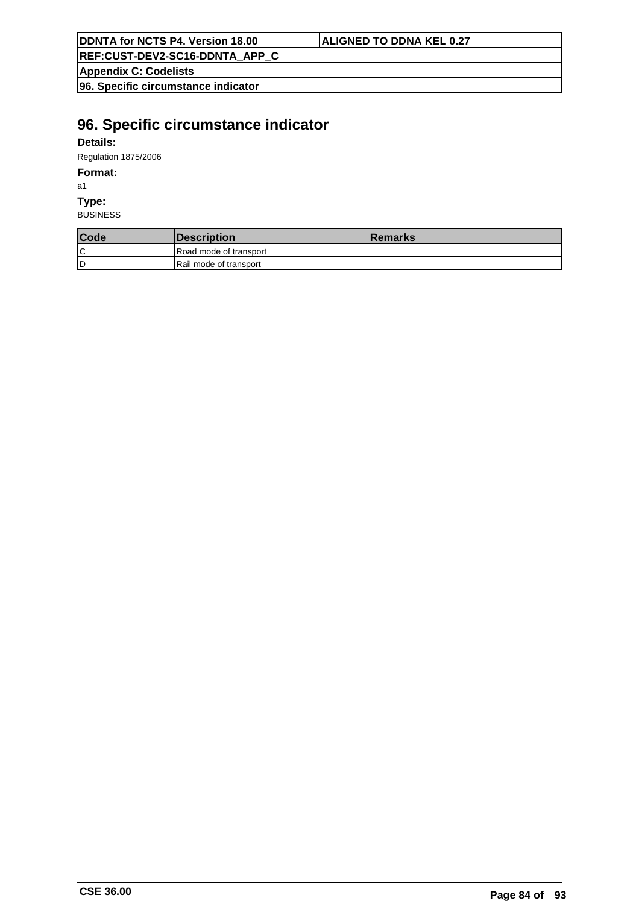# 96. Specific circumstance indicator

**Details:**

Regulation 1875/2006

**Format:**

a1

**Type:**

BUSINESS

| Code | Description | Remarks |
|---|---|---|
| C | Road mode of transport | |
| D | Rail mode of transport | |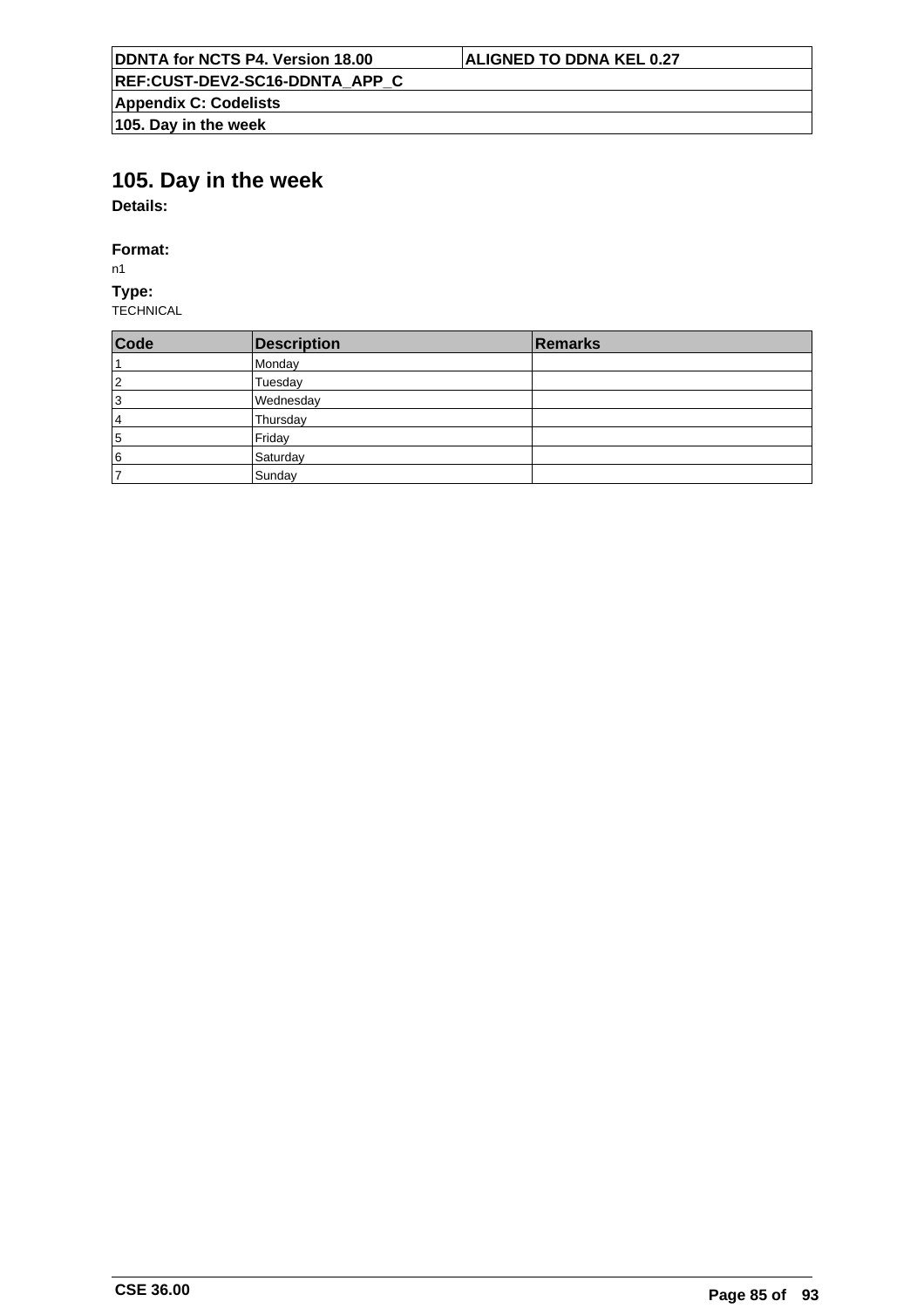# 105. Day in the week

**Details:**

**Format:**

n1

**Type:**

TECHNICAL

| Code | Description | Remarks |
|---|---|---|
| 1 | Monday | |
| 2 | Tuesday | |
| 3 | Wednesday | |
| 4 | Thursday | |
| 5 | Friday | |
| 6 | Saturday | |
| 7 | Sunday | |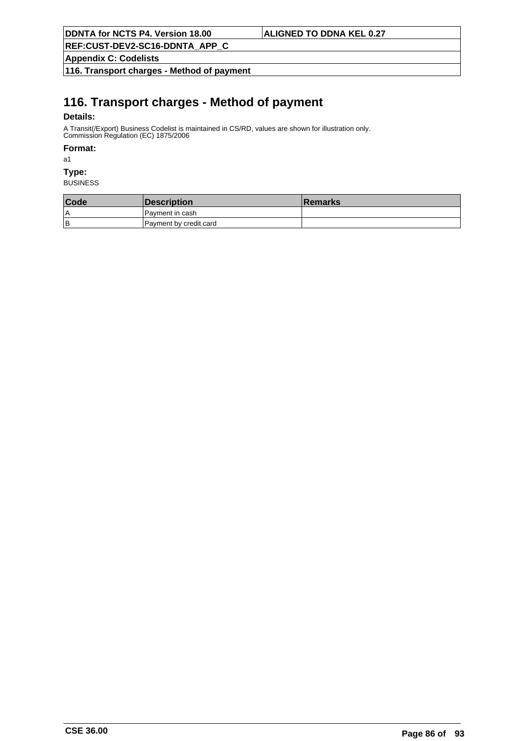# 116. Transport charges - Method of payment

**Details:**

A Transit(/Export) Business Codelist is maintained in CS/RD, values are shown for illustration only.
Commission Regulation (EC) 1875/2006

**Format:**

a1

**Type:**

BUSINESS

| Code | Description | Remarks |
|---|---|---|
| A | Payment in cash | |
| B | Payment by credit card | |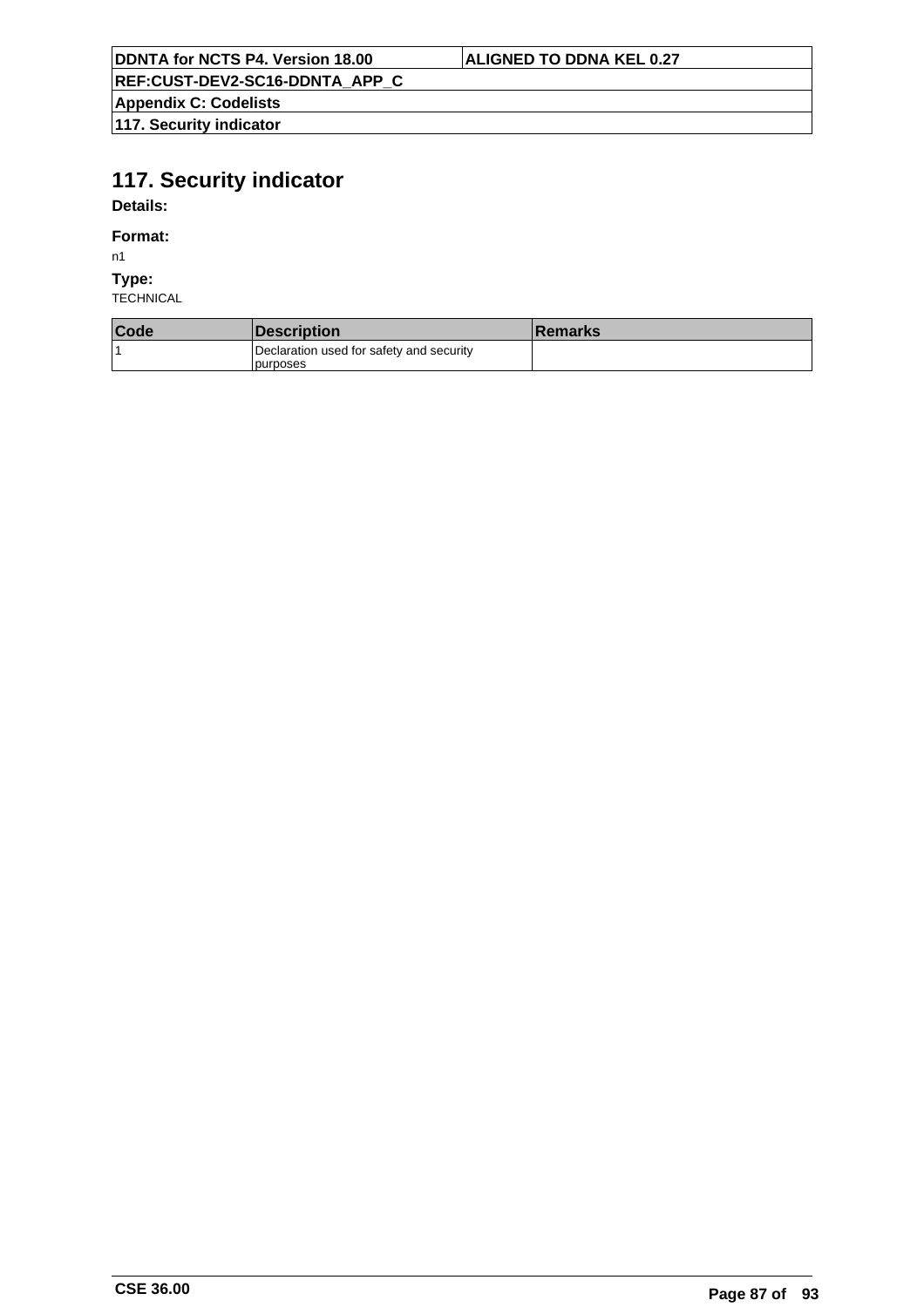# 117. Security indicator

**Details:**

**Format:**

n1

**Type:**

TECHNICAL

| Code | Description | Remarks |
|---|---|---|
| 1 | Declaration used for safety and security purposes | |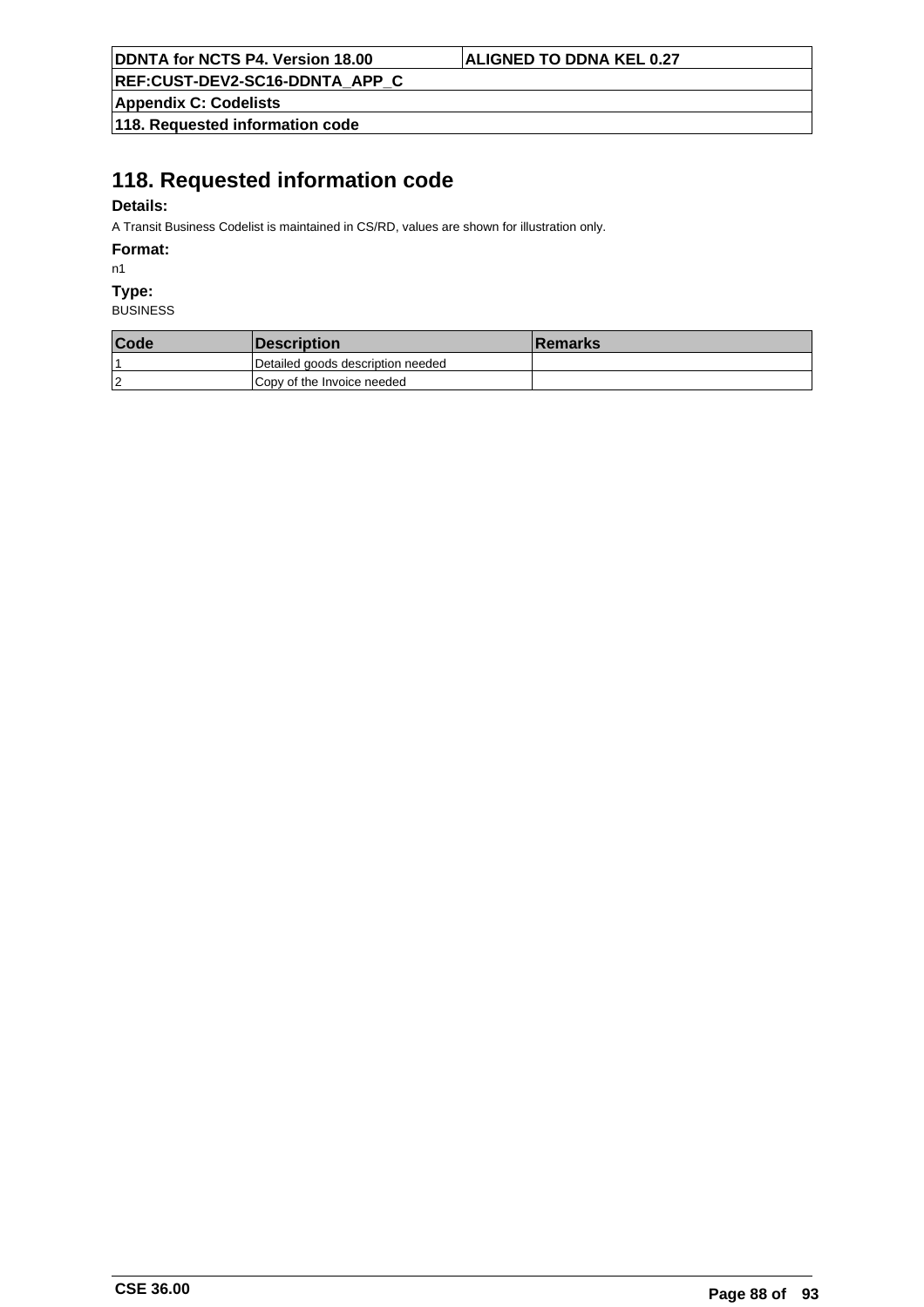# 118. Requested information code

**Details:**

A Transit Business Codelist is maintained in CS/RD, values are shown for illustration only.

**Format:**

n1

**Type:**

BUSINESS

| Code | Description | Remarks |
|---|---|---|
| 1 | Detailed goods description needed | |
| 2 | Copy of the Invoice needed | |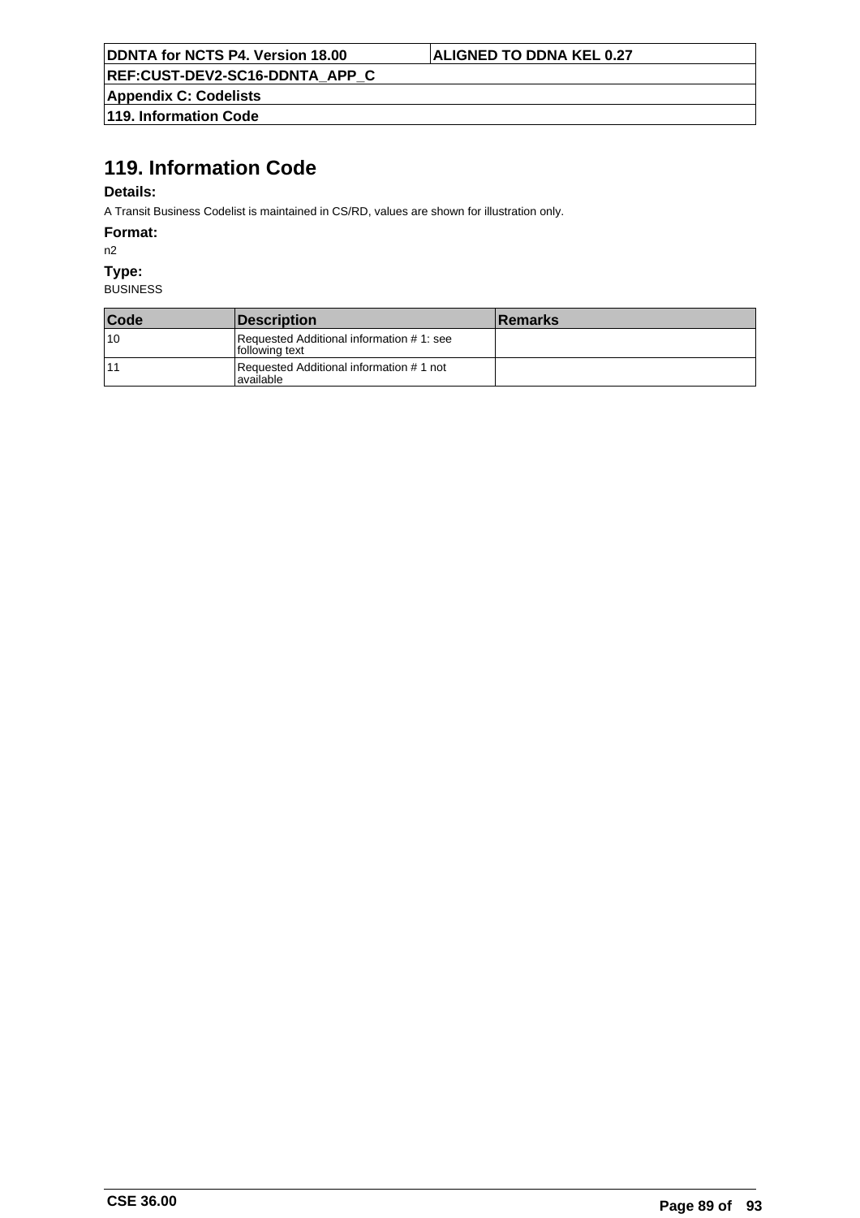# 119. Information Code

**Details:**

A Transit Business Codelist is maintained in CS/RD, values are shown for illustration only.

**Format:**

n2

**Type:**

BUSINESS

| Code | Description | Remarks |
|---|---|---|
| 10 | Requested Additional information # 1: see following text | |
| 11 | Requested Additional information # 1 not available | |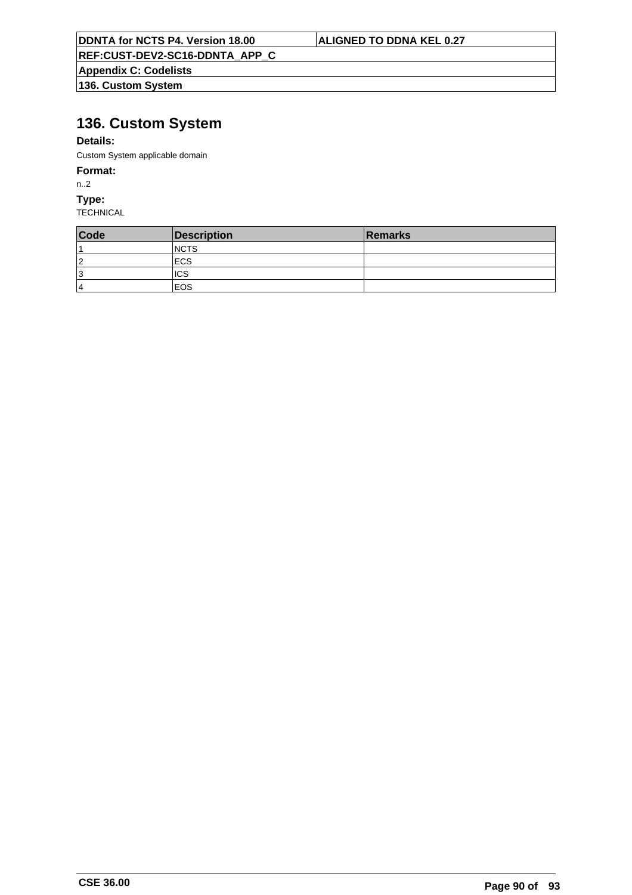# 136. Custom System

**Details:**

Custom System applicable domain

**Format:**

n..2

**Type:**

TECHNICAL

| Code | Description | Remarks |
|---|---|---|
| 1 | NCTS | |
| 2 | ECS | |
| 3 | ICS | |
| 4 | EOS | |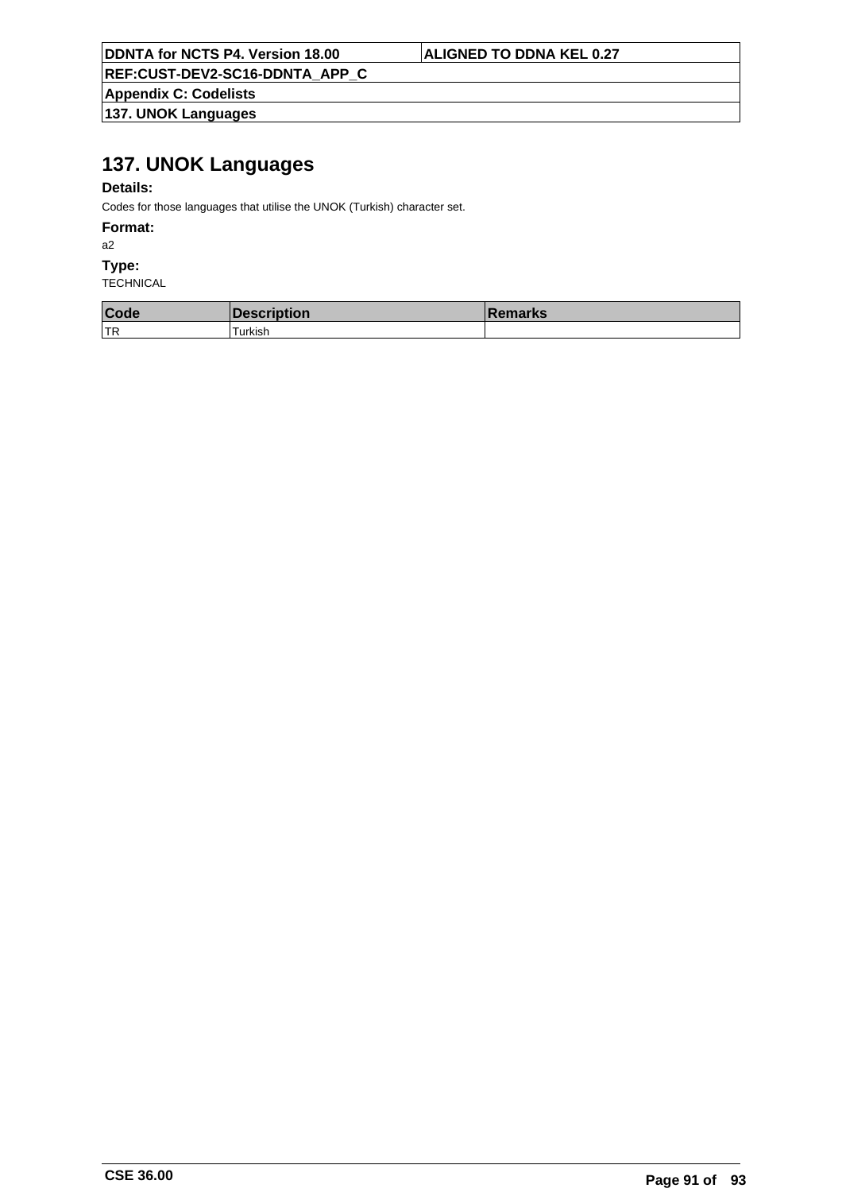# 137. UNOK Languages

**Details:**

Codes for those languages that utilise the UNOK (Turkish) character set.

**Format:**

a2

**Type:**

TECHNICAL

| Code | Description | Remarks |
|---|---|---|
| TR | Turkish | |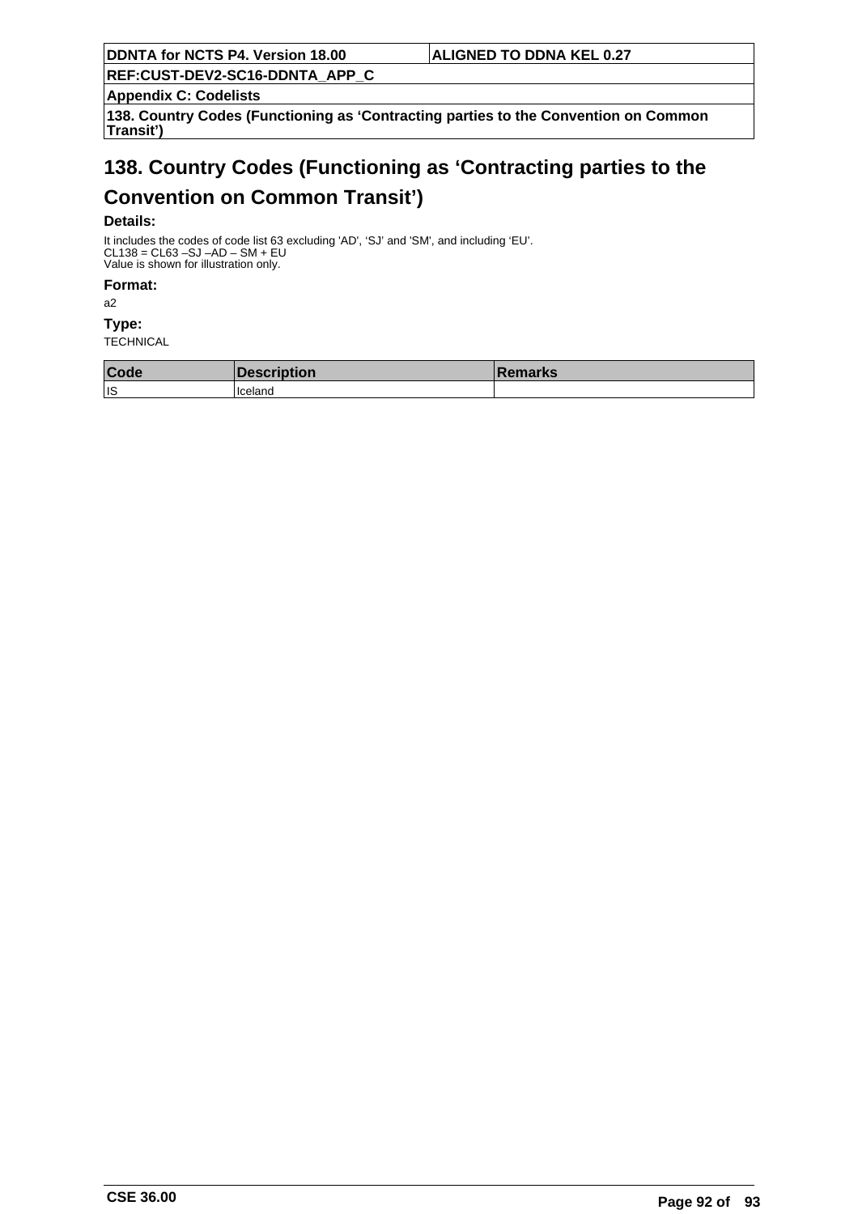# 138. Country Codes (Functioning as ‘Contracting parties to the Convention on Common Transit’)

**Details:**

It includes the codes of code list 63 excluding 'AD', ‘SJ’ and 'SM', and including ‘EU’.
CL138 = CL63 –SJ –AD – SM + EU
Value is shown for illustration only.

**Format:**

a2

**Type:**

TECHNICAL

| Code | Description | Remarks |
|---|---|---|
| IS | Iceland | |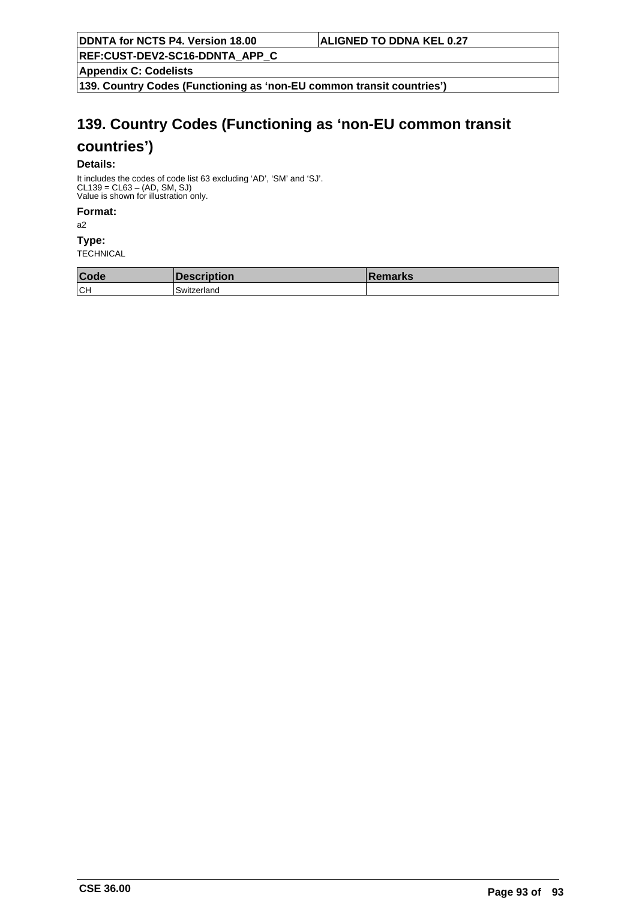# 139. Country Codes (Functioning as ‘non-EU common transit countries’)

**Details:**

It includes the codes of code list 63 excluding ‘AD’, ‘SM’ and ‘SJ’.
CL139 = CL63 – (AD, SM, SJ)
Value is shown for illustration only.

**Format:**

a2

**Type:**

TECHNICAL

| Code | Description | Remarks |
|---|---|---|
| CH | Switzerland | |